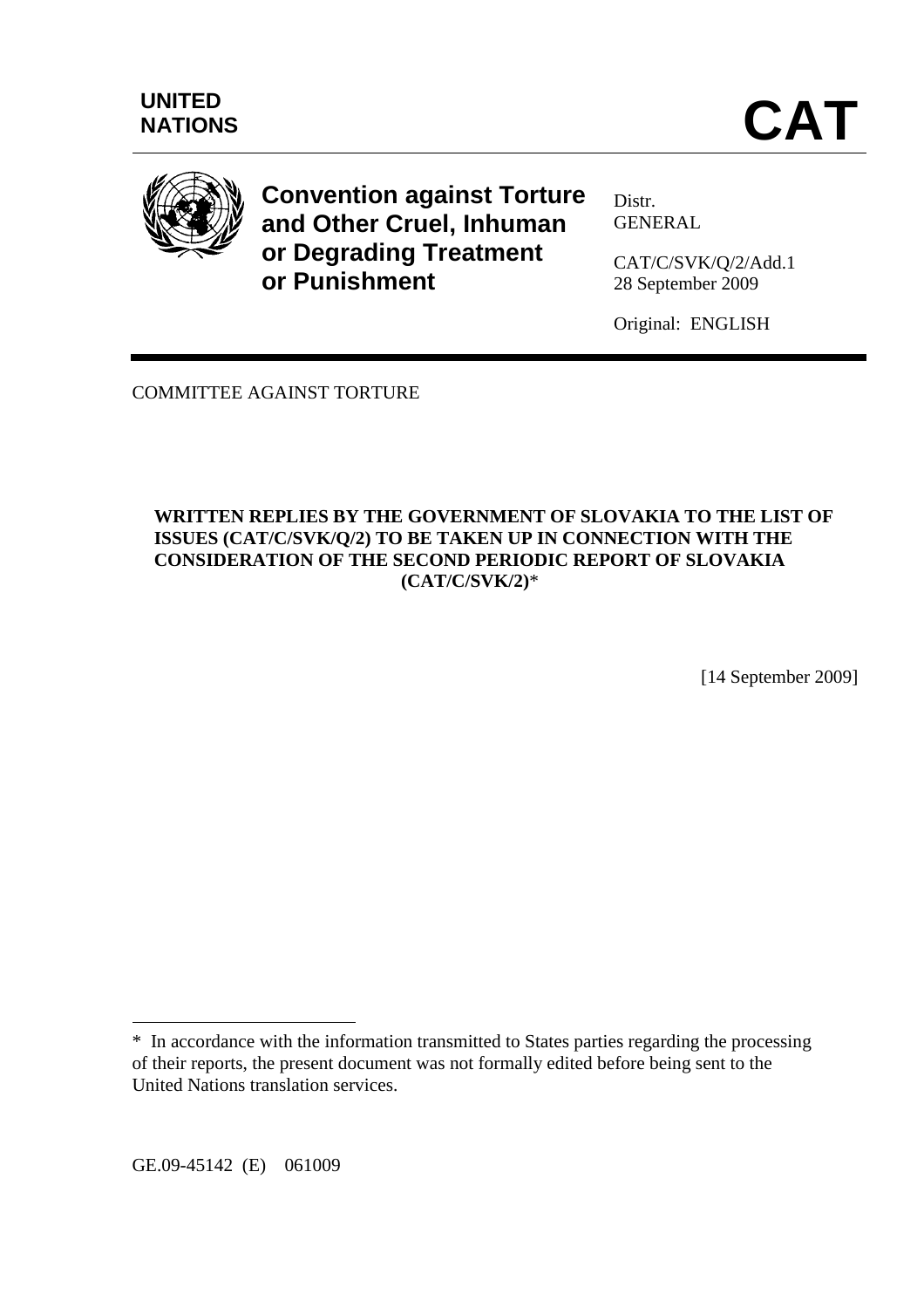UNITED NATIONS

# CAT

**Convention against Torture and Other Cruel, Inhuman or Degrading Treatment or Punishment**

Distr.
GENERAL

CAT/C/SVK/Q/2/Add.1
28 September 2009

Original: ENGLISH

COMMITTEE AGAINST TORTURE

**WRITTEN REPLIES BY THE GOVERNMENT OF SLOVAKIA TO THE LIST OF ISSUES (CAT/C/SVK/Q/2) TO BE TAKEN UP IN CONNECTION WITH THE CONSIDERATION OF THE SECOND PERIODIC REPORT OF SLOVAKIA (CAT/C/SVK/2)***

[14 September 2009]

---

* In accordance with the information transmitted to States parties regarding the processing of their reports, the present document was not formally edited before being sent to the United Nations translation services.

GE.09-45142 (E) 061009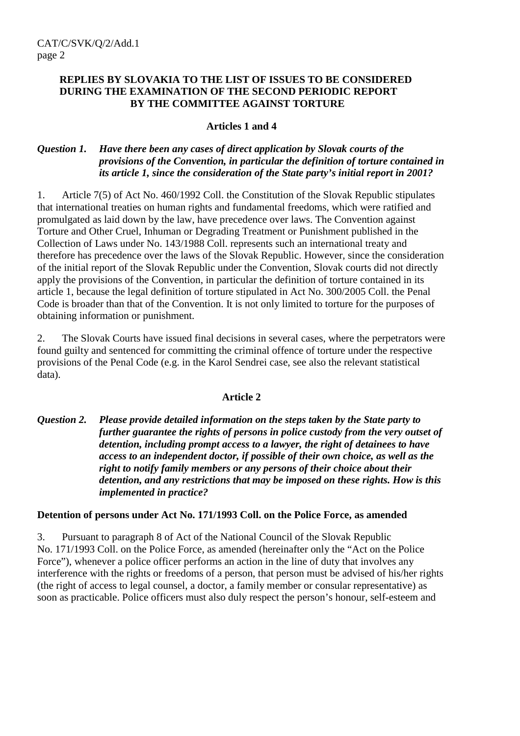## REPLIES BY SLOVAKIA TO THE LIST OF ISSUES TO BE CONSIDERED DURING THE EXAMINATION OF THE SECOND PERIODIC REPORT BY THE COMMITTEE AGAINST TORTURE

### Articles 1 and 4

***Question 1. Have there been any cases of direct application by Slovak courts of the provisions of the Convention, in particular the definition of torture contained in its article 1, since the consideration of the State party's initial report in 2001?***

1. Article 7(5) of Act No. 460/1992 Coll. the Constitution of the Slovak Republic stipulates that international treaties on human rights and fundamental freedoms, which were ratified and promulgated as laid down by the law, have precedence over laws. The Convention against Torture and Other Cruel, Inhuman or Degrading Treatment or Punishment published in the Collection of Laws under No. 143/1988 Coll. represents such an international treaty and therefore has precedence over the laws of the Slovak Republic. However, since the consideration of the initial report of the Slovak Republic under the Convention, Slovak courts did not directly apply the provisions of the Convention, in particular the definition of torture contained in its article 1, because the legal definition of torture stipulated in Act No. 300/2005 Coll. the Penal Code is broader than that of the Convention. It is not only limited to torture for the purposes of obtaining information or punishment.

2. The Slovak Courts have issued final decisions in several cases, where the perpetrators were found guilty and sentenced for committing the criminal offence of torture under the respective provisions of the Penal Code (e.g. in the Karol Sendrei case, see also the relevant statistical data).

### Article 2

***Question 2. Please provide detailed information on the steps taken by the State party to further guarantee the rights of persons in police custody from the very outset of detention, including prompt access to a lawyer, the right of detainees to have access to an independent doctor, if possible of their own choice, as well as the right to notify family members or any persons of their choice about their detention, and any restrictions that may be imposed on these rights. How is this implemented in practice?***

**Detention of persons under Act No. 171/1993 Coll. on the Police Force, as amended**

3. Pursuant to paragraph 8 of Act of the National Council of the Slovak Republic No. 171/1993 Coll. on the Police Force, as amended (hereinafter only the "Act on the Police Force"), whenever a police officer performs an action in the line of duty that involves any interference with the rights or freedoms of a person, that person must be advised of his/her rights (the right of access to legal counsel, a doctor, a family member or consular representative) as soon as practicable. Police officers must also duly respect the person's honour, self-esteem and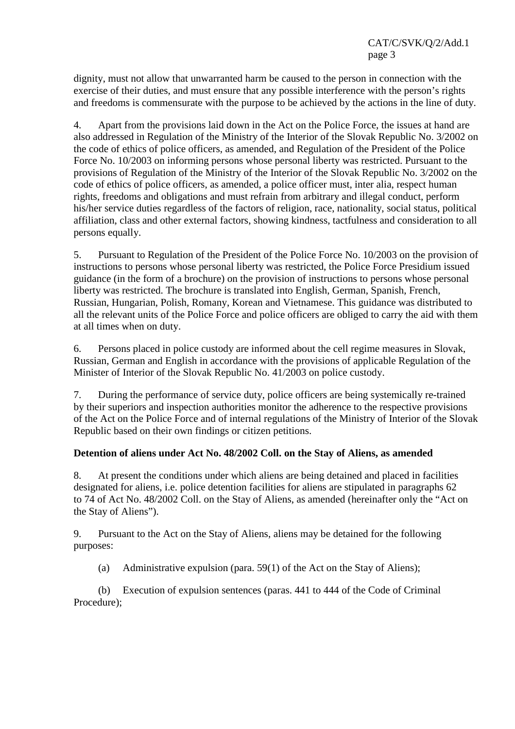dignity, must not allow that unwarranted harm be caused to the person in connection with the exercise of their duties, and must ensure that any possible interference with the person's rights and freedoms is commensurate with the purpose to be achieved by the actions in the line of duty.

4. Apart from the provisions laid down in the Act on the Police Force, the issues at hand are also addressed in Regulation of the Ministry of the Interior of the Slovak Republic No. 3/2002 on the code of ethics of police officers, as amended, and Regulation of the President of the Police Force No. 10/2003 on informing persons whose personal liberty was restricted. Pursuant to the provisions of Regulation of the Ministry of the Interior of the Slovak Republic No. 3/2002 on the code of ethics of police officers, as amended, a police officer must, inter alia, respect human rights, freedoms and obligations and must refrain from arbitrary and illegal conduct, perform his/her service duties regardless of the factors of religion, race, nationality, social status, political affiliation, class and other external factors, showing kindness, tactfulness and consideration to all persons equally.

5. Pursuant to Regulation of the President of the Police Force No. 10/2003 on the provision of instructions to persons whose personal liberty was restricted, the Police Force Presidium issued guidance (in the form of a brochure) on the provision of instructions to persons whose personal liberty was restricted. The brochure is translated into English, German, Spanish, French, Russian, Hungarian, Polish, Romany, Korean and Vietnamese. This guidance was distributed to all the relevant units of the Police Force and police officers are obliged to carry the aid with them at all times when on duty.

6. Persons placed in police custody are informed about the cell regime measures in Slovak, Russian, German and English in accordance with the provisions of applicable Regulation of the Minister of Interior of the Slovak Republic No. 41/2003 on police custody.

7. During the performance of service duty, police officers are being systemically re-trained by their superiors and inspection authorities monitor the adherence to the respective provisions of the Act on the Police Force and of internal regulations of the Ministry of Interior of the Slovak Republic based on their own findings or citizen petitions.

**Detention of aliens under Act No. 48/2002 Coll. on the Stay of Aliens, as amended**

8. At present the conditions under which aliens are being detained and placed in facilities designated for aliens, i.e. police detention facilities for aliens are stipulated in paragraphs 62 to 74 of Act No. 48/2002 Coll. on the Stay of Aliens, as amended (hereinafter only the "Act on the Stay of Aliens").

9. Pursuant to the Act on the Stay of Aliens, aliens may be detained for the following purposes:

(a) Administrative expulsion (para. 59(1) of the Act on the Stay of Aliens);

(b) Execution of expulsion sentences (paras. 441 to 444 of the Code of Criminal Procedure);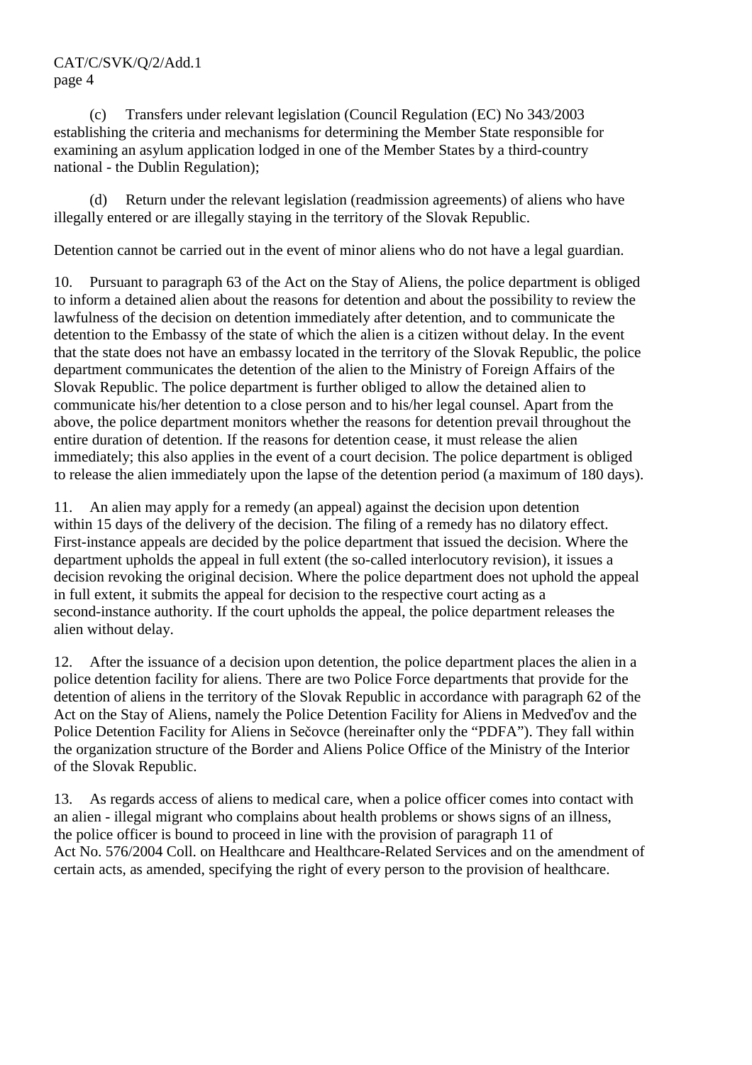(c) Transfers under relevant legislation (Council Regulation (EC) No 343/2003 establishing the criteria and mechanisms for determining the Member State responsible for examining an asylum application lodged in one of the Member States by a third-country national - the Dublin Regulation);

(d) Return under the relevant legislation (readmission agreements) of aliens who have illegally entered or are illegally staying in the territory of the Slovak Republic.

Detention cannot be carried out in the event of minor aliens who do not have a legal guardian.

10. Pursuant to paragraph 63 of the Act on the Stay of Aliens, the police department is obliged to inform a detained alien about the reasons for detention and about the possibility to review the lawfulness of the decision on detention immediately after detention, and to communicate the detention to the Embassy of the state of which the alien is a citizen without delay. In the event that the state does not have an embassy located in the territory of the Slovak Republic, the police department communicates the detention of the alien to the Ministry of Foreign Affairs of the Slovak Republic. The police department is further obliged to allow the detained alien to communicate his/her detention to a close person and to his/her legal counsel. Apart from the above, the police department monitors whether the reasons for detention prevail throughout the entire duration of detention. If the reasons for detention cease, it must release the alien immediately; this also applies in the event of a court decision. The police department is obliged to release the alien immediately upon the lapse of the detention period (a maximum of 180 days).

11. An alien may apply for a remedy (an appeal) against the decision upon detention within 15 days of the delivery of the decision. The filing of a remedy has no dilatory effect. First-instance appeals are decided by the police department that issued the decision. Where the department upholds the appeal in full extent (the so-called interlocutory revision), it issues a decision revoking the original decision. Where the police department does not uphold the appeal in full extent, it submits the appeal for decision to the respective court acting as a second-instance authority. If the court upholds the appeal, the police department releases the alien without delay.

12. After the issuance of a decision upon detention, the police department places the alien in a police detention facility for aliens. There are two Police Force departments that provide for the detention of aliens in the territory of the Slovak Republic in accordance with paragraph 62 of the Act on the Stay of Aliens, namely the Police Detention Facility for Aliens in Medveďov and the Police Detention Facility for Aliens in Sečovce (hereinafter only the "PDFA"). They fall within the organization structure of the Border and Aliens Police Office of the Ministry of the Interior of the Slovak Republic.

13. As regards access of aliens to medical care, when a police officer comes into contact with an alien - illegal migrant who complains about health problems or shows signs of an illness, the police officer is bound to proceed in line with the provision of paragraph 11 of Act No. 576/2004 Coll. on Healthcare and Healthcare-Related Services and on the amendment of certain acts, as amended, specifying the right of every person to the provision of healthcare.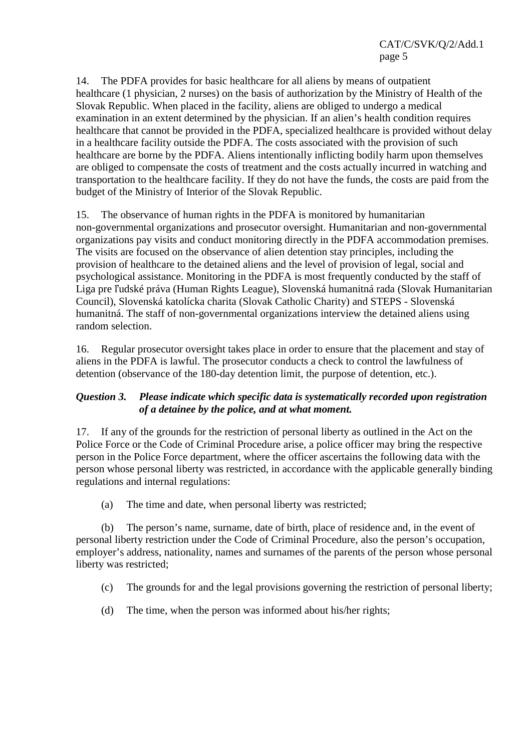14. The PDFA provides for basic healthcare for all aliens by means of outpatient healthcare (1 physician, 2 nurses) on the basis of authorization by the Ministry of Health of the Slovak Republic. When placed in the facility, aliens are obliged to undergo a medical examination in an extent determined by the physician. If an alien's health condition requires healthcare that cannot be provided in the PDFA, specialized healthcare is provided without delay in a healthcare facility outside the PDFA. The costs associated with the provision of such healthcare are borne by the PDFA. Aliens intentionally inflicting bodily harm upon themselves are obliged to compensate the costs of treatment and the costs actually incurred in watching and transportation to the healthcare facility. If they do not have the funds, the costs are paid from the budget of the Ministry of Interior of the Slovak Republic.

15. The observance of human rights in the PDFA is monitored by humanitarian non-governmental organizations and prosecutor oversight. Humanitarian and non-governmental organizations pay visits and conduct monitoring directly in the PDFA accommodation premises. The visits are focused on the observance of alien detention stay principles, including the provision of healthcare to the detained aliens and the level of provision of legal, social and psychological assistance. Monitoring in the PDFA is most frequently conducted by the staff of Liga pre ľudské práva (Human Rights League), Slovenská humanitná rada (Slovak Humanitarian Council), Slovenská katolícka charita (Slovak Catholic Charity) and STEPS - Slovenská humanitná. The staff of non-governmental organizations interview the detained aliens using random selection.

16. Regular prosecutor oversight takes place in order to ensure that the placement and stay of aliens in the PDFA is lawful. The prosecutor conducts a check to control the lawfulness of detention (observance of the 180-day detention limit, the purpose of detention, etc.).

***Question 3. Please indicate which specific data is systematically recorded upon registration of a detainee by the police, and at what moment.***

17. If any of the grounds for the restriction of personal liberty as outlined in the Act on the Police Force or the Code of Criminal Procedure arise, a police officer may bring the respective person in the Police Force department, where the officer ascertains the following data with the person whose personal liberty was restricted, in accordance with the applicable generally binding regulations and internal regulations:

(a) The time and date, when personal liberty was restricted;

(b) The person's name, surname, date of birth, place of residence and, in the event of personal liberty restriction under the Code of Criminal Procedure, also the person's occupation, employer's address, nationality, names and surnames of the parents of the person whose personal liberty was restricted;

(c) The grounds for and the legal provisions governing the restriction of personal liberty;

(d) The time, when the person was informed about his/her rights;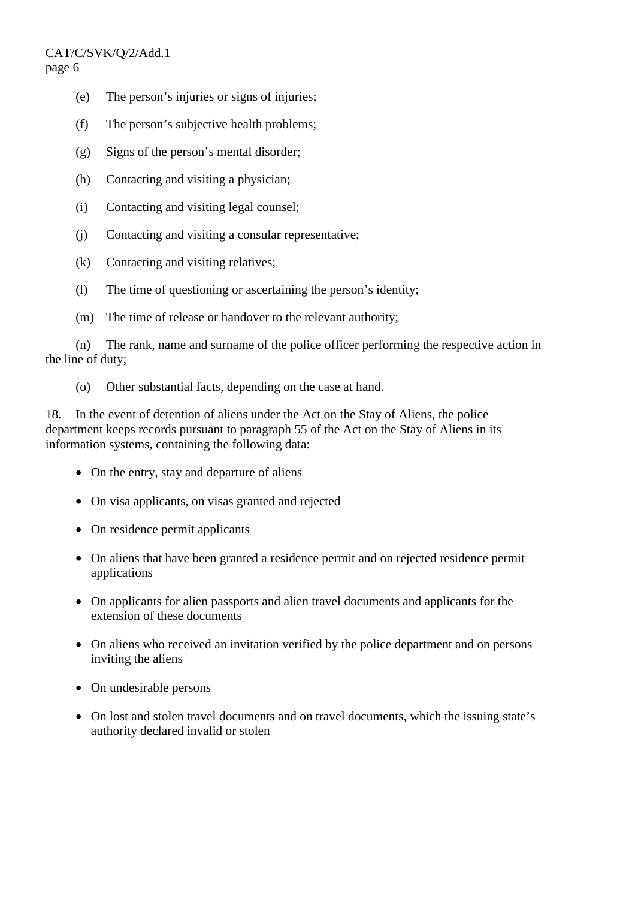(e) The person’s injuries or signs of injuries;

(f) The person’s subjective health problems;

(g) Signs of the person’s mental disorder;

(h) Contacting and visiting a physician;

(i) Contacting and visiting legal counsel;

(j) Contacting and visiting a consular representative;

(k) Contacting and visiting relatives;

(l) The time of questioning or ascertaining the person’s identity;

(m) The time of release or handover to the relevant authority;

(n) The rank, name and surname of the police officer performing the respective action in the line of duty;

(o) Other substantial facts, depending on the case at hand.

18. In the event of detention of aliens under the Act on the Stay of Aliens, the police department keeps records pursuant to paragraph 55 of the Act on the Stay of Aliens in its information systems, containing the following data:

- On the entry, stay and departure of aliens
- On visa applicants, on visas granted and rejected
- On residence permit applicants
- On aliens that have been granted a residence permit and on rejected residence permit applications
- On applicants for alien passports and alien travel documents and applicants for the extension of these documents
- On aliens who received an invitation verified by the police department and on persons inviting the aliens
- On undesirable persons
- On lost and stolen travel documents and on travel documents, which the issuing state’s authority declared invalid or stolen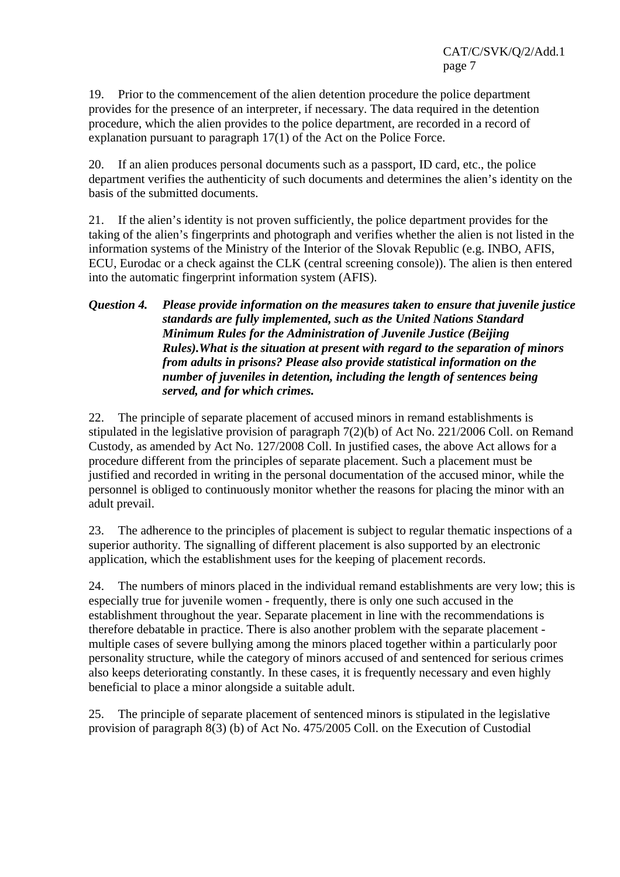19. Prior to the commencement of the alien detention procedure the police department provides for the presence of an interpreter, if necessary. The data required in the detention procedure, which the alien provides to the police department, are recorded in a record of explanation pursuant to paragraph 17(1) of the Act on the Police Force.

20. If an alien produces personal documents such as a passport, ID card, etc., the police department verifies the authenticity of such documents and determines the alien's identity on the basis of the submitted documents.

21. If the alien's identity is not proven sufficiently, the police department provides for the taking of the alien's fingerprints and photograph and verifies whether the alien is not listed in the information systems of the Ministry of the Interior of the Slovak Republic (e.g. INBO, AFIS, ECU, Eurodac or a check against the CLK (central screening console)). The alien is then entered into the automatic fingerprint information system (AFIS).

***Question 4. Please provide information on the measures taken to ensure that juvenile justice standards are fully implemented, such as the United Nations Standard Minimum Rules for the Administration of Juvenile Justice (Beijing Rules).What is the situation at present with regard to the separation of minors from adults in prisons? Please also provide statistical information on the number of juveniles in detention, including the length of sentences being served, and for which crimes.***

22. The principle of separate placement of accused minors in remand establishments is stipulated in the legislative provision of paragraph 7(2)(b) of Act No. 221/2006 Coll. on Remand Custody, as amended by Act No. 127/2008 Coll. In justified cases, the above Act allows for a procedure different from the principles of separate placement. Such a placement must be justified and recorded in writing in the personal documentation of the accused minor, while the personnel is obliged to continuously monitor whether the reasons for placing the minor with an adult prevail.

23. The adherence to the principles of placement is subject to regular thematic inspections of a superior authority. The signalling of different placement is also supported by an electronic application, which the establishment uses for the keeping of placement records.

24. The numbers of minors placed in the individual remand establishments are very low; this is especially true for juvenile women - frequently, there is only one such accused in the establishment throughout the year. Separate placement in line with the recommendations is therefore debatable in practice. There is also another problem with the separate placement - multiple cases of severe bullying among the minors placed together within a particularly poor personality structure, while the category of minors accused of and sentenced for serious crimes also keeps deteriorating constantly. In these cases, it is frequently necessary and even highly beneficial to place a minor alongside a suitable adult.

25. The principle of separate placement of sentenced minors is stipulated in the legislative provision of paragraph 8(3) (b) of Act No. 475/2005 Coll. on the Execution of Custodial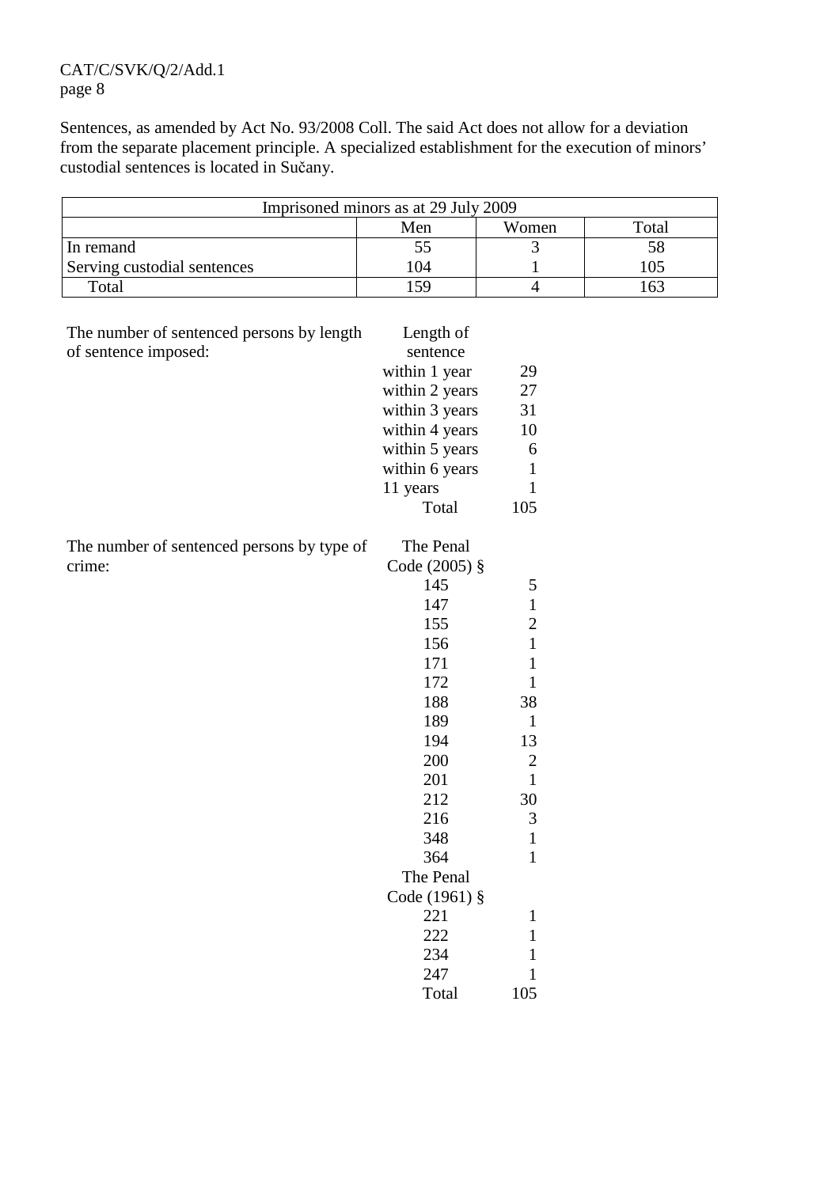Sentences, as amended by Act No. 93/2008 Coll. The said Act does not allow for a deviation from the separate placement principle. A specialized establishment for the execution of minors' custodial sentences is located in Sučany.

| Imprisoned minors as at 29 July 2009 | | | |
|---|---|---|---|
| | Men | Women | Total |
| In remand | 55 | 3 | 58 |
| Serving custodial sentences | 104 | 1 | 105 |
| Total | 159 | 4 | 163 |

The number of sentenced persons by length of sentence imposed:

| Length of sentence | |
|---|---|
| within 1 year | 29 |
| within 2 years | 27 |
| within 3 years | 31 |
| within 4 years | 10 |
| within 5 years | 6 |
| within 6 years | 1 |
| 11 years | 1 |
| Total | 105 |

The number of sentenced persons by type of crime:

| The Penal Code (2005) § | |
|---|---|
| 145 | 5 |
| 147 | 1 |
| 155 | 2 |
| 156 | 1 |
| 171 | 1 |
| 172 | 1 |
| 188 | 38 |
| 189 | 1 |
| 194 | 13 |
| 200 | 2 |
| 201 | 1 |
| 212 | 30 |
| 216 | 3 |
| 348 | 1 |
| 364 | 1 |
| **The Penal Code (1961) §** | |
| 221 | 1 |
| 222 | 1 |
| 234 | 1 |
| 247 | 1 |
| Total | 105 |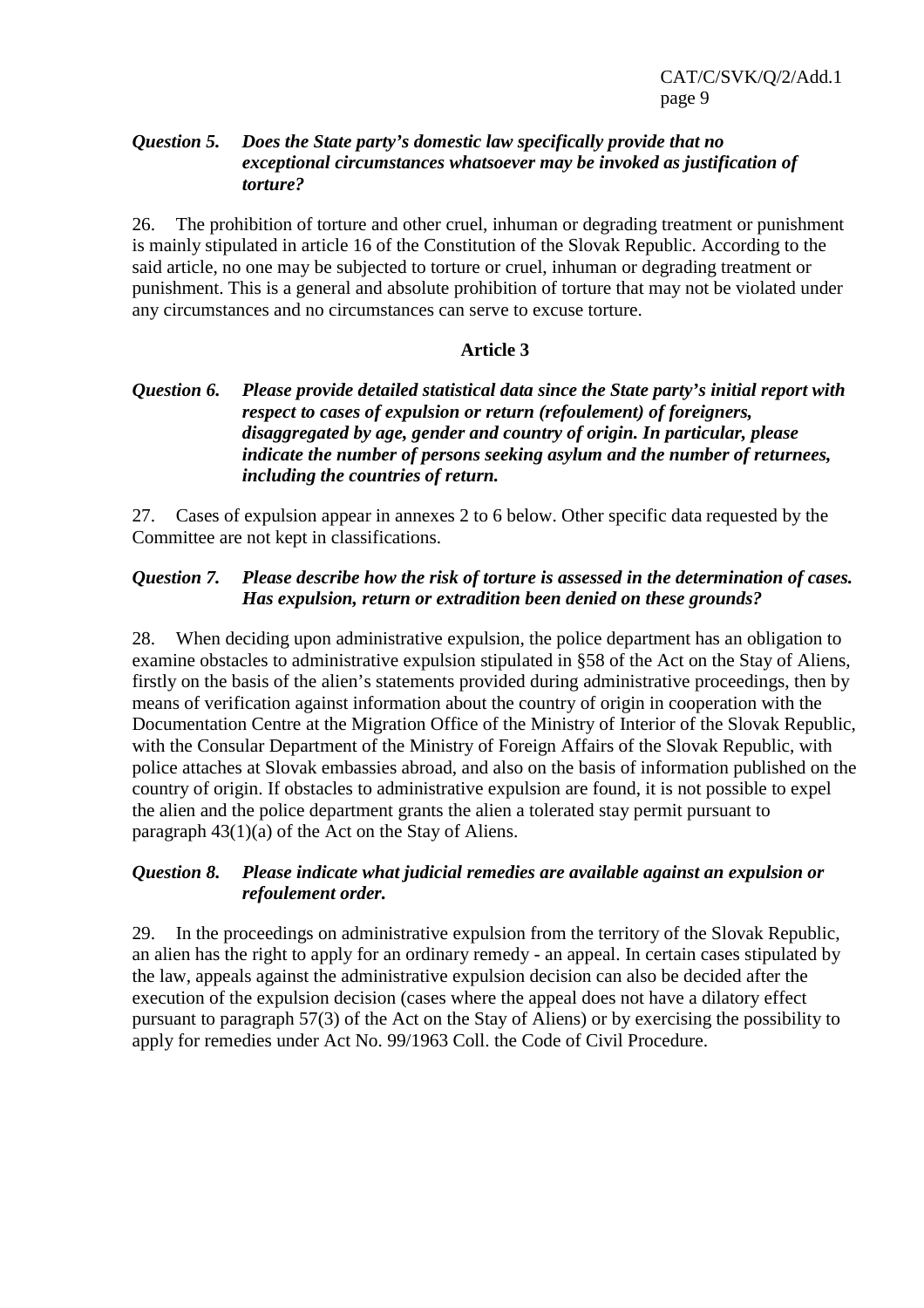***Question 5. Does the State party's domestic law specifically provide that no exceptional circumstances whatsoever may be invoked as justification of torture?***

26. The prohibition of torture and other cruel, inhuman or degrading treatment or punishment is mainly stipulated in article 16 of the Constitution of the Slovak Republic. According to the said article, no one may be subjected to torture or cruel, inhuman or degrading treatment or punishment. This is a general and absolute prohibition of torture that may not be violated under any circumstances and no circumstances can serve to excuse torture.

## Article 3

***Question 6. Please provide detailed statistical data since the State party's initial report with respect to cases of expulsion or return (refoulement) of foreigners, disaggregated by age, gender and country of origin. In particular, please indicate the number of persons seeking asylum and the number of returnees, including the countries of return.***

27. Cases of expulsion appear in annexes 2 to 6 below. Other specific data requested by the Committee are not kept in classifications.

***Question 7. Please describe how the risk of torture is assessed in the determination of cases. Has expulsion, return or extradition been denied on these grounds?***

28. When deciding upon administrative expulsion, the police department has an obligation to examine obstacles to administrative expulsion stipulated in §58 of the Act on the Stay of Aliens, firstly on the basis of the alien's statements provided during administrative proceedings, then by means of verification against information about the country of origin in cooperation with the Documentation Centre at the Migration Office of the Ministry of Interior of the Slovak Republic, with the Consular Department of the Ministry of Foreign Affairs of the Slovak Republic, with police attaches at Slovak embassies abroad, and also on the basis of information published on the country of origin. If obstacles to administrative expulsion are found, it is not possible to expel the alien and the police department grants the alien a tolerated stay permit pursuant to paragraph 43(1)(a) of the Act on the Stay of Aliens.

***Question 8. Please indicate what judicial remedies are available against an expulsion or refoulement order.***

29. In the proceedings on administrative expulsion from the territory of the Slovak Republic, an alien has the right to apply for an ordinary remedy - an appeal. In certain cases stipulated by the law, appeals against the administrative expulsion decision can also be decided after the execution of the expulsion decision (cases where the appeal does not have a dilatory effect pursuant to paragraph 57(3) of the Act on the Stay of Aliens) or by exercising the possibility to apply for remedies under Act No. 99/1963 Coll. the Code of Civil Procedure.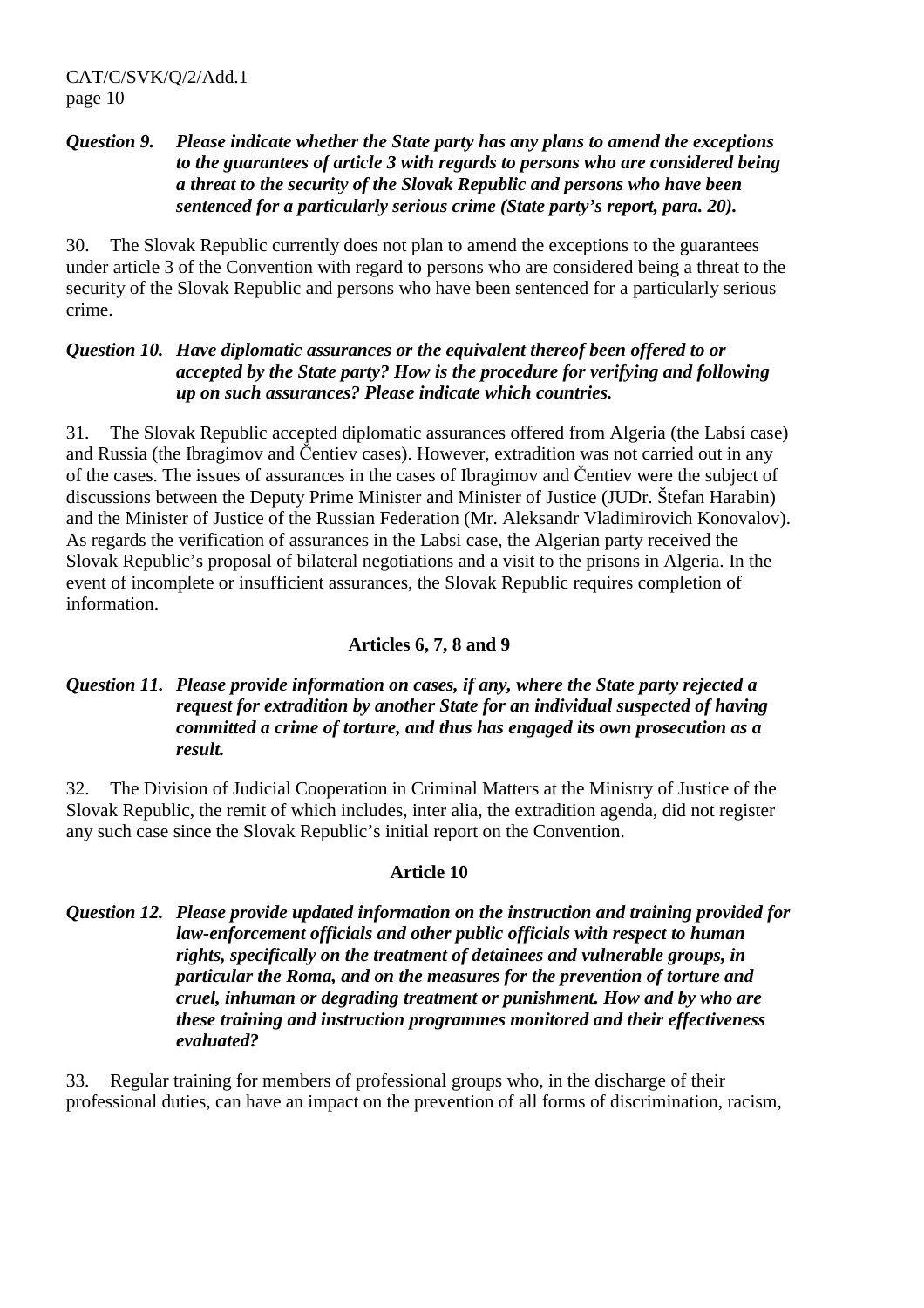***Question 9. Please indicate whether the State party has any plans to amend the exceptions to the guarantees of article 3 with regards to persons who are considered being a threat to the security of the Slovak Republic and persons who have been sentenced for a particularly serious crime (State party's report, para. 20).***

30. The Slovak Republic currently does not plan to amend the exceptions to the guarantees under article 3 of the Convention with regard to persons who are considered being a threat to the security of the Slovak Republic and persons who have been sentenced for a particularly serious crime.

***Question 10. Have diplomatic assurances or the equivalent thereof been offered to or accepted by the State party? How is the procedure for verifying and following up on such assurances? Please indicate which countries.***

31. The Slovak Republic accepted diplomatic assurances offered from Algeria (the Labsí case) and Russia (the Ibragimov and Čentiev cases). However, extradition was not carried out in any of the cases. The issues of assurances in the cases of Ibragimov and Čentiev were the subject of discussions between the Deputy Prime Minister and Minister of Justice (JUDr. Štefan Harabin) and the Minister of Justice of the Russian Federation (Mr. Aleksandr Vladimirovich Konovalov). As regards the verification of assurances in the Labsi case, the Algerian party received the Slovak Republic's proposal of bilateral negotiations and a visit to the prisons in Algeria. In the event of incomplete or insufficient assurances, the Slovak Republic requires completion of information.

## Articles 6, 7, 8 and 9

***Question 11. Please provide information on cases, if any, where the State party rejected a request for extradition by another State for an individual suspected of having committed a crime of torture, and thus has engaged its own prosecution as a result.***

32. The Division of Judicial Cooperation in Criminal Matters at the Ministry of Justice of the Slovak Republic, the remit of which includes, inter alia, the extradition agenda, did not register any such case since the Slovak Republic's initial report on the Convention.

## Article 10

***Question 12. Please provide updated information on the instruction and training provided for law-enforcement officials and other public officials with respect to human rights, specifically on the treatment of detainees and vulnerable groups, in particular the Roma, and on the measures for the prevention of torture and cruel, inhuman or degrading treatment or punishment. How and by who are these training and instruction programmes monitored and their effectiveness evaluated?***

33. Regular training for members of professional groups who, in the discharge of their professional duties, can have an impact on the prevention of all forms of discrimination, racism,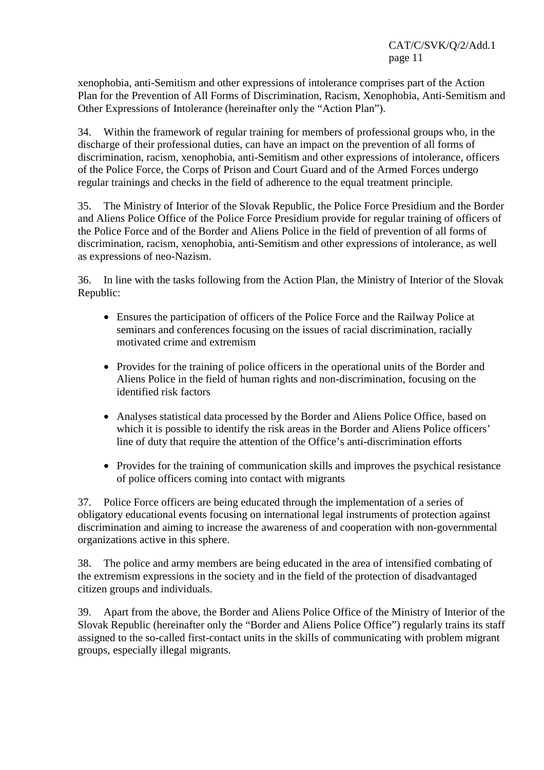xenophobia, anti-Semitism and other expressions of intolerance comprises part of the Action Plan for the Prevention of All Forms of Discrimination, Racism, Xenophobia, Anti-Semitism and Other Expressions of Intolerance (hereinafter only the "Action Plan").

34. Within the framework of regular training for members of professional groups who, in the discharge of their professional duties, can have an impact on the prevention of all forms of discrimination, racism, xenophobia, anti-Semitism and other expressions of intolerance, officers of the Police Force, the Corps of Prison and Court Guard and of the Armed Forces undergo regular trainings and checks in the field of adherence to the equal treatment principle.

35. The Ministry of Interior of the Slovak Republic, the Police Force Presidium and the Border and Aliens Police Office of the Police Force Presidium provide for regular training of officers of the Police Force and of the Border and Aliens Police in the field of prevention of all forms of discrimination, racism, xenophobia, anti-Semitism and other expressions of intolerance, as well as expressions of neo-Nazism.

36. In line with the tasks following from the Action Plan, the Ministry of Interior of the Slovak Republic:

- Ensures the participation of officers of the Police Force and the Railway Police at seminars and conferences focusing on the issues of racial discrimination, racially motivated crime and extremism
- Provides for the training of police officers in the operational units of the Border and Aliens Police in the field of human rights and non-discrimination, focusing on the identified risk factors
- Analyses statistical data processed by the Border and Aliens Police Office, based on which it is possible to identify the risk areas in the Border and Aliens Police officers' line of duty that require the attention of the Office's anti-discrimination efforts
- Provides for the training of communication skills and improves the psychical resistance of police officers coming into contact with migrants

37. Police Force officers are being educated through the implementation of a series of obligatory educational events focusing on international legal instruments of protection against discrimination and aiming to increase the awareness of and cooperation with non-governmental organizations active in this sphere.

38. The police and army members are being educated in the area of intensified combating of the extremism expressions in the society and in the field of the protection of disadvantaged citizen groups and individuals.

39. Apart from the above, the Border and Aliens Police Office of the Ministry of Interior of the Slovak Republic (hereinafter only the "Border and Aliens Police Office") regularly trains its staff assigned to the so-called first-contact units in the skills of communicating with problem migrant groups, especially illegal migrants.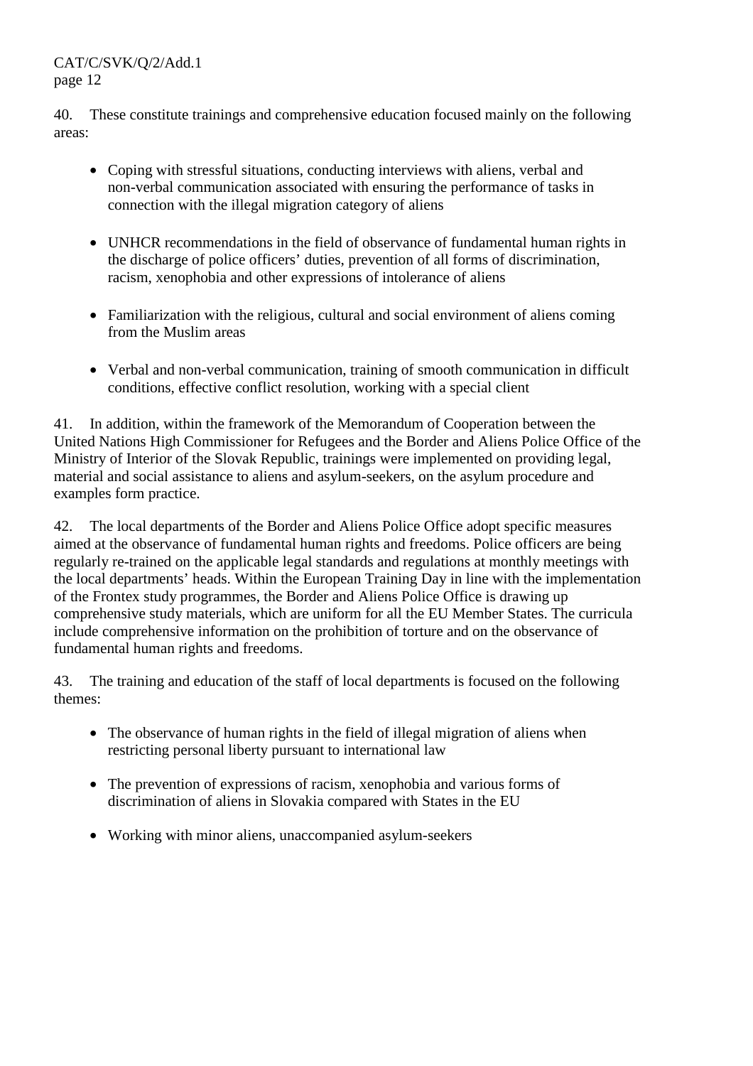40. These constitute trainings and comprehensive education focused mainly on the following areas:

- Coping with stressful situations, conducting interviews with aliens, verbal and non-verbal communication associated with ensuring the performance of tasks in connection with the illegal migration category of aliens
- UNHCR recommendations in the field of observance of fundamental human rights in the discharge of police officers' duties, prevention of all forms of discrimination, racism, xenophobia and other expressions of intolerance of aliens
- Familiarization with the religious, cultural and social environment of aliens coming from the Muslim areas
- Verbal and non-verbal communication, training of smooth communication in difficult conditions, effective conflict resolution, working with a special client

41. In addition, within the framework of the Memorandum of Cooperation between the United Nations High Commissioner for Refugees and the Border and Aliens Police Office of the Ministry of Interior of the Slovak Republic, trainings were implemented on providing legal, material and social assistance to aliens and asylum-seekers, on the asylum procedure and examples form practice.

42. The local departments of the Border and Aliens Police Office adopt specific measures aimed at the observance of fundamental human rights and freedoms. Police officers are being regularly re-trained on the applicable legal standards and regulations at monthly meetings with the local departments' heads. Within the European Training Day in line with the implementation of the Frontex study programmes, the Border and Aliens Police Office is drawing up comprehensive study materials, which are uniform for all the EU Member States. The curricula include comprehensive information on the prohibition of torture and on the observance of fundamental human rights and freedoms.

43. The training and education of the staff of local departments is focused on the following themes:

- The observance of human rights in the field of illegal migration of aliens when restricting personal liberty pursuant to international law
- The prevention of expressions of racism, xenophobia and various forms of discrimination of aliens in Slovakia compared with States in the EU
- Working with minor aliens, unaccompanied asylum-seekers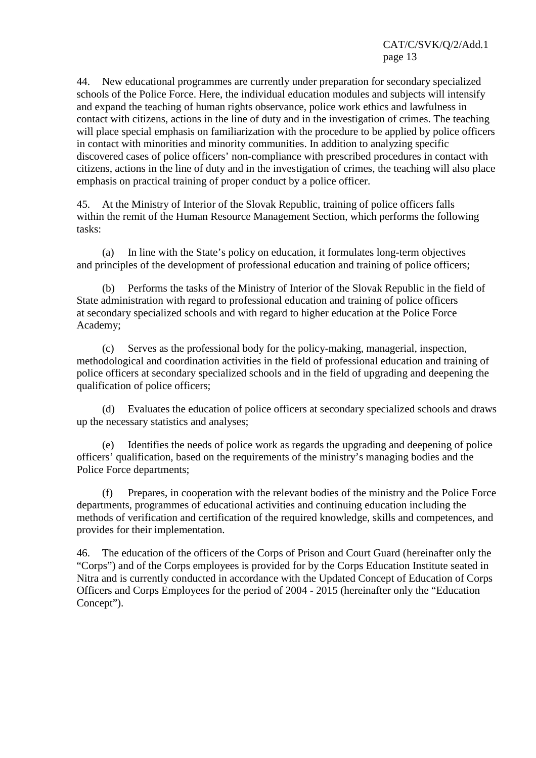44. New educational programmes are currently under preparation for secondary specialized schools of the Police Force. Here, the individual education modules and subjects will intensify and expand the teaching of human rights observance, police work ethics and lawfulness in contact with citizens, actions in the line of duty and in the investigation of crimes. The teaching will place special emphasis on familiarization with the procedure to be applied by police officers in contact with minorities and minority communities. In addition to analyzing specific discovered cases of police officers' non-compliance with prescribed procedures in contact with citizens, actions in the line of duty and in the investigation of crimes, the teaching will also place emphasis on practical training of proper conduct by a police officer.

45. At the Ministry of Interior of the Slovak Republic, training of police officers falls within the remit of the Human Resource Management Section, which performs the following tasks:

(a) In line with the State's policy on education, it formulates long-term objectives and principles of the development of professional education and training of police officers;

(b) Performs the tasks of the Ministry of Interior of the Slovak Republic in the field of State administration with regard to professional education and training of police officers at secondary specialized schools and with regard to higher education at the Police Force Academy;

(c) Serves as the professional body for the policy-making, managerial, inspection, methodological and coordination activities in the field of professional education and training of police officers at secondary specialized schools and in the field of upgrading and deepening the qualification of police officers;

(d) Evaluates the education of police officers at secondary specialized schools and draws up the necessary statistics and analyses;

(e) Identifies the needs of police work as regards the upgrading and deepening of police officers' qualification, based on the requirements of the ministry's managing bodies and the Police Force departments;

(f) Prepares, in cooperation with the relevant bodies of the ministry and the Police Force departments, programmes of educational activities and continuing education including the methods of verification and certification of the required knowledge, skills and competences, and provides for their implementation.

46. The education of the officers of the Corps of Prison and Court Guard (hereinafter only the "Corps") and of the Corps employees is provided for by the Corps Education Institute seated in Nitra and is currently conducted in accordance with the Updated Concept of Education of Corps Officers and Corps Employees for the period of 2004 - 2015 (hereinafter only the "Education Concept").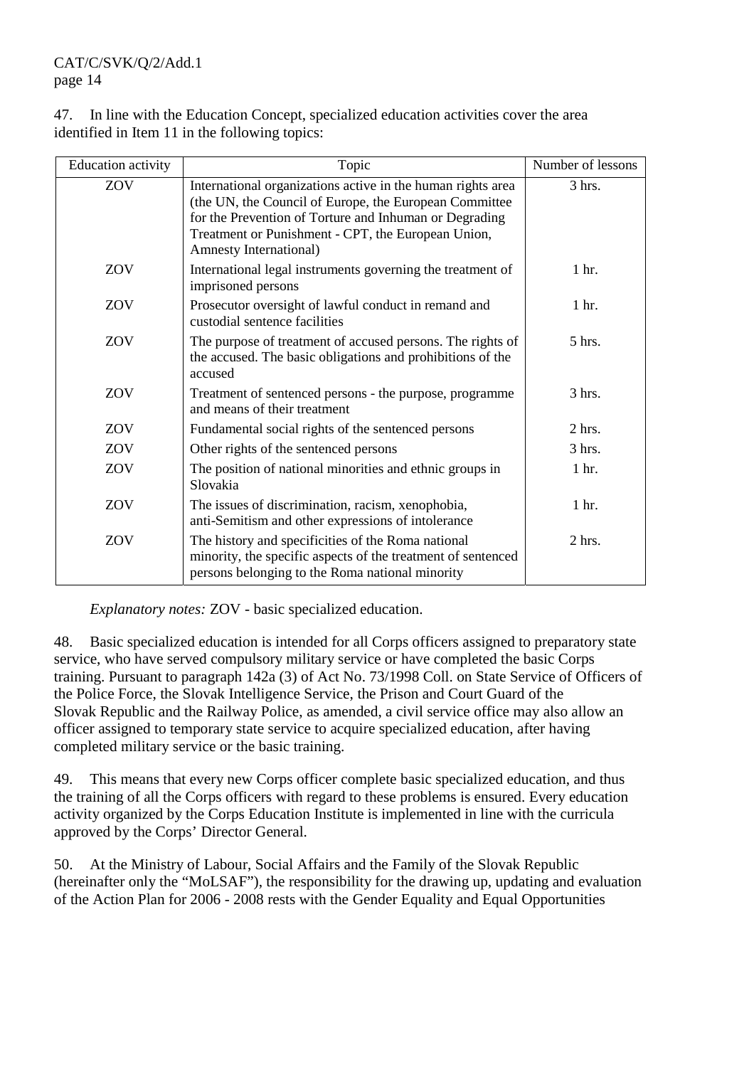47. In line with the Education Concept, specialized education activities cover the area identified in Item 11 in the following topics:

| Education activity | Topic | Number of lessons |
|---|---|---|
| ZOV | International organizations active in the human rights area (the UN, the Council of Europe, the European Committee for the Prevention of Torture and Inhuman or Degrading Treatment or Punishment - CPT, the European Union, Amnesty International) | 3 hrs. |
| ZOV | International legal instruments governing the treatment of imprisoned persons | 1 hr. |
| ZOV | Prosecutor oversight of lawful conduct in remand and custodial sentence facilities | 1 hr. |
| ZOV | The purpose of treatment of accused persons. The rights of the accused. The basic obligations and prohibitions of the accused | 5 hrs. |
| ZOV | Treatment of sentenced persons - the purpose, programme and means of their treatment | 3 hrs. |
| ZOV | Fundamental social rights of the sentenced persons | 2 hrs. |
| ZOV | Other rights of the sentenced persons | 3 hrs. |
| ZOV | The position of national minorities and ethnic groups in Slovakia | 1 hr. |
| ZOV | The issues of discrimination, racism, xenophobia, anti-Semitism and other expressions of intolerance | 1 hr. |
| ZOV | The history and specificities of the Roma national minority, the specific aspects of the treatment of sentenced persons belonging to the Roma national minority | 2 hrs. |

*Explanatory notes:* ZOV - basic specialized education.

48. Basic specialized education is intended for all Corps officers assigned to preparatory state service, who have served compulsory military service or have completed the basic Corps training. Pursuant to paragraph 142a (3) of Act No. 73/1998 Coll. on State Service of Officers of the Police Force, the Slovak Intelligence Service, the Prison and Court Guard of the Slovak Republic and the Railway Police, as amended, a civil service office may also allow an officer assigned to temporary state service to acquire specialized education, after having completed military service or the basic training.

49. This means that every new Corps officer complete basic specialized education, and thus the training of all the Corps officers with regard to these problems is ensured. Every education activity organized by the Corps Education Institute is implemented in line with the curricula approved by the Corps' Director General.

50. At the Ministry of Labour, Social Affairs and the Family of the Slovak Republic (hereinafter only the "MoLSAF"), the responsibility for the drawing up, updating and evaluation of the Action Plan for 2006 - 2008 rests with the Gender Equality and Equal Opportunities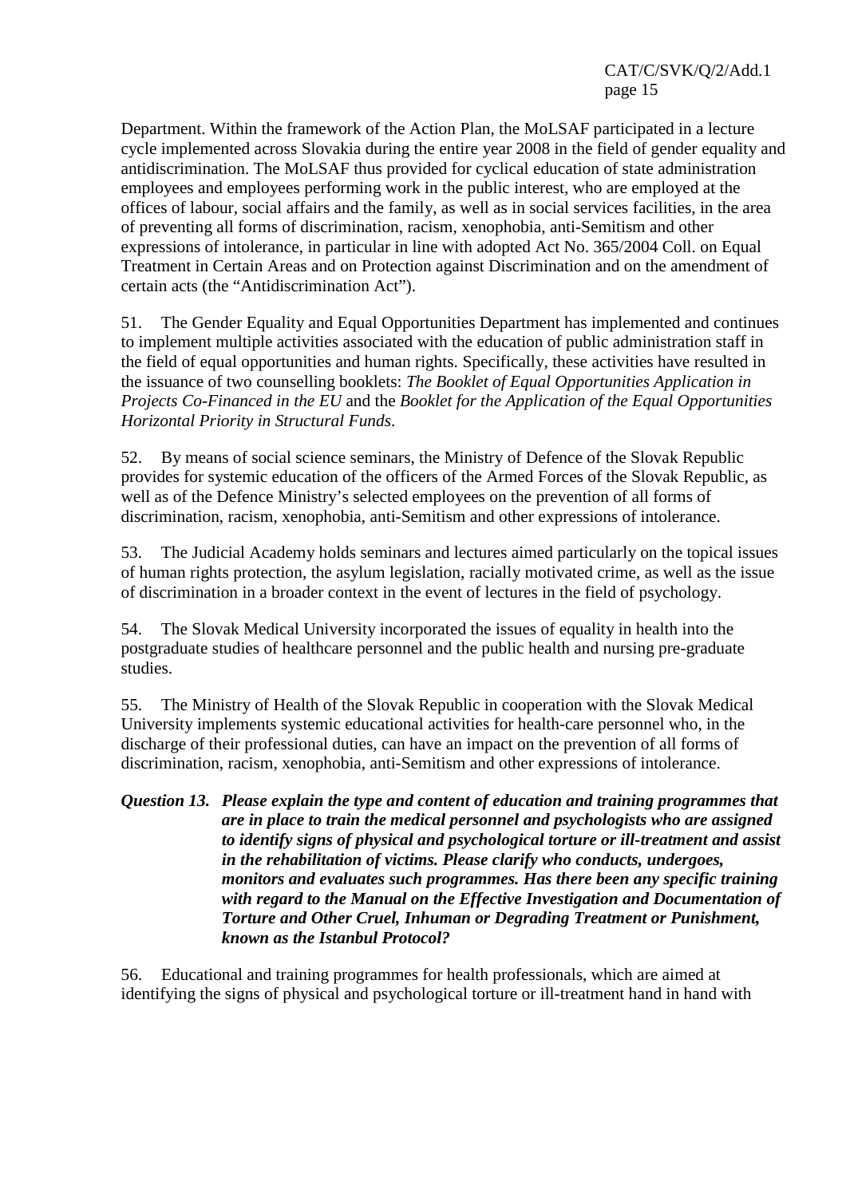Department. Within the framework of the Action Plan, the MoLSAF participated in a lecture cycle implemented across Slovakia during the entire year 2008 in the field of gender equality and antidiscrimination. The MoLSAF thus provided for cyclical education of state administration employees and employees performing work in the public interest, who are employed at the offices of labour, social affairs and the family, as well as in social services facilities, in the area of preventing all forms of discrimination, racism, xenophobia, anti-Semitism and other expressions of intolerance, in particular in line with adopted Act No. 365/2004 Coll. on Equal Treatment in Certain Areas and on Protection against Discrimination and on the amendment of certain acts (the "Antidiscrimination Act").

51. The Gender Equality and Equal Opportunities Department has implemented and continues to implement multiple activities associated with the education of public administration staff in the field of equal opportunities and human rights. Specifically, these activities have resulted in the issuance of two counselling booklets: *The Booklet of Equal Opportunities Application in Projects Co-Financed in the EU* and the *Booklet for the Application of the Equal Opportunities Horizontal Priority in Structural Funds*.

52. By means of social science seminars, the Ministry of Defence of the Slovak Republic provides for systemic education of the officers of the Armed Forces of the Slovak Republic, as well as of the Defence Ministry's selected employees on the prevention of all forms of discrimination, racism, xenophobia, anti-Semitism and other expressions of intolerance.

53. The Judicial Academy holds seminars and lectures aimed particularly on the topical issues of human rights protection, the asylum legislation, racially motivated crime, as well as the issue of discrimination in a broader context in the event of lectures in the field of psychology.

54. The Slovak Medical University incorporated the issues of equality in health into the postgraduate studies of healthcare personnel and the public health and nursing pre-graduate studies.

55. The Ministry of Health of the Slovak Republic in cooperation with the Slovak Medical University implements systemic educational activities for health-care personnel who, in the discharge of their professional duties, can have an impact on the prevention of all forms of discrimination, racism, xenophobia, anti-Semitism and other expressions of intolerance.

***Question 13. Please explain the type and content of education and training programmes that are in place to train the medical personnel and psychologists who are assigned to identify signs of physical and psychological torture or ill-treatment and assist in the rehabilitation of victims. Please clarify who conducts, undergoes, monitors and evaluates such programmes. Has there been any specific training with regard to the Manual on the Effective Investigation and Documentation of Torture and Other Cruel, Inhuman or Degrading Treatment or Punishment, known as the Istanbul Protocol?***

56. Educational and training programmes for health professionals, which are aimed at identifying the signs of physical and psychological torture or ill-treatment hand in hand with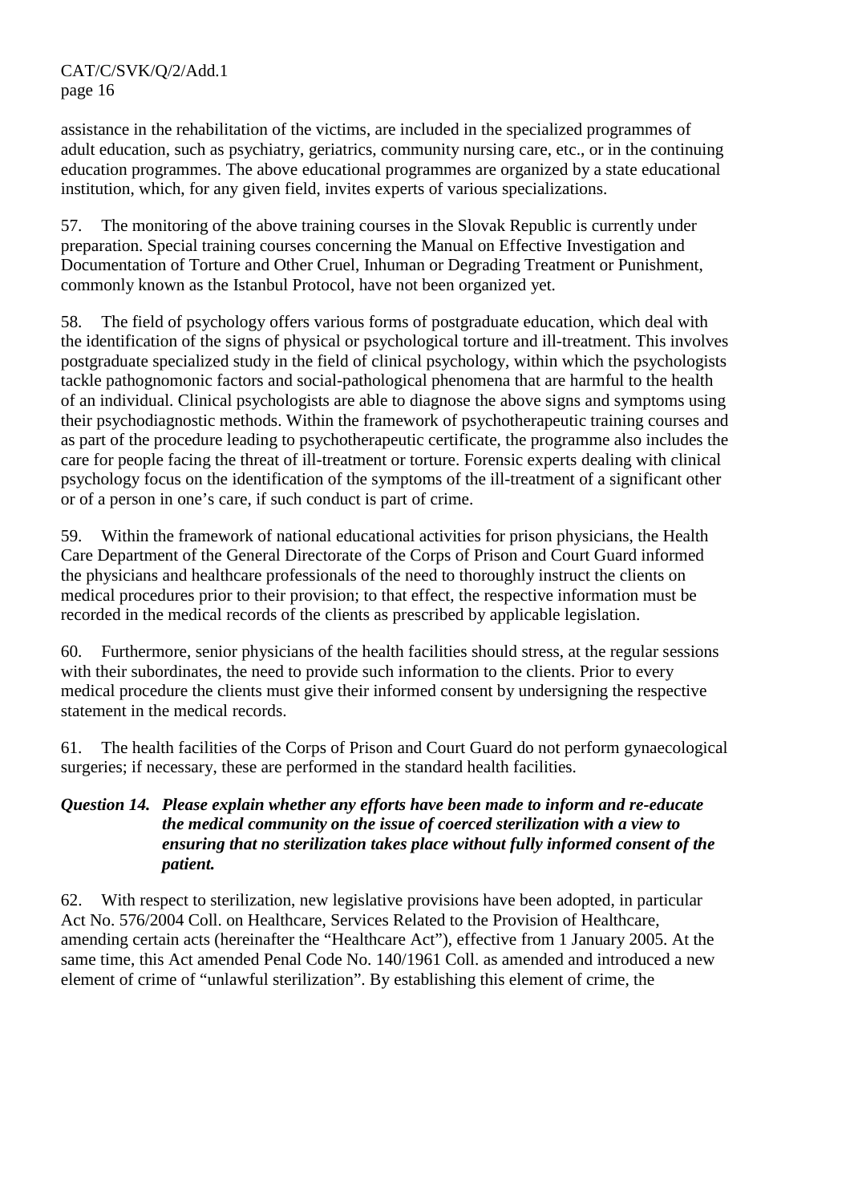assistance in the rehabilitation of the victims, are included in the specialized programmes of adult education, such as psychiatry, geriatrics, community nursing care, etc., or in the continuing education programmes. The above educational programmes are organized by a state educational institution, which, for any given field, invites experts of various specializations.

57. The monitoring of the above training courses in the Slovak Republic is currently under preparation. Special training courses concerning the Manual on Effective Investigation and Documentation of Torture and Other Cruel, Inhuman or Degrading Treatment or Punishment, commonly known as the Istanbul Protocol, have not been organized yet.

58. The field of psychology offers various forms of postgraduate education, which deal with the identification of the signs of physical or psychological torture and ill-treatment. This involves postgraduate specialized study in the field of clinical psychology, within which the psychologists tackle pathognomonic factors and social-pathological phenomena that are harmful to the health of an individual. Clinical psychologists are able to diagnose the above signs and symptoms using their psychodiagnostic methods. Within the framework of psychotherapeutic training courses and as part of the procedure leading to psychotherapeutic certificate, the programme also includes the care for people facing the threat of ill-treatment or torture. Forensic experts dealing with clinical psychology focus on the identification of the symptoms of the ill-treatment of a significant other or of a person in one's care, if such conduct is part of crime.

59. Within the framework of national educational activities for prison physicians, the Health Care Department of the General Directorate of the Corps of Prison and Court Guard informed the physicians and healthcare professionals of the need to thoroughly instruct the clients on medical procedures prior to their provision; to that effect, the respective information must be recorded in the medical records of the clients as prescribed by applicable legislation.

60. Furthermore, senior physicians of the health facilities should stress, at the regular sessions with their subordinates, the need to provide such information to the clients. Prior to every medical procedure the clients must give their informed consent by undersigning the respective statement in the medical records.

61. The health facilities of the Corps of Prison and Court Guard do not perform gynaecological surgeries; if necessary, these are performed in the standard health facilities.

***Question 14. Please explain whether any efforts have been made to inform and re-educate the medical community on the issue of coerced sterilization with a view to ensuring that no sterilization takes place without fully informed consent of the patient.***

62. With respect to sterilization, new legislative provisions have been adopted, in particular Act No. 576/2004 Coll. on Healthcare, Services Related to the Provision of Healthcare, amending certain acts (hereinafter the "Healthcare Act"), effective from 1 January 2005. At the same time, this Act amended Penal Code No. 140/1961 Coll. as amended and introduced a new element of crime of "unlawful sterilization". By establishing this element of crime, the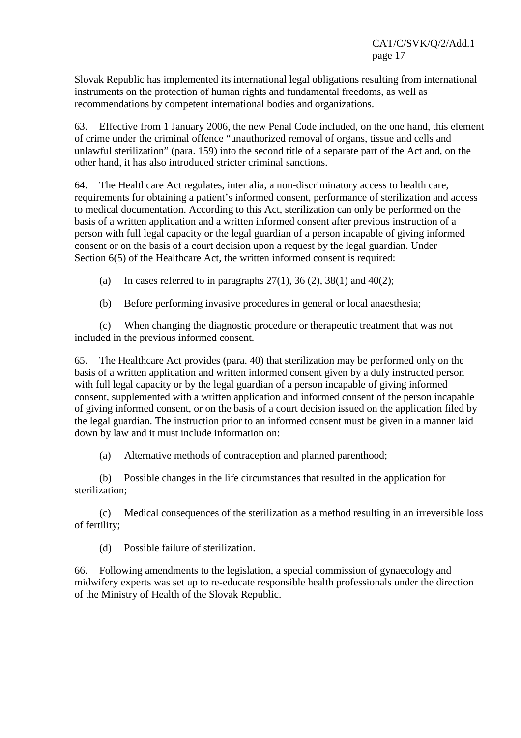Slovak Republic has implemented its international legal obligations resulting from international instruments on the protection of human rights and fundamental freedoms, as well as recommendations by competent international bodies and organizations.

63. Effective from 1 January 2006, the new Penal Code included, on the one hand, this element of crime under the criminal offence “unauthorized removal of organs, tissue and cells and unlawful sterilization” (para. 159) into the second title of a separate part of the Act and, on the other hand, it has also introduced stricter criminal sanctions.

64. The Healthcare Act regulates, inter alia, a non-discriminatory access to health care, requirements for obtaining a patient’s informed consent, performance of sterilization and access to medical documentation. According to this Act, sterilization can only be performed on the basis of a written application and a written informed consent after previous instruction of a person with full legal capacity or the legal guardian of a person incapable of giving informed consent or on the basis of a court decision upon a request by the legal guardian. Under Section 6(5) of the Healthcare Act, the written informed consent is required:

(a) In cases referred to in paragraphs 27(1), 36 (2), 38(1) and 40(2);

(b) Before performing invasive procedures in general or local anaesthesia;

(c) When changing the diagnostic procedure or therapeutic treatment that was not included in the previous informed consent.

65. The Healthcare Act provides (para. 40) that sterilization may be performed only on the basis of a written application and written informed consent given by a duly instructed person with full legal capacity or by the legal guardian of a person incapable of giving informed consent, supplemented with a written application and informed consent of the person incapable of giving informed consent, or on the basis of a court decision issued on the application filed by the legal guardian. The instruction prior to an informed consent must be given in a manner laid down by law and it must include information on:

(a) Alternative methods of contraception and planned parenthood;

(b) Possible changes in the life circumstances that resulted in the application for sterilization;

(c) Medical consequences of the sterilization as a method resulting in an irreversible loss of fertility;

(d) Possible failure of sterilization.

66. Following amendments to the legislation, a special commission of gynaecology and midwifery experts was set up to re-educate responsible health professionals under the direction of the Ministry of Health of the Slovak Republic.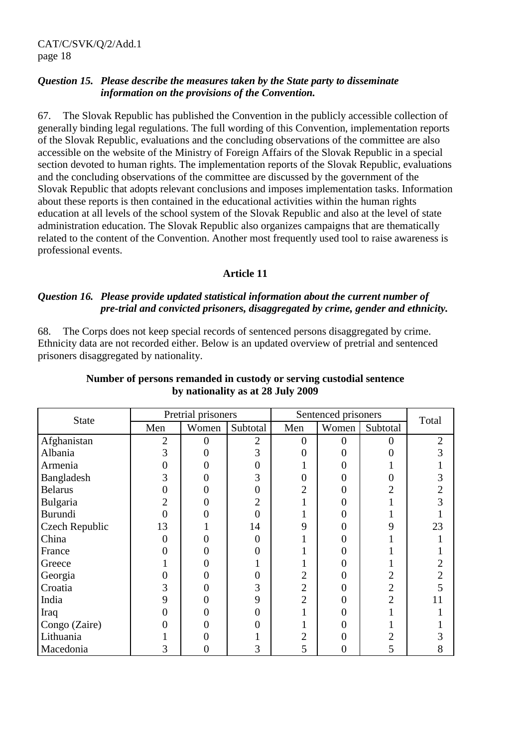### *Question 15. Please describe the measures taken by the State party to disseminate information on the provisions of the Convention.*

67. The Slovak Republic has published the Convention in the publicly accessible collection of generally binding legal regulations. The full wording of this Convention, implementation reports of the Slovak Republic, evaluations and the concluding observations of the committee are also accessible on the website of the Ministry of Foreign Affairs of the Slovak Republic in a special section devoted to human rights. The implementation reports of the Slovak Republic, evaluations and the concluding observations of the committee are discussed by the government of the Slovak Republic that adopts relevant conclusions and imposes implementation tasks. Information about these reports is then contained in the educational activities within the human rights education at all levels of the school system of the Slovak Republic and also at the level of state administration education. The Slovak Republic also organizes campaigns that are thematically related to the content of the Convention. Another most frequently used tool to raise awareness is professional events.

## Article 11

### *Question 16. Please provide updated statistical information about the current number of pre-trial and convicted prisoners, disaggregated by crime, gender and ethnicity.*

68. The Corps does not keep special records of sentenced persons disaggregated by crime. Ethnicity data are not recorded either. Below is an updated overview of pretrial and sentenced prisoners disaggregated by nationality.

**Number of persons remanded in custody or serving custodial sentence by nationality as at 28 July 2009**

| State | Pretrial prisoners | | | Sentenced prisoners | | | Total |
|---|---|---|---|---|---|---|---|
| | Men | Women | Subtotal | Men | Women | Subtotal | |
| Afghanistan | 2 | 0 | 2 | 0 | 0 | 0 | 2 |
| Albania | 3 | 0 | 3 | 0 | 0 | 0 | 3 |
| Armenia | 0 | 0 | 0 | 1 | 0 | 1 | 1 |
| Bangladesh | 3 | 0 | 3 | 0 | 0 | 0 | 3 |
| Belarus | 0 | 0 | 0 | 2 | 0 | 2 | 2 |
| Bulgaria | 2 | 0 | 2 | 1 | 0 | 1 | 3 |
| Burundi | 0 | 0 | 0 | 1 | 0 | 1 | 1 |
| Czech Republic | 13 | 1 | 14 | 9 | 0 | 9 | 23 |
| China | 0 | 0 | 0 | 1 | 0 | 1 | 1 |
| France | 0 | 0 | 0 | 1 | 0 | 1 | 1 |
| Greece | 1 | 0 | 1 | 1 | 0 | 1 | 2 |
| Georgia | 0 | 0 | 0 | 2 | 0 | 2 | 2 |
| Croatia | 3 | 0 | 3 | 2 | 0 | 2 | 5 |
| India | 9 | 0 | 9 | 2 | 0 | 2 | 11 |
| Iraq | 0 | 0 | 0 | 1 | 0 | 1 | 1 |
| Congo (Zaire) | 0 | 0 | 0 | 1 | 0 | 1 | 1 |
| Lithuania | 1 | 0 | 1 | 2 | 0 | 2 | 3 |
| Macedonia | 3 | 0 | 3 | 5 | 0 | 5 | 8 |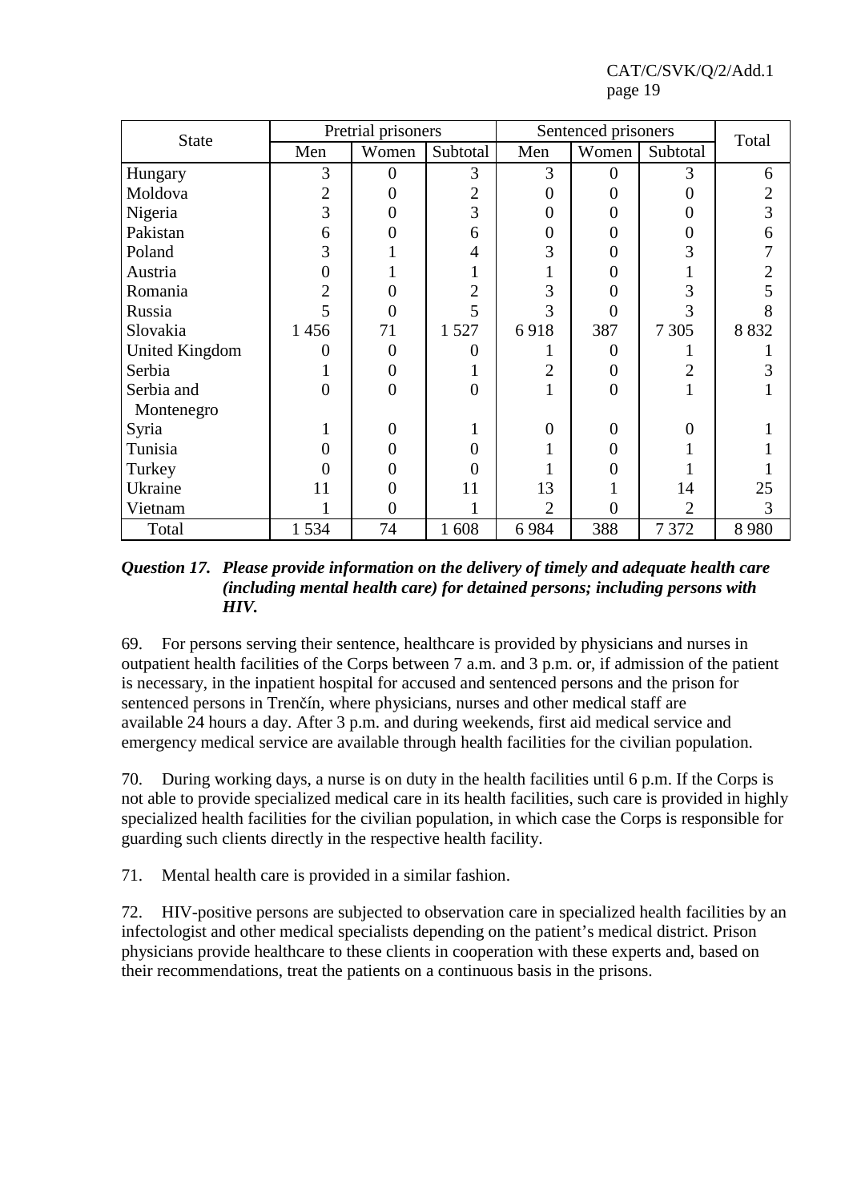| State | Pretrial prisoners | | | Sentenced prisoners | | | Total |
|---|---|---|---|---|---|---|---|
| | Men | Women | Subtotal | Men | Women | Subtotal | |
| Hungary | 3 | 0 | 3 | 3 | 0 | 3 | 6 |
| Moldova | 2 | 0 | 2 | 0 | 0 | 0 | 2 |
| Nigeria | 3 | 0 | 3 | 0 | 0 | 0 | 3 |
| Pakistan | 6 | 0 | 6 | 0 | 0 | 0 | 6 |
| Poland | 3 | 1 | 4 | 3 | 0 | 3 | 7 |
| Austria | 0 | 1 | 1 | 1 | 0 | 1 | 2 |
| Romania | 2 | 0 | 2 | 3 | 0 | 3 | 5 |
| Russia | 5 | 0 | 5 | 3 | 0 | 3 | 8 |
| Slovakia | 1 456 | 71 | 1 527 | 6 918 | 387 | 7 305 | 8 832 |
| United Kingdom | 0 | 0 | 0 | 1 | 0 | 1 | 1 |
| Serbia | 1 | 0 | 1 | 2 | 0 | 2 | 3 |
| Serbia and Montenegro | 0 | 0 | 0 | 1 | 0 | 1 | 1 |
| Syria | 1 | 0 | 1 | 0 | 0 | 0 | 1 |
| Tunisia | 0 | 0 | 0 | 1 | 0 | 1 | 1 |
| Turkey | 0 | 0 | 0 | 1 | 0 | 1 | 1 |
| Ukraine | 11 | 0 | 11 | 13 | 1 | 14 | 25 |
| Vietnam | 1 | 0 | 1 | 2 | 0 | 2 | 3 |
| Total | 1 534 | 74 | 1 608 | 6 984 | 388 | 7 372 | 8 980 |

***Question 17. Please provide information on the delivery of timely and adequate health care (including mental health care) for detained persons; including persons with HIV.***

69. For persons serving their sentence, healthcare is provided by physicians and nurses in outpatient health facilities of the Corps between 7 a.m. and 3 p.m. or, if admission of the patient is necessary, in the inpatient hospital for accused and sentenced persons and the prison for sentenced persons in Trenčín, where physicians, nurses and other medical staff are available 24 hours a day. After 3 p.m. and during weekends, first aid medical service and emergency medical service are available through health facilities for the civilian population.

70. During working days, a nurse is on duty in the health facilities until 6 p.m. If the Corps is not able to provide specialized medical care in its health facilities, such care is provided in highly specialized health facilities for the civilian population, in which case the Corps is responsible for guarding such clients directly in the respective health facility.

71. Mental health care is provided in a similar fashion.

72. HIV-positive persons are subjected to observation care in specialized health facilities by an infectologist and other medical specialists depending on the patient's medical district. Prison physicians provide healthcare to these clients in cooperation with these experts and, based on their recommendations, treat the patients on a continuous basis in the prisons.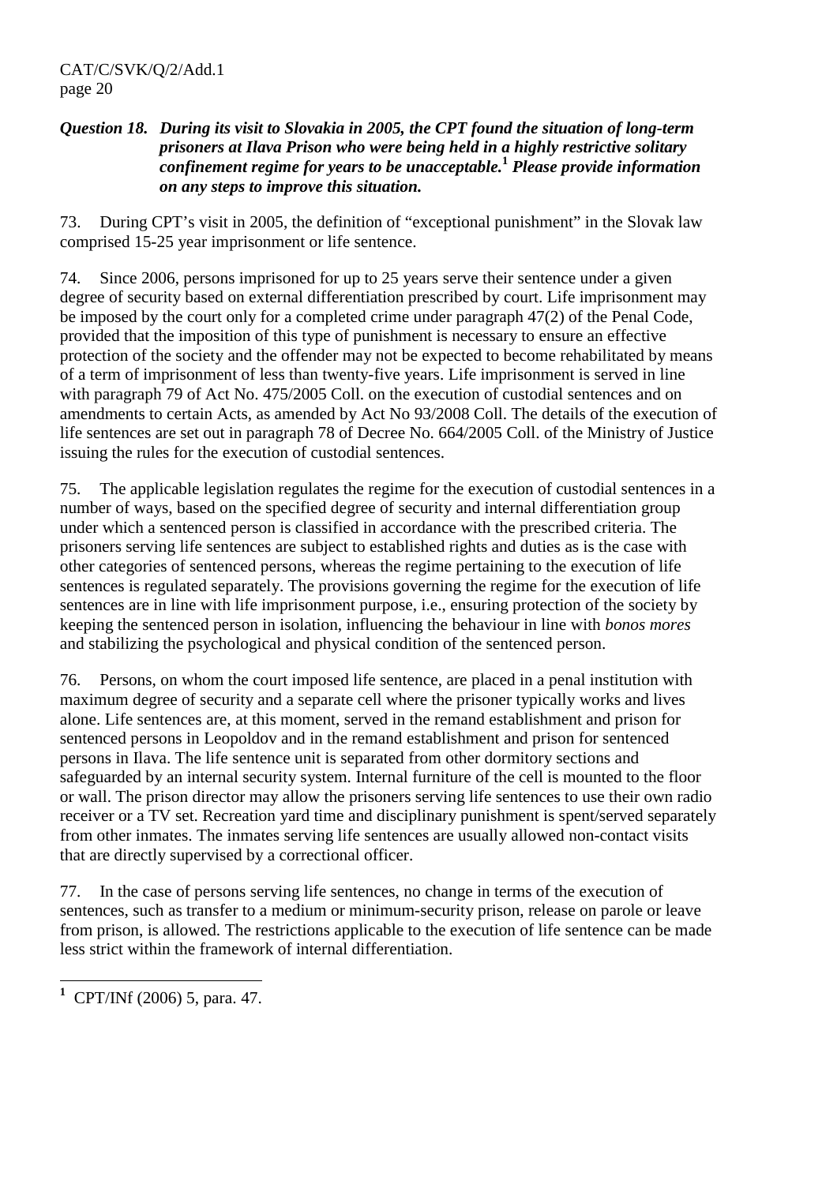***Question 18. During its visit to Slovakia in 2005, the CPT found the situation of long-term prisoners at Ilava Prison who were being held in a highly restrictive solitary confinement regime for years to be unacceptable.[1] Please provide information on any steps to improve this situation.***

73. During CPT's visit in 2005, the definition of "exceptional punishment" in the Slovak law comprised 15-25 year imprisonment or life sentence.

74. Since 2006, persons imprisoned for up to 25 years serve their sentence under a given degree of security based on external differentiation prescribed by court. Life imprisonment may be imposed by the court only for a completed crime under paragraph 47(2) of the Penal Code, provided that the imposition of this type of punishment is necessary to ensure an effective protection of the society and the offender may not be expected to become rehabilitated by means of a term of imprisonment of less than twenty-five years. Life imprisonment is served in line with paragraph 79 of Act No. 475/2005 Coll. on the execution of custodial sentences and on amendments to certain Acts, as amended by Act No 93/2008 Coll. The details of the execution of life sentences are set out in paragraph 78 of Decree No. 664/2005 Coll. of the Ministry of Justice issuing the rules for the execution of custodial sentences.

75. The applicable legislation regulates the regime for the execution of custodial sentences in a number of ways, based on the specified degree of security and internal differentiation group under which a sentenced person is classified in accordance with the prescribed criteria. The prisoners serving life sentences are subject to established rights and duties as is the case with other categories of sentenced persons, whereas the regime pertaining to the execution of life sentences is regulated separately. The provisions governing the regime for the execution of life sentences are in line with life imprisonment purpose, i.e., ensuring protection of the society by keeping the sentenced person in isolation, influencing the behaviour in line with *bonos mores* and stabilizing the psychological and physical condition of the sentenced person.

76. Persons, on whom the court imposed life sentence, are placed in a penal institution with maximum degree of security and a separate cell where the prisoner typically works and lives alone. Life sentences are, at this moment, served in the remand establishment and prison for sentenced persons in Leopoldov and in the remand establishment and prison for sentenced persons in Ilava. The life sentence unit is separated from other dormitory sections and safeguarded by an internal security system. Internal furniture of the cell is mounted to the floor or wall. The prison director may allow the prisoners serving life sentences to use their own radio receiver or a TV set. Recreation yard time and disciplinary punishment is spent/served separately from other inmates. The inmates serving life sentences are usually allowed non-contact visits that are directly supervised by a correctional officer.

77. In the case of persons serving life sentences, no change in terms of the execution of sentences, such as transfer to a medium or minimum-security prison, release on parole or leave from prison, is allowed. The restrictions applicable to the execution of life sentence can be made less strict within the framework of internal differentiation.

---

[1] CPT/INf (2006) 5, para. 47.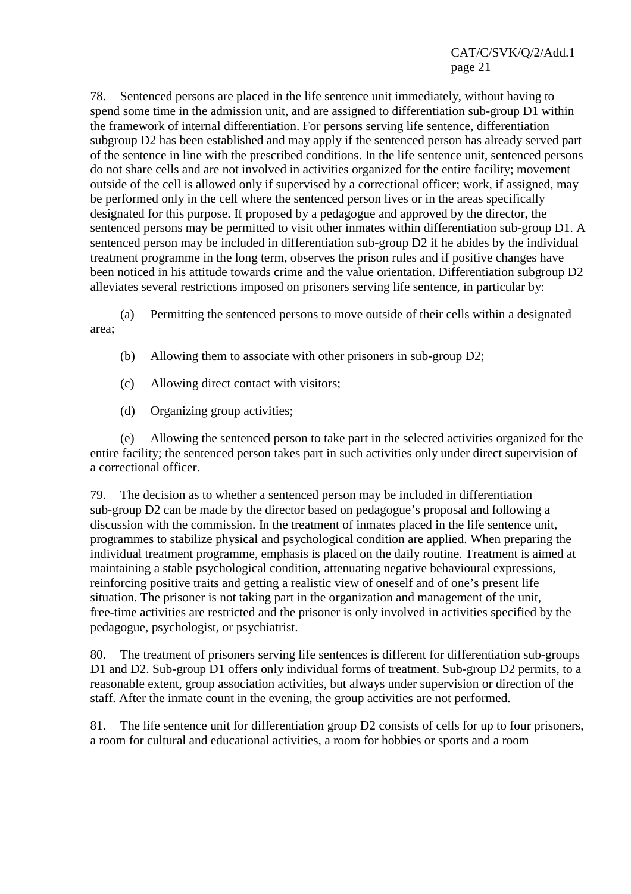78. Sentenced persons are placed in the life sentence unit immediately, without having to spend some time in the admission unit, and are assigned to differentiation sub-group D1 within the framework of internal differentiation. For persons serving life sentence, differentiation subgroup D2 has been established and may apply if the sentenced person has already served part of the sentence in line with the prescribed conditions. In the life sentence unit, sentenced persons do not share cells and are not involved in activities organized for the entire facility; movement outside of the cell is allowed only if supervised by a correctional officer; work, if assigned, may be performed only in the cell where the sentenced person lives or in the areas specifically designated for this purpose. If proposed by a pedagogue and approved by the director, the sentenced persons may be permitted to visit other inmates within differentiation sub-group D1. A sentenced person may be included in differentiation sub-group D2 if he abides by the individual treatment programme in the long term, observes the prison rules and if positive changes have been noticed in his attitude towards crime and the value orientation. Differentiation subgroup D2 alleviates several restrictions imposed on prisoners serving life sentence, in particular by:

(a) Permitting the sentenced persons to move outside of their cells within a designated area;

(b) Allowing them to associate with other prisoners in sub-group D2;

(c) Allowing direct contact with visitors;

(d) Organizing group activities;

(e) Allowing the sentenced person to take part in the selected activities organized for the entire facility; the sentenced person takes part in such activities only under direct supervision of a correctional officer.

79. The decision as to whether a sentenced person may be included in differentiation sub-group D2 can be made by the director based on pedagogue's proposal and following a discussion with the commission. In the treatment of inmates placed in the life sentence unit, programmes to stabilize physical and psychological condition are applied. When preparing the individual treatment programme, emphasis is placed on the daily routine. Treatment is aimed at maintaining a stable psychological condition, attenuating negative behavioural expressions, reinforcing positive traits and getting a realistic view of oneself and of one's present life situation. The prisoner is not taking part in the organization and management of the unit, free-time activities are restricted and the prisoner is only involved in activities specified by the pedagogue, psychologist, or psychiatrist.

80. The treatment of prisoners serving life sentences is different for differentiation sub-groups D1 and D2. Sub-group D1 offers only individual forms of treatment. Sub-group D2 permits, to a reasonable extent, group association activities, but always under supervision or direction of the staff. After the inmate count in the evening, the group activities are not performed.

81. The life sentence unit for differentiation group D2 consists of cells for up to four prisoners, a room for cultural and educational activities, a room for hobbies or sports and a room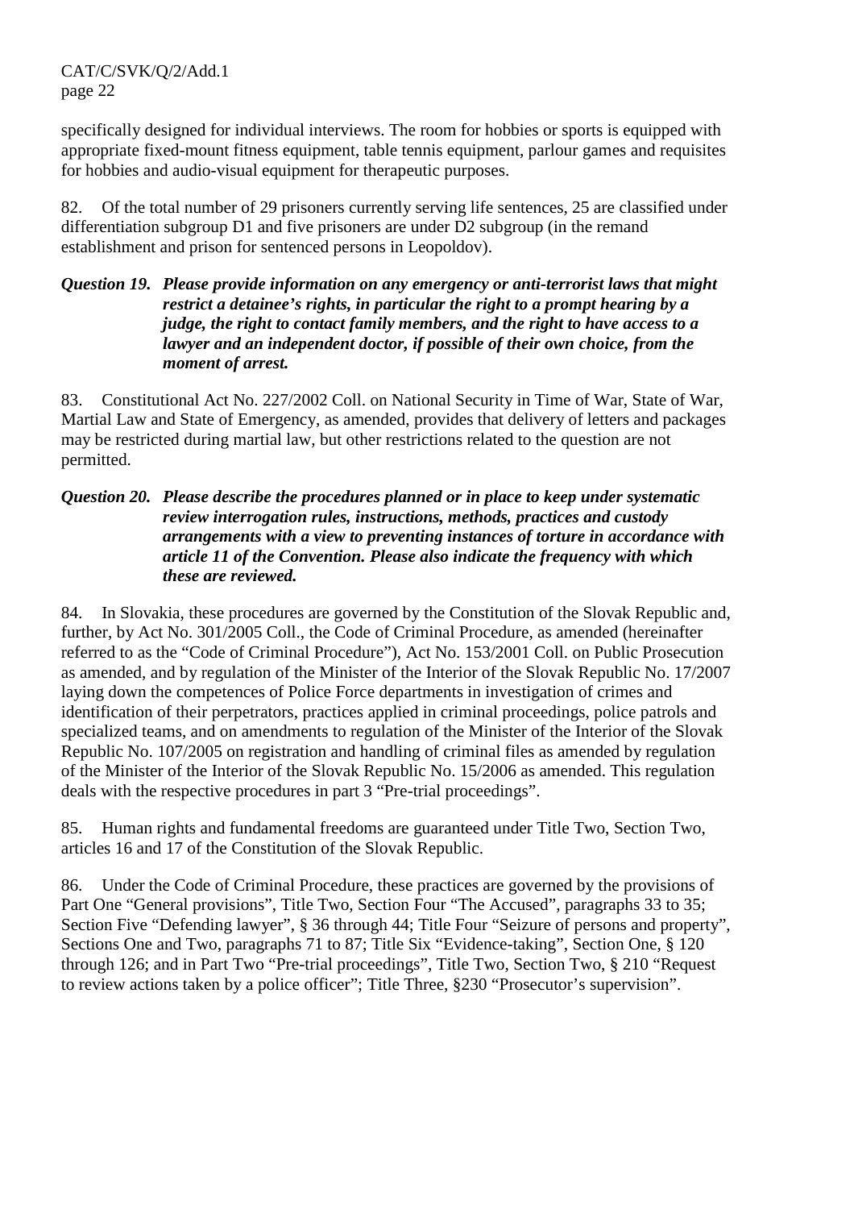specifically designed for individual interviews. The room for hobbies or sports is equipped with appropriate fixed-mount fitness equipment, table tennis equipment, parlour games and requisites for hobbies and audio-visual equipment for therapeutic purposes.

82. Of the total number of 29 prisoners currently serving life sentences, 25 are classified under differentiation subgroup D1 and five prisoners are under D2 subgroup (in the remand establishment and prison for sentenced persons in Leopoldov).

***Question 19. Please provide information on any emergency or anti-terrorist laws that might restrict a detainee's rights, in particular the right to a prompt hearing by a judge, the right to contact family members, and the right to have access to a lawyer and an independent doctor, if possible of their own choice, from the moment of arrest.***

83. Constitutional Act No. 227/2002 Coll. on National Security in Time of War, State of War, Martial Law and State of Emergency, as amended, provides that delivery of letters and packages may be restricted during martial law, but other restrictions related to the question are not permitted.

***Question 20. Please describe the procedures planned or in place to keep under systematic review interrogation rules, instructions, methods, practices and custody arrangements with a view to preventing instances of torture in accordance with article 11 of the Convention. Please also indicate the frequency with which these are reviewed.***

84. In Slovakia, these procedures are governed by the Constitution of the Slovak Republic and, further, by Act No. 301/2005 Coll., the Code of Criminal Procedure, as amended (hereinafter referred to as the "Code of Criminal Procedure"), Act No. 153/2001 Coll. on Public Prosecution as amended, and by regulation of the Minister of the Interior of the Slovak Republic No. 17/2007 laying down the competences of Police Force departments in investigation of crimes and identification of their perpetrators, practices applied in criminal proceedings, police patrols and specialized teams, and on amendments to regulation of the Minister of the Interior of the Slovak Republic No. 107/2005 on registration and handling of criminal files as amended by regulation of the Minister of the Interior of the Slovak Republic No. 15/2006 as amended. This regulation deals with the respective procedures in part 3 "Pre-trial proceedings".

85. Human rights and fundamental freedoms are guaranteed under Title Two, Section Two, articles 16 and 17 of the Constitution of the Slovak Republic.

86. Under the Code of Criminal Procedure, these practices are governed by the provisions of Part One "General provisions", Title Two, Section Four "The Accused", paragraphs 33 to 35; Section Five "Defending lawyer", § 36 through 44; Title Four "Seizure of persons and property", Sections One and Two, paragraphs 71 to 87; Title Six "Evidence-taking", Section One, § 120 through 126; and in Part Two "Pre-trial proceedings", Title Two, Section Two, § 210 "Request to review actions taken by a police officer"; Title Three, §230 "Prosecutor's supervision".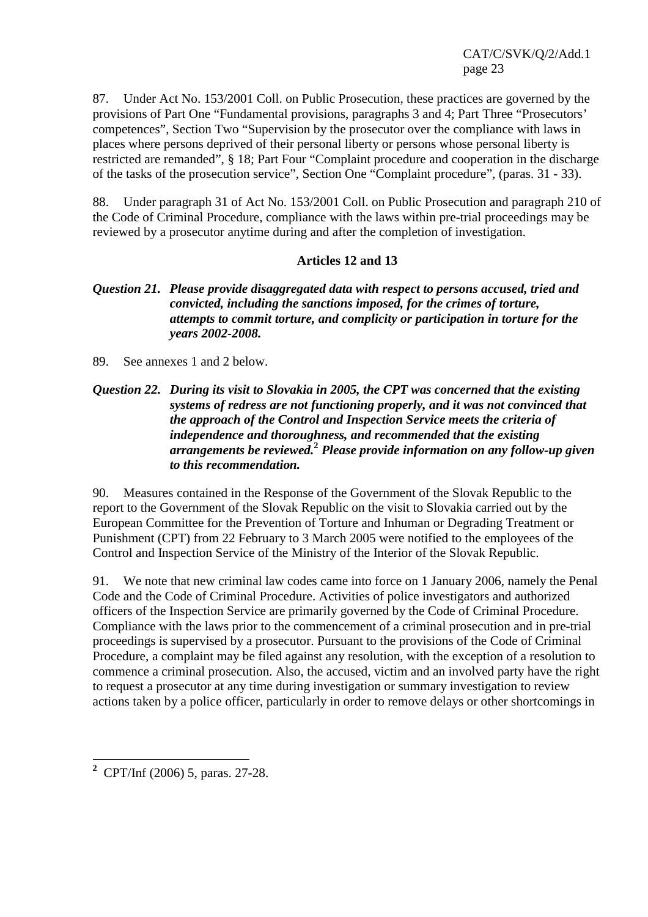87. Under Act No. 153/2001 Coll. on Public Prosecution, these practices are governed by the provisions of Part One "Fundamental provisions, paragraphs 3 and 4; Part Three "Prosecutors' competences", Section Two "Supervision by the prosecutor over the compliance with laws in places where persons deprived of their personal liberty or persons whose personal liberty is restricted are remanded", § 18; Part Four "Complaint procedure and cooperation in the discharge of the tasks of the prosecution service", Section One "Complaint procedure", (paras. 31 - 33).

88. Under paragraph 31 of Act No. 153/2001 Coll. on Public Prosecution and paragraph 210 of the Code of Criminal Procedure, compliance with the laws within pre-trial proceedings may be reviewed by a prosecutor anytime during and after the completion of investigation.

### Articles 12 and 13

***Question 21. Please provide disaggregated data with respect to persons accused, tried and convicted, including the sanctions imposed, for the crimes of torture, attempts to commit torture, and complicity or participation in torture for the years 2002-2008.***

89. See annexes 1 and 2 below.

***Question 22. During its visit to Slovakia in 2005, the CPT was concerned that the existing systems of redress are not functioning properly, and it was not convinced that the approach of the Control and Inspection Service meets the criteria of independence and thoroughness, and recommended that the existing arrangements be reviewed.[2] Please provide information on any follow-up given to this recommendation.***

90. Measures contained in the Response of the Government of the Slovak Republic to the report to the Government of the Slovak Republic on the visit to Slovakia carried out by the European Committee for the Prevention of Torture and Inhuman or Degrading Treatment or Punishment (CPT) from 22 February to 3 March 2005 were notified to the employees of the Control and Inspection Service of the Ministry of the Interior of the Slovak Republic.

91. We note that new criminal law codes came into force on 1 January 2006, namely the Penal Code and the Code of Criminal Procedure. Activities of police investigators and authorized officers of the Inspection Service are primarily governed by the Code of Criminal Procedure. Compliance with the laws prior to the commencement of a criminal prosecution and in pre-trial proceedings is supervised by a prosecutor. Pursuant to the provisions of the Code of Criminal Procedure, a complaint may be filed against any resolution, with the exception of a resolution to commence a criminal prosecution. Also, the accused, victim and an involved party have the right to request a prosecutor at any time during investigation or summary investigation to review actions taken by a police officer, particularly in order to remove delays or other shortcomings in

---

[2] CPT/Inf (2006) 5, paras. 27-28.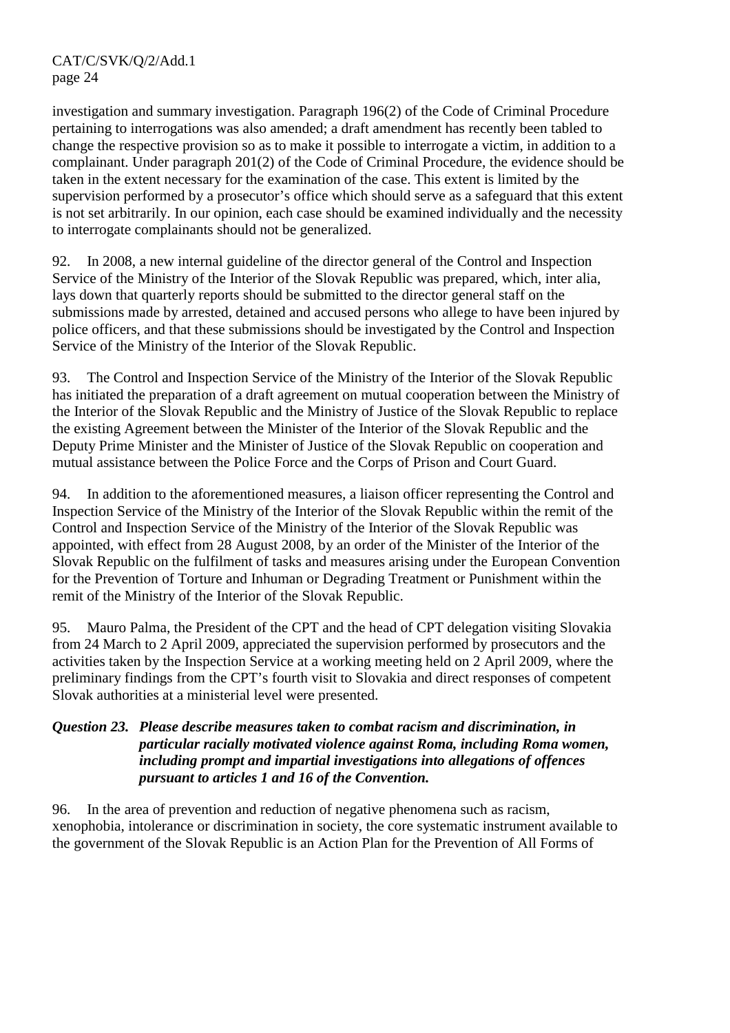investigation and summary investigation. Paragraph 196(2) of the Code of Criminal Procedure pertaining to interrogations was also amended; a draft amendment has recently been tabled to change the respective provision so as to make it possible to interrogate a victim, in addition to a complainant. Under paragraph 201(2) of the Code of Criminal Procedure, the evidence should be taken in the extent necessary for the examination of the case. This extent is limited by the supervision performed by a prosecutor's office which should serve as a safeguard that this extent is not set arbitrarily. In our opinion, each case should be examined individually and the necessity to interrogate complainants should not be generalized.

92. In 2008, a new internal guideline of the director general of the Control and Inspection Service of the Ministry of the Interior of the Slovak Republic was prepared, which, inter alia, lays down that quarterly reports should be submitted to the director general staff on the submissions made by arrested, detained and accused persons who allege to have been injured by police officers, and that these submissions should be investigated by the Control and Inspection Service of the Ministry of the Interior of the Slovak Republic.

93. The Control and Inspection Service of the Ministry of the Interior of the Slovak Republic has initiated the preparation of a draft agreement on mutual cooperation between the Ministry of the Interior of the Slovak Republic and the Ministry of Justice of the Slovak Republic to replace the existing Agreement between the Minister of the Interior of the Slovak Republic and the Deputy Prime Minister and the Minister of Justice of the Slovak Republic on cooperation and mutual assistance between the Police Force and the Corps of Prison and Court Guard.

94. In addition to the aforementioned measures, a liaison officer representing the Control and Inspection Service of the Ministry of the Interior of the Slovak Republic within the remit of the Control and Inspection Service of the Ministry of the Interior of the Slovak Republic was appointed, with effect from 28 August 2008, by an order of the Minister of the Interior of the Slovak Republic on the fulfilment of tasks and measures arising under the European Convention for the Prevention of Torture and Inhuman or Degrading Treatment or Punishment within the remit of the Ministry of the Interior of the Slovak Republic.

95. Mauro Palma, the President of the CPT and the head of CPT delegation visiting Slovakia from 24 March to 2 April 2009, appreciated the supervision performed by prosecutors and the activities taken by the Inspection Service at a working meeting held on 2 April 2009, where the preliminary findings from the CPT's fourth visit to Slovakia and direct responses of competent Slovak authorities at a ministerial level were presented.

***Question 23. Please describe measures taken to combat racism and discrimination, in particular racially motivated violence against Roma, including Roma women, including prompt and impartial investigations into allegations of offences pursuant to articles 1 and 16 of the Convention.***

96. In the area of prevention and reduction of negative phenomena such as racism, xenophobia, intolerance or discrimination in society, the core systematic instrument available to the government of the Slovak Republic is an Action Plan for the Prevention of All Forms of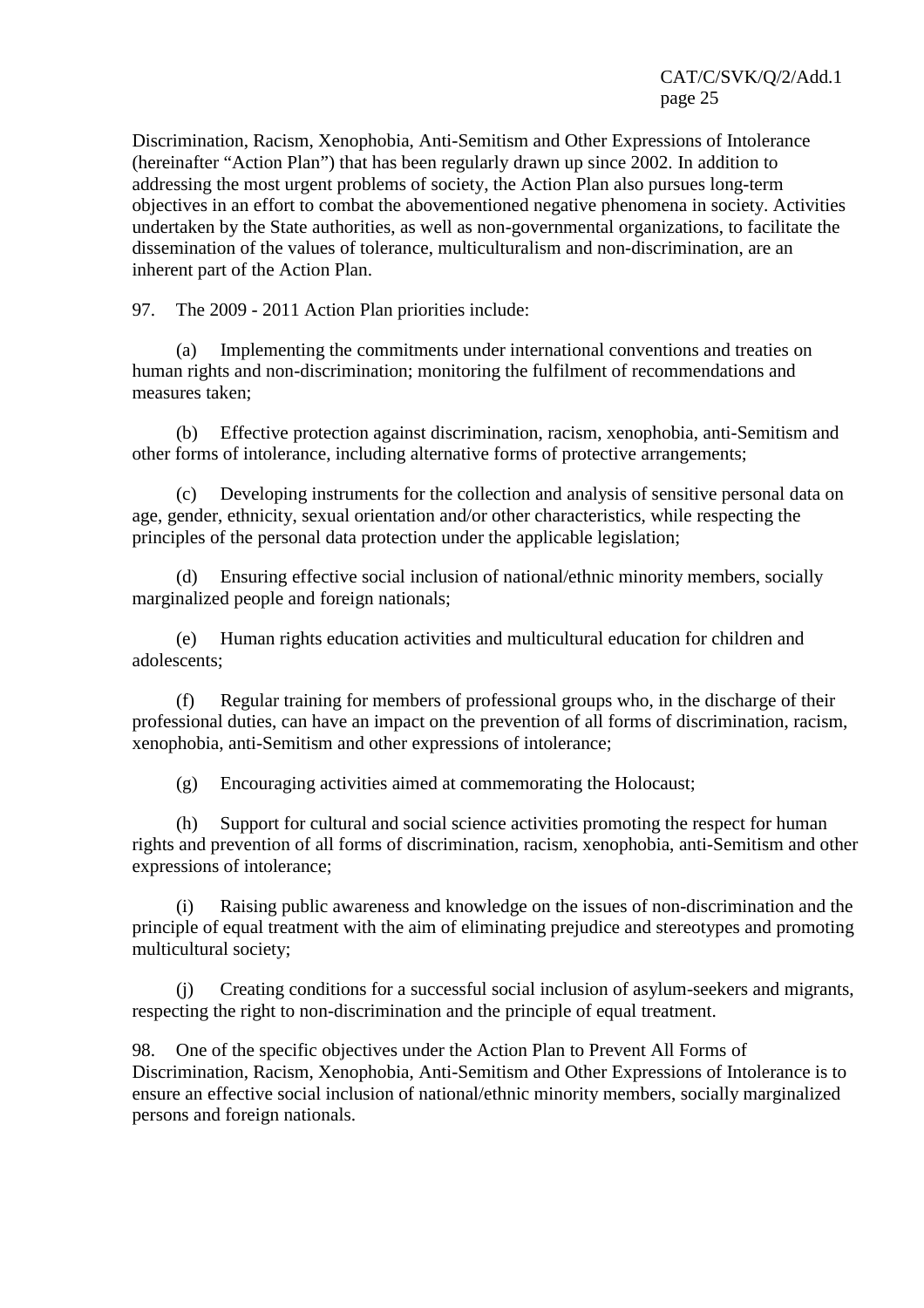Discrimination, Racism, Xenophobia, Anti-Semitism and Other Expressions of Intolerance (hereinafter "Action Plan") that has been regularly drawn up since 2002. In addition to addressing the most urgent problems of society, the Action Plan also pursues long-term objectives in an effort to combat the abovementioned negative phenomena in society. Activities undertaken by the State authorities, as well as non-governmental organizations, to facilitate the dissemination of the values of tolerance, multiculturalism and non-discrimination, are an inherent part of the Action Plan.

97. The 2009 - 2011 Action Plan priorities include:

(a) Implementing the commitments under international conventions and treaties on human rights and non-discrimination; monitoring the fulfilment of recommendations and measures taken;

(b) Effective protection against discrimination, racism, xenophobia, anti-Semitism and other forms of intolerance, including alternative forms of protective arrangements;

(c) Developing instruments for the collection and analysis of sensitive personal data on age, gender, ethnicity, sexual orientation and/or other characteristics, while respecting the principles of the personal data protection under the applicable legislation;

(d) Ensuring effective social inclusion of national/ethnic minority members, socially marginalized people and foreign nationals;

(e) Human rights education activities and multicultural education for children and adolescents;

(f) Regular training for members of professional groups who, in the discharge of their professional duties, can have an impact on the prevention of all forms of discrimination, racism, xenophobia, anti-Semitism and other expressions of intolerance;

(g) Encouraging activities aimed at commemorating the Holocaust;

(h) Support for cultural and social science activities promoting the respect for human rights and prevention of all forms of discrimination, racism, xenophobia, anti-Semitism and other expressions of intolerance;

(i) Raising public awareness and knowledge on the issues of non-discrimination and the principle of equal treatment with the aim of eliminating prejudice and stereotypes and promoting multicultural society;

(j) Creating conditions for a successful social inclusion of asylum-seekers and migrants, respecting the right to non-discrimination and the principle of equal treatment.

98. One of the specific objectives under the Action Plan to Prevent All Forms of Discrimination, Racism, Xenophobia, Anti-Semitism and Other Expressions of Intolerance is to ensure an effective social inclusion of national/ethnic minority members, socially marginalized persons and foreign nationals.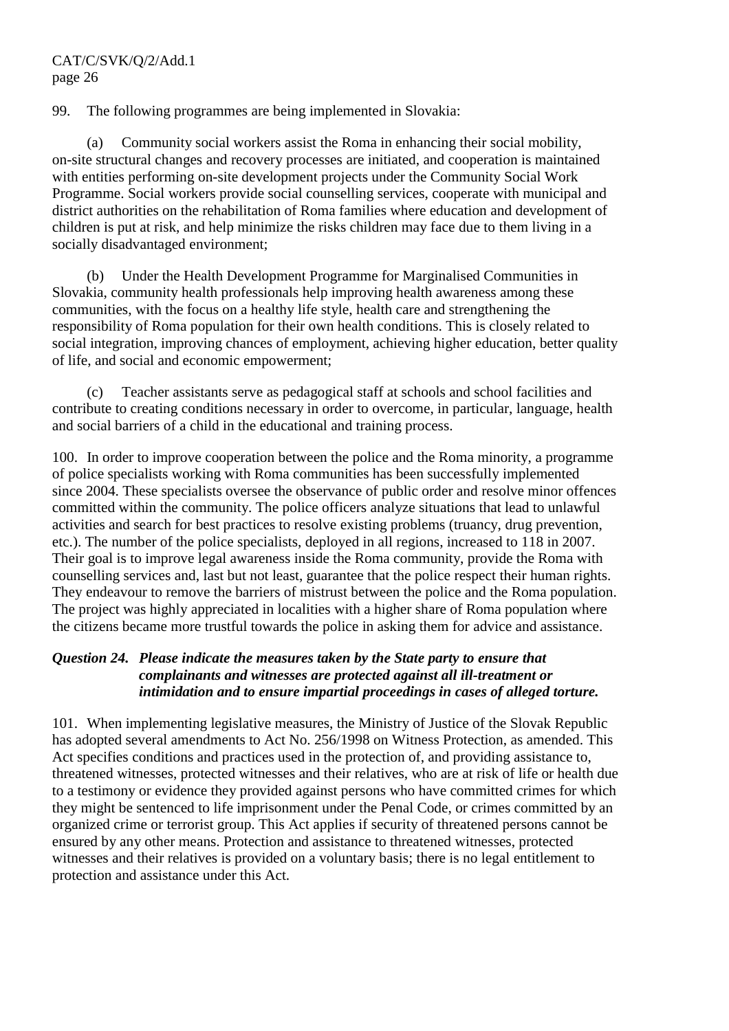99. The following programmes are being implemented in Slovakia:

(a) Community social workers assist the Roma in enhancing their social mobility, on-site structural changes and recovery processes are initiated, and cooperation is maintained with entities performing on-site development projects under the Community Social Work Programme. Social workers provide social counselling services, cooperate with municipal and district authorities on the rehabilitation of Roma families where education and development of children is put at risk, and help minimize the risks children may face due to them living in a socially disadvantaged environment;

(b) Under the Health Development Programme for Marginalised Communities in Slovakia, community health professionals help improving health awareness among these communities, with the focus on a healthy life style, health care and strengthening the responsibility of Roma population for their own health conditions. This is closely related to social integration, improving chances of employment, achieving higher education, better quality of life, and social and economic empowerment;

(c) Teacher assistants serve as pedagogical staff at schools and school facilities and contribute to creating conditions necessary in order to overcome, in particular, language, health and social barriers of a child in the educational and training process.

100. In order to improve cooperation between the police and the Roma minority, a programme of police specialists working with Roma communities has been successfully implemented since 2004. These specialists oversee the observance of public order and resolve minor offences committed within the community. The police officers analyze situations that lead to unlawful activities and search for best practices to resolve existing problems (truancy, drug prevention, etc.). The number of the police specialists, deployed in all regions, increased to 118 in 2007. Their goal is to improve legal awareness inside the Roma community, provide the Roma with counselling services and, last but not least, guarantee that the police respect their human rights. They endeavour to remove the barriers of mistrust between the police and the Roma population. The project was highly appreciated in localities with a higher share of Roma population where the citizens became more trustful towards the police in asking them for advice and assistance.

***Question 24. Please indicate the measures taken by the State party to ensure that complainants and witnesses are protected against all ill-treatment or intimidation and to ensure impartial proceedings in cases of alleged torture.***

101. When implementing legislative measures, the Ministry of Justice of the Slovak Republic has adopted several amendments to Act No. 256/1998 on Witness Protection, as amended. This Act specifies conditions and practices used in the protection of, and providing assistance to, threatened witnesses, protected witnesses and their relatives, who are at risk of life or health due to a testimony or evidence they provided against persons who have committed crimes for which they might be sentenced to life imprisonment under the Penal Code, or crimes committed by an organized crime or terrorist group. This Act applies if security of threatened persons cannot be ensured by any other means. Protection and assistance to threatened witnesses, protected witnesses and their relatives is provided on a voluntary basis; there is no legal entitlement to protection and assistance under this Act.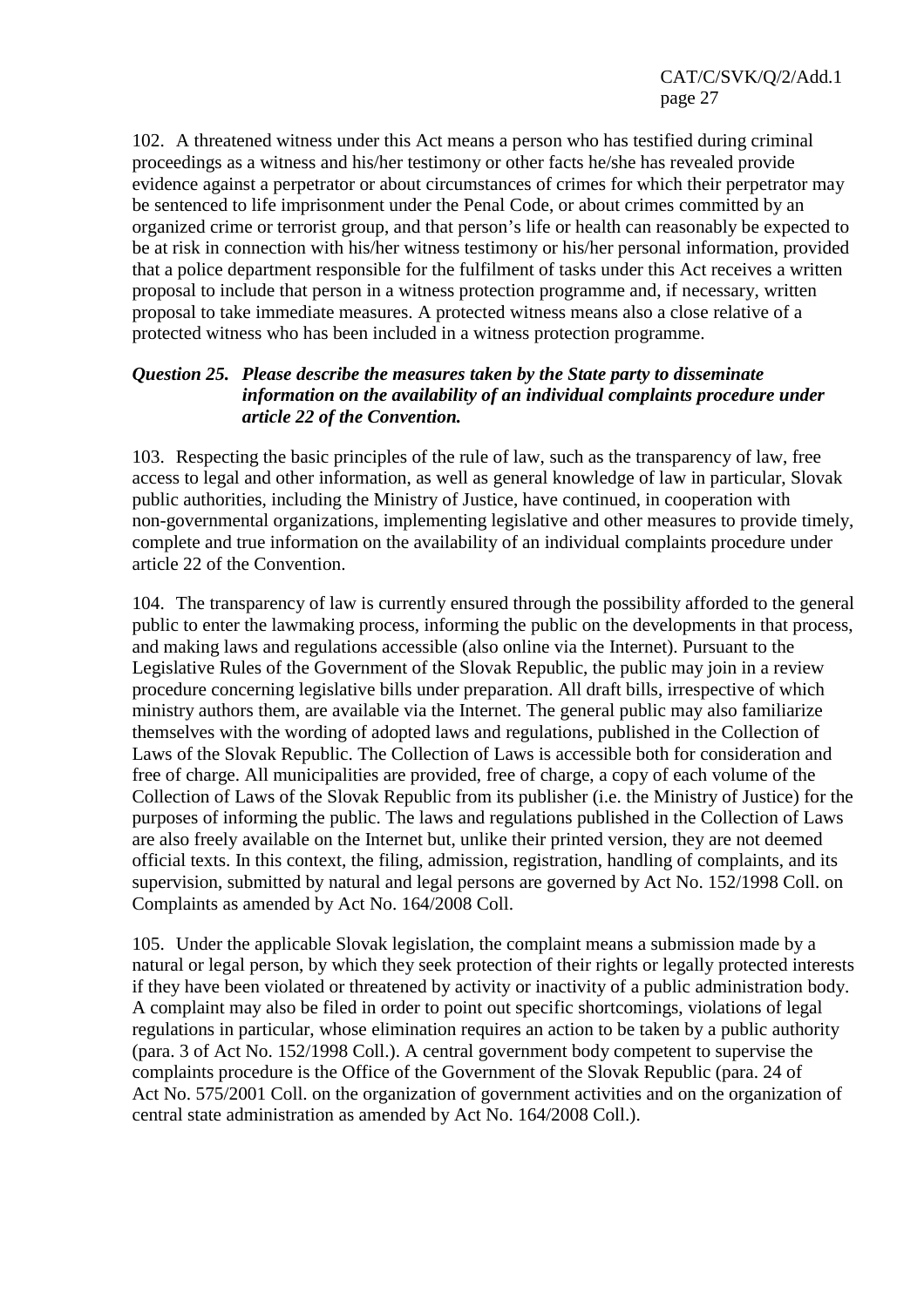102. A threatened witness under this Act means a person who has testified during criminal proceedings as a witness and his/her testimony or other facts he/she has revealed provide evidence against a perpetrator or about circumstances of crimes for which their perpetrator may be sentenced to life imprisonment under the Penal Code, or about crimes committed by an organized crime or terrorist group, and that person's life or health can reasonably be expected to be at risk in connection with his/her witness testimony or his/her personal information, provided that a police department responsible for the fulfilment of tasks under this Act receives a written proposal to include that person in a witness protection programme and, if necessary, written proposal to take immediate measures. A protected witness means also a close relative of a protected witness who has been included in a witness protection programme.

***Question 25. Please describe the measures taken by the State party to disseminate information on the availability of an individual complaints procedure under article 22 of the Convention.***

103. Respecting the basic principles of the rule of law, such as the transparency of law, free access to legal and other information, as well as general knowledge of law in particular, Slovak public authorities, including the Ministry of Justice, have continued, in cooperation with non-governmental organizations, implementing legislative and other measures to provide timely, complete and true information on the availability of an individual complaints procedure under article 22 of the Convention.

104. The transparency of law is currently ensured through the possibility afforded to the general public to enter the lawmaking process, informing the public on the developments in that process, and making laws and regulations accessible (also online via the Internet). Pursuant to the Legislative Rules of the Government of the Slovak Republic, the public may join in a review procedure concerning legislative bills under preparation. All draft bills, irrespective of which ministry authors them, are available via the Internet. The general public may also familiarize themselves with the wording of adopted laws and regulations, published in the Collection of Laws of the Slovak Republic. The Collection of Laws is accessible both for consideration and free of charge. All municipalities are provided, free of charge, a copy of each volume of the Collection of Laws of the Slovak Republic from its publisher (i.e. the Ministry of Justice) for the purposes of informing the public. The laws and regulations published in the Collection of Laws are also freely available on the Internet but, unlike their printed version, they are not deemed official texts. In this context, the filing, admission, registration, handling of complaints, and its supervision, submitted by natural and legal persons are governed by Act No. 152/1998 Coll. on Complaints as amended by Act No. 164/2008 Coll.

105. Under the applicable Slovak legislation, the complaint means a submission made by a natural or legal person, by which they seek protection of their rights or legally protected interests if they have been violated or threatened by activity or inactivity of a public administration body. A complaint may also be filed in order to point out specific shortcomings, violations of legal regulations in particular, whose elimination requires an action to be taken by a public authority (para. 3 of Act No. 152/1998 Coll.). A central government body competent to supervise the complaints procedure is the Office of the Government of the Slovak Republic (para. 24 of Act No. 575/2001 Coll. on the organization of government activities and on the organization of central state administration as amended by Act No. 164/2008 Coll.).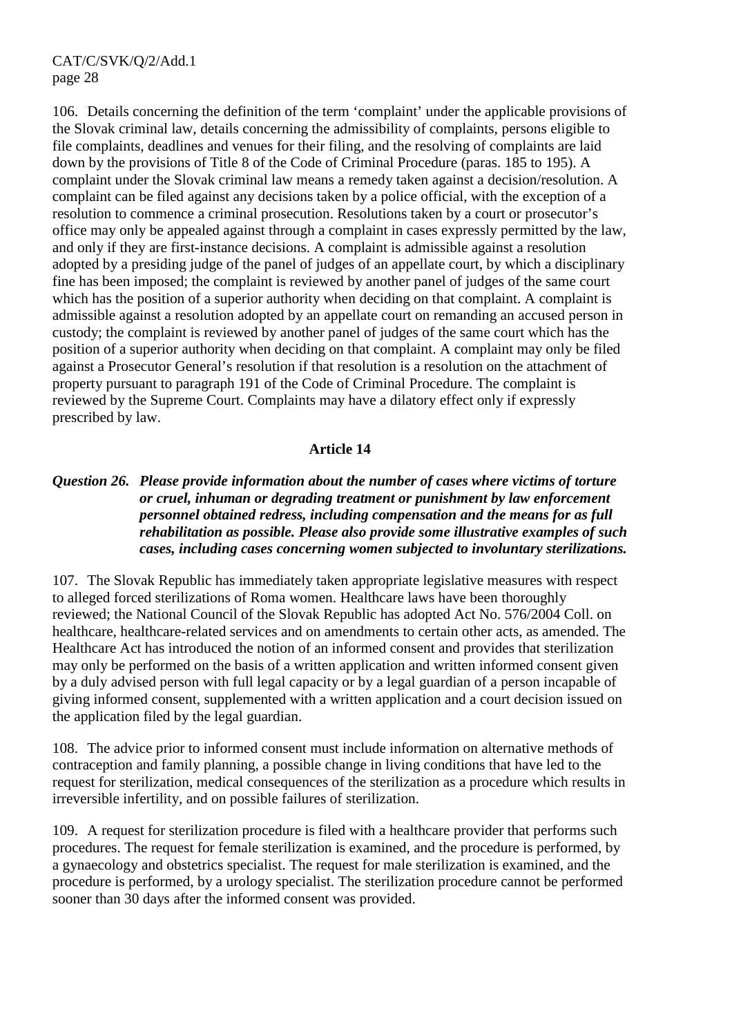106. Details concerning the definition of the term 'complaint' under the applicable provisions of the Slovak criminal law, details concerning the admissibility of complaints, persons eligible to file complaints, deadlines and venues for their filing, and the resolving of complaints are laid down by the provisions of Title 8 of the Code of Criminal Procedure (paras. 185 to 195). A complaint under the Slovak criminal law means a remedy taken against a decision/resolution. A complaint can be filed against any decisions taken by a police official, with the exception of a resolution to commence a criminal prosecution. Resolutions taken by a court or prosecutor's office may only be appealed against through a complaint in cases expressly permitted by the law, and only if they are first-instance decisions. A complaint is admissible against a resolution adopted by a presiding judge of the panel of judges of an appellate court, by which a disciplinary fine has been imposed; the complaint is reviewed by another panel of judges of the same court which has the position of a superior authority when deciding on that complaint. A complaint is admissible against a resolution adopted by an appellate court on remanding an accused person in custody; the complaint is reviewed by another panel of judges of the same court which has the position of a superior authority when deciding on that complaint. A complaint may only be filed against a Prosecutor General's resolution if that resolution is a resolution on the attachment of property pursuant to paragraph 191 of the Code of Criminal Procedure. The complaint is reviewed by the Supreme Court. Complaints may have a dilatory effect only if expressly prescribed by law.

## Article 14

***Question 26. Please provide information about the number of cases where victims of torture or cruel, inhuman or degrading treatment or punishment by law enforcement personnel obtained redress, including compensation and the means for as full rehabilitation as possible. Please also provide some illustrative examples of such cases, including cases concerning women subjected to involuntary sterilizations.***

107. The Slovak Republic has immediately taken appropriate legislative measures with respect to alleged forced sterilizations of Roma women. Healthcare laws have been thoroughly reviewed; the National Council of the Slovak Republic has adopted Act No. 576/2004 Coll. on healthcare, healthcare-related services and on amendments to certain other acts, as amended. The Healthcare Act has introduced the notion of an informed consent and provides that sterilization may only be performed on the basis of a written application and written informed consent given by a duly advised person with full legal capacity or by a legal guardian of a person incapable of giving informed consent, supplemented with a written application and a court decision issued on the application filed by the legal guardian.

108. The advice prior to informed consent must include information on alternative methods of contraception and family planning, a possible change in living conditions that have led to the request for sterilization, medical consequences of the sterilization as a procedure which results in irreversible infertility, and on possible failures of sterilization.

109. A request for sterilization procedure is filed with a healthcare provider that performs such procedures. The request for female sterilization is examined, and the procedure is performed, by a gynaecology and obstetrics specialist. The request for male sterilization is examined, and the procedure is performed, by a urology specialist. The sterilization procedure cannot be performed sooner than 30 days after the informed consent was provided.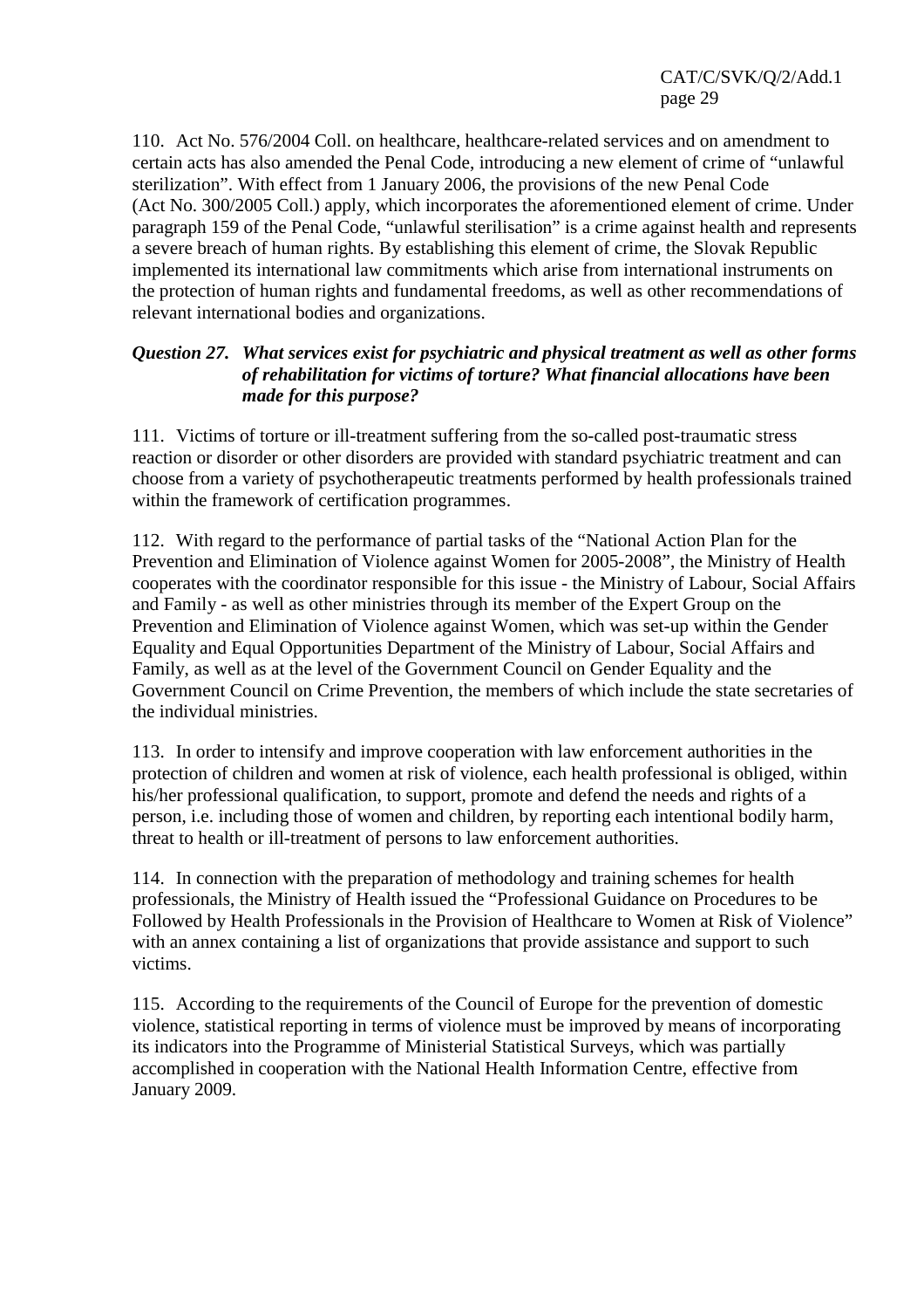110. Act No. 576/2004 Coll. on healthcare, healthcare-related services and on amendment to certain acts has also amended the Penal Code, introducing a new element of crime of "unlawful sterilization". With effect from 1 January 2006, the provisions of the new Penal Code (Act No. 300/2005 Coll.) apply, which incorporates the aforementioned element of crime. Under paragraph 159 of the Penal Code, "unlawful sterilisation" is a crime against health and represents a severe breach of human rights. By establishing this element of crime, the Slovak Republic implemented its international law commitments which arise from international instruments on the protection of human rights and fundamental freedoms, as well as other recommendations of relevant international bodies and organizations.

***Question 27. What services exist for psychiatric and physical treatment as well as other forms of rehabilitation for victims of torture? What financial allocations have been made for this purpose?***

111. Victims of torture or ill-treatment suffering from the so-called post-traumatic stress reaction or disorder or other disorders are provided with standard psychiatric treatment and can choose from a variety of psychotherapeutic treatments performed by health professionals trained within the framework of certification programmes.

112. With regard to the performance of partial tasks of the "National Action Plan for the Prevention and Elimination of Violence against Women for 2005-2008", the Ministry of Health cooperates with the coordinator responsible for this issue - the Ministry of Labour, Social Affairs and Family - as well as other ministries through its member of the Expert Group on the Prevention and Elimination of Violence against Women, which was set-up within the Gender Equality and Equal Opportunities Department of the Ministry of Labour, Social Affairs and Family, as well as at the level of the Government Council on Gender Equality and the Government Council on Crime Prevention, the members of which include the state secretaries of the individual ministries.

113. In order to intensify and improve cooperation with law enforcement authorities in the protection of children and women at risk of violence, each health professional is obliged, within his/her professional qualification, to support, promote and defend the needs and rights of a person, i.e. including those of women and children, by reporting each intentional bodily harm, threat to health or ill-treatment of persons to law enforcement authorities.

114. In connection with the preparation of methodology and training schemes for health professionals, the Ministry of Health issued the "Professional Guidance on Procedures to be Followed by Health Professionals in the Provision of Healthcare to Women at Risk of Violence" with an annex containing a list of organizations that provide assistance and support to such victims.

115. According to the requirements of the Council of Europe for the prevention of domestic violence, statistical reporting in terms of violence must be improved by means of incorporating its indicators into the Programme of Ministerial Statistical Surveys, which was partially accomplished in cooperation with the National Health Information Centre, effective from January 2009.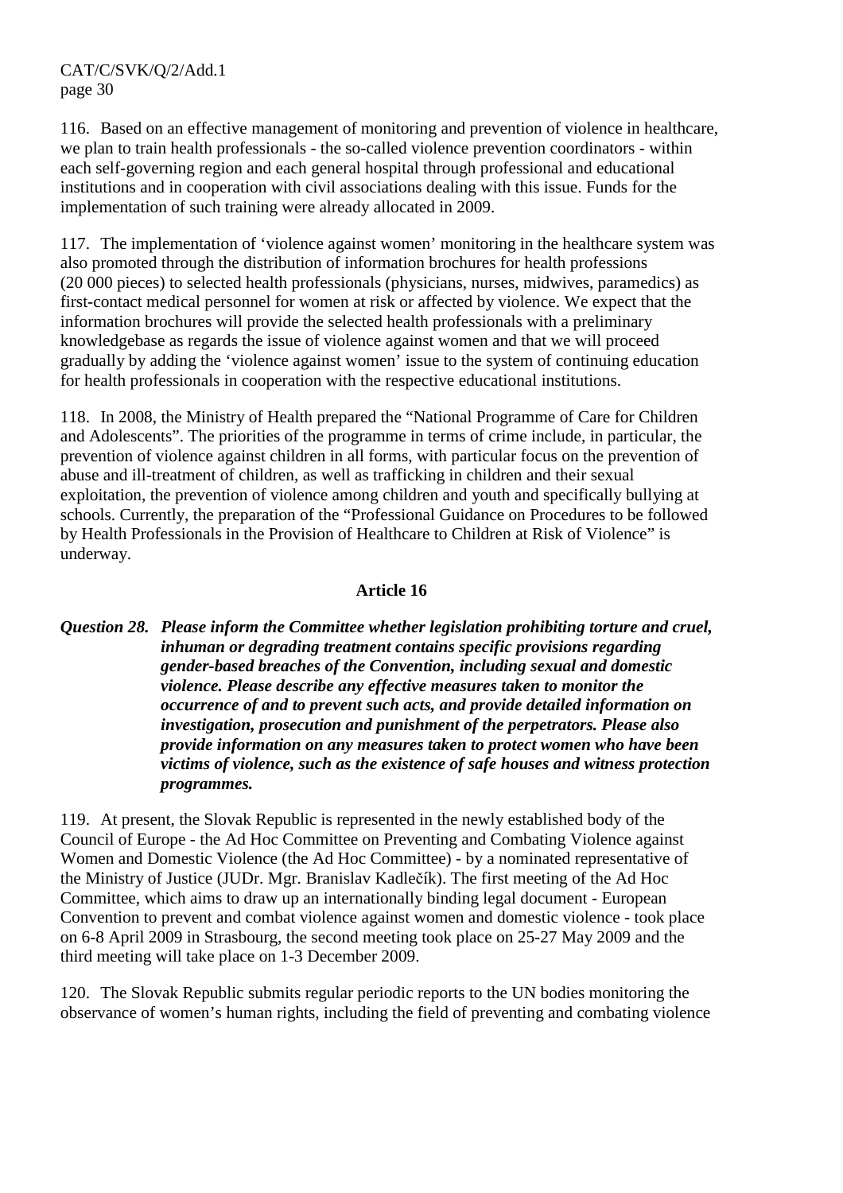116. Based on an effective management of monitoring and prevention of violence in healthcare, we plan to train health professionals - the so-called violence prevention coordinators - within each self-governing region and each general hospital through professional and educational institutions and in cooperation with civil associations dealing with this issue. Funds for the implementation of such training were already allocated in 2009.

117. The implementation of 'violence against women' monitoring in the healthcare system was also promoted through the distribution of information brochures for health professions (20 000 pieces) to selected health professionals (physicians, nurses, midwives, paramedics) as first-contact medical personnel for women at risk or affected by violence. We expect that the information brochures will provide the selected health professionals with a preliminary knowledgebase as regards the issue of violence against women and that we will proceed gradually by adding the 'violence against women' issue to the system of continuing education for health professionals in cooperation with the respective educational institutions.

118. In 2008, the Ministry of Health prepared the "National Programme of Care for Children and Adolescents". The priorities of the programme in terms of crime include, in particular, the prevention of violence against children in all forms, with particular focus on the prevention of abuse and ill-treatment of children, as well as trafficking in children and their sexual exploitation, the prevention of violence among children and youth and specifically bullying at schools. Currently, the preparation of the "Professional Guidance on Procedures to be followed by Health Professionals in the Provision of Healthcare to Children at Risk of Violence" is underway.

## Article 16

***Question 28. Please inform the Committee whether legislation prohibiting torture and cruel, inhuman or degrading treatment contains specific provisions regarding gender-based breaches of the Convention, including sexual and domestic violence. Please describe any effective measures taken to monitor the occurrence of and to prevent such acts, and provide detailed information on investigation, prosecution and punishment of the perpetrators. Please also provide information on any measures taken to protect women who have been victims of violence, such as the existence of safe houses and witness protection programmes.***

119. At present, the Slovak Republic is represented in the newly established body of the Council of Europe - the Ad Hoc Committee on Preventing and Combating Violence against Women and Domestic Violence (the Ad Hoc Committee) - by a nominated representative of the Ministry of Justice (JUDr. Mgr. Branislav Kadlečík). The first meeting of the Ad Hoc Committee, which aims to draw up an internationally binding legal document - European Convention to prevent and combat violence against women and domestic violence - took place on 6-8 April 2009 in Strasbourg, the second meeting took place on 25-27 May 2009 and the third meeting will take place on 1-3 December 2009.

120. The Slovak Republic submits regular periodic reports to the UN bodies monitoring the observance of women's human rights, including the field of preventing and combating violence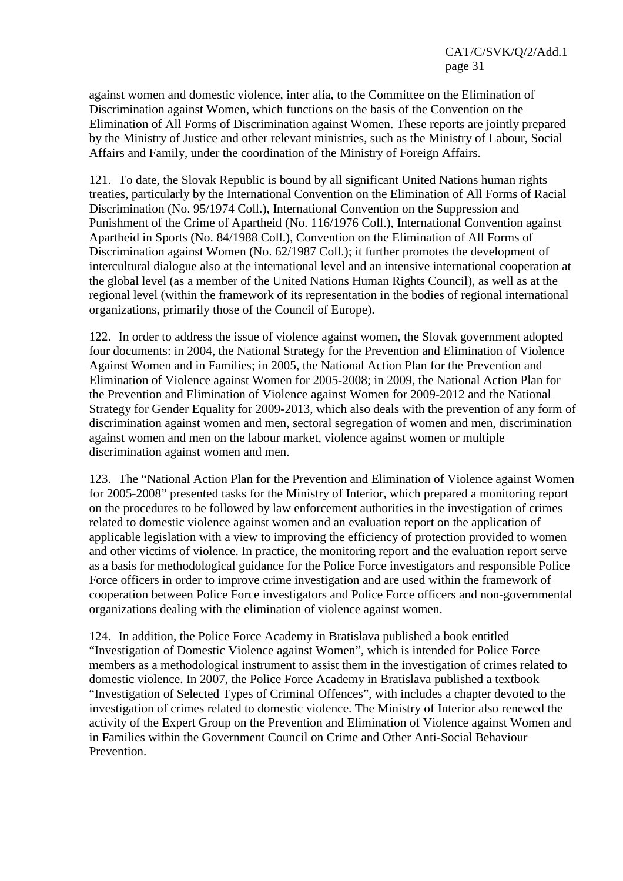against women and domestic violence, inter alia, to the Committee on the Elimination of Discrimination against Women, which functions on the basis of the Convention on the Elimination of All Forms of Discrimination against Women. These reports are jointly prepared by the Ministry of Justice and other relevant ministries, such as the Ministry of Labour, Social Affairs and Family, under the coordination of the Ministry of Foreign Affairs.

121. To date, the Slovak Republic is bound by all significant United Nations human rights treaties, particularly by the International Convention on the Elimination of All Forms of Racial Discrimination (No. 95/1974 Coll.), International Convention on the Suppression and Punishment of the Crime of Apartheid (No. 116/1976 Coll.), International Convention against Apartheid in Sports (No. 84/1988 Coll.), Convention on the Elimination of All Forms of Discrimination against Women (No. 62/1987 Coll.); it further promotes the development of intercultural dialogue also at the international level and an intensive international cooperation at the global level (as a member of the United Nations Human Rights Council), as well as at the regional level (within the framework of its representation in the bodies of regional international organizations, primarily those of the Council of Europe).

122. In order to address the issue of violence against women, the Slovak government adopted four documents: in 2004, the National Strategy for the Prevention and Elimination of Violence Against Women and in Families; in 2005, the National Action Plan for the Prevention and Elimination of Violence against Women for 2005-2008; in 2009, the National Action Plan for the Prevention and Elimination of Violence against Women for 2009-2012 and the National Strategy for Gender Equality for 2009-2013, which also deals with the prevention of any form of discrimination against women and men, sectoral segregation of women and men, discrimination against women and men on the labour market, violence against women or multiple discrimination against women and men.

123. The "National Action Plan for the Prevention and Elimination of Violence against Women for 2005-2008" presented tasks for the Ministry of Interior, which prepared a monitoring report on the procedures to be followed by law enforcement authorities in the investigation of crimes related to domestic violence against women and an evaluation report on the application of applicable legislation with a view to improving the efficiency of protection provided to women and other victims of violence. In practice, the monitoring report and the evaluation report serve as a basis for methodological guidance for the Police Force investigators and responsible Police Force officers in order to improve crime investigation and are used within the framework of cooperation between Police Force investigators and Police Force officers and non-governmental organizations dealing with the elimination of violence against women.

124. In addition, the Police Force Academy in Bratislava published a book entitled "Investigation of Domestic Violence against Women", which is intended for Police Force members as a methodological instrument to assist them in the investigation of crimes related to domestic violence. In 2007, the Police Force Academy in Bratislava published a textbook "Investigation of Selected Types of Criminal Offences", with includes a chapter devoted to the investigation of crimes related to domestic violence. The Ministry of Interior also renewed the activity of the Expert Group on the Prevention and Elimination of Violence against Women and in Families within the Government Council on Crime and Other Anti-Social Behaviour Prevention.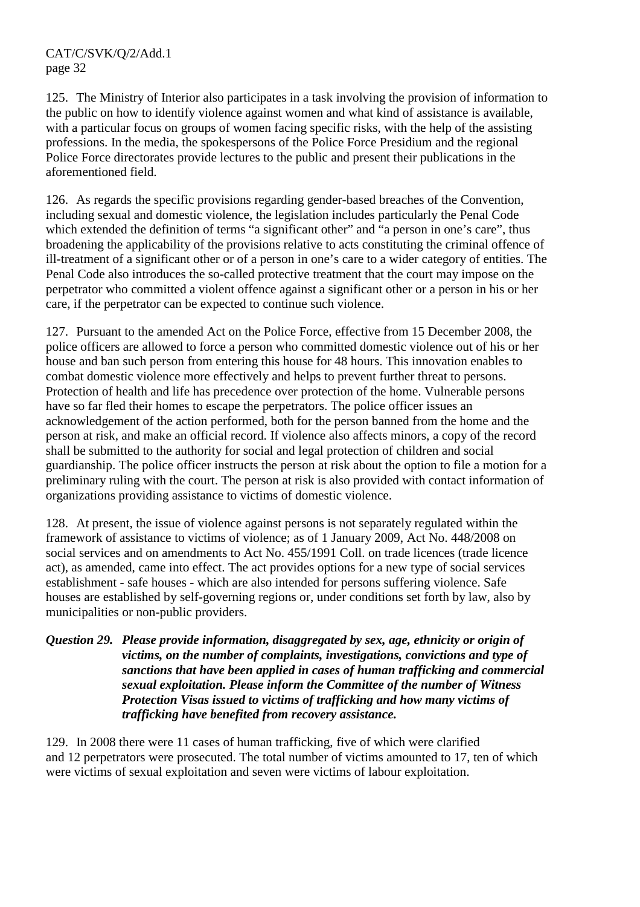125. The Ministry of Interior also participates in a task involving the provision of information to the public on how to identify violence against women and what kind of assistance is available, with a particular focus on groups of women facing specific risks, with the help of the assisting professions. In the media, the spokespersons of the Police Force Presidium and the regional Police Force directorates provide lectures to the public and present their publications in the aforementioned field.

126. As regards the specific provisions regarding gender-based breaches of the Convention, including sexual and domestic violence, the legislation includes particularly the Penal Code which extended the definition of terms "a significant other" and "a person in one's care", thus broadening the applicability of the provisions relative to acts constituting the criminal offence of ill-treatment of a significant other or of a person in one's care to a wider category of entities. The Penal Code also introduces the so-called protective treatment that the court may impose on the perpetrator who committed a violent offence against a significant other or a person in his or her care, if the perpetrator can be expected to continue such violence.

127. Pursuant to the amended Act on the Police Force, effective from 15 December 2008, the police officers are allowed to force a person who committed domestic violence out of his or her house and ban such person from entering this house for 48 hours. This innovation enables to combat domestic violence more effectively and helps to prevent further threat to persons. Protection of health and life has precedence over protection of the home. Vulnerable persons have so far fled their homes to escape the perpetrators. The police officer issues an acknowledgement of the action performed, both for the person banned from the home and the person at risk, and make an official record. If violence also affects minors, a copy of the record shall be submitted to the authority for social and legal protection of children and social guardianship. The police officer instructs the person at risk about the option to file a motion for a preliminary ruling with the court. The person at risk is also provided with contact information of organizations providing assistance to victims of domestic violence.

128. At present, the issue of violence against persons is not separately regulated within the framework of assistance to victims of violence; as of 1 January 2009, Act No. 448/2008 on social services and on amendments to Act No. 455/1991 Coll. on trade licences (trade licence act), as amended, came into effect. The act provides options for a new type of social services establishment - safe houses - which are also intended for persons suffering violence. Safe houses are established by self-governing regions or, under conditions set forth by law, also by municipalities or non-public providers.

***Question 29. Please provide information, disaggregated by sex, age, ethnicity or origin of victims, on the number of complaints, investigations, convictions and type of sanctions that have been applied in cases of human trafficking and commercial sexual exploitation. Please inform the Committee of the number of Witness Protection Visas issued to victims of trafficking and how many victims of trafficking have benefited from recovery assistance.***

129. In 2008 there were 11 cases of human trafficking, five of which were clarified and 12 perpetrators were prosecuted. The total number of victims amounted to 17, ten of which were victims of sexual exploitation and seven were victims of labour exploitation.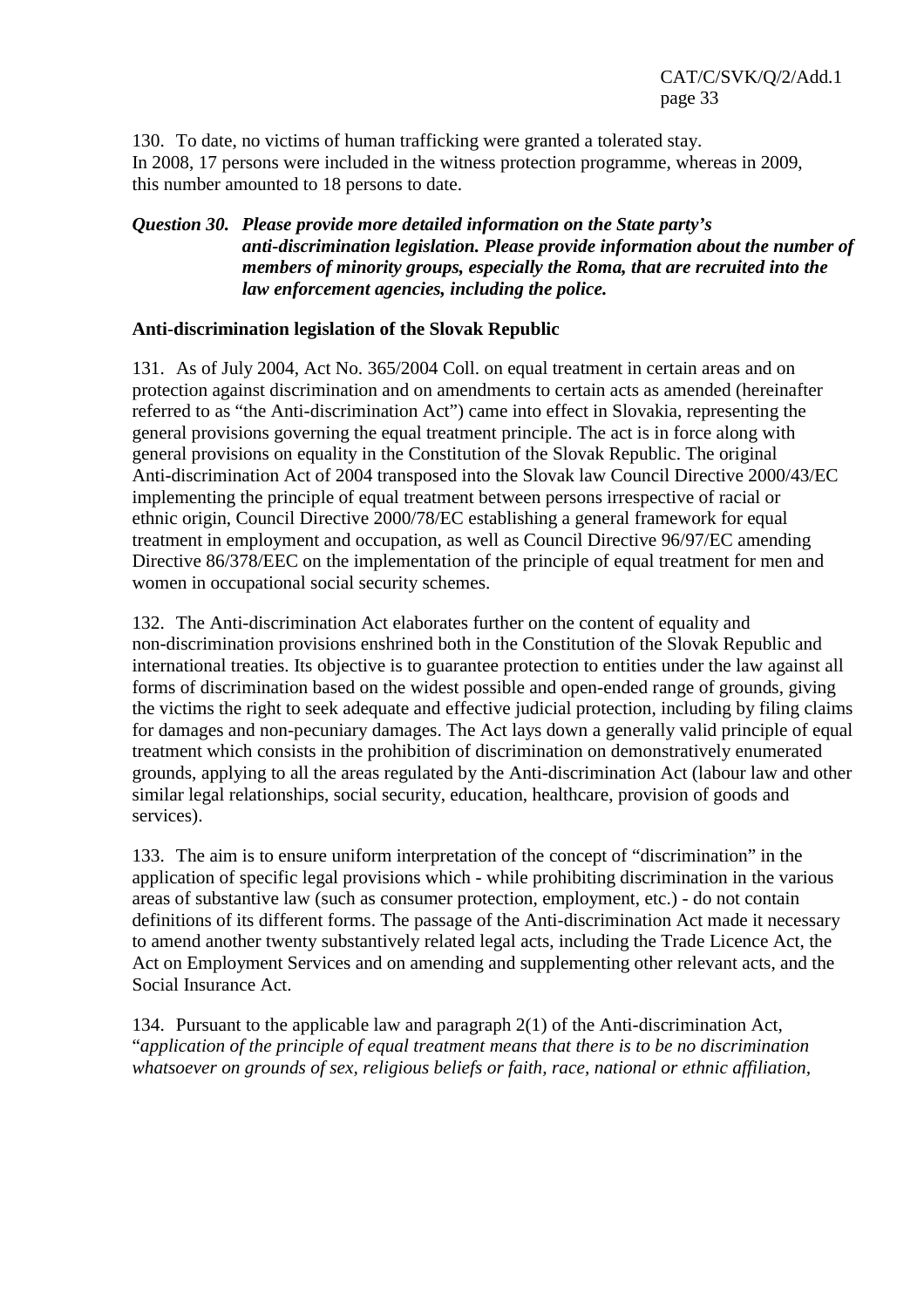130. To date, no victims of human trafficking were granted a tolerated stay. In 2008, 17 persons were included in the witness protection programme, whereas in 2009, this number amounted to 18 persons to date.

***Question 30. Please provide more detailed information on the State party's anti-discrimination legislation. Please provide information about the number of members of minority groups, especially the Roma, that are recruited into the law enforcement agencies, including the police.***

**Anti-discrimination legislation of the Slovak Republic**

131. As of July 2004, Act No. 365/2004 Coll. on equal treatment in certain areas and on protection against discrimination and on amendments to certain acts as amended (hereinafter referred to as "the Anti-discrimination Act") came into effect in Slovakia, representing the general provisions governing the equal treatment principle. The act is in force along with general provisions on equality in the Constitution of the Slovak Republic. The original Anti-discrimination Act of 2004 transposed into the Slovak law Council Directive 2000/43/EC implementing the principle of equal treatment between persons irrespective of racial or ethnic origin, Council Directive 2000/78/EC establishing a general framework for equal treatment in employment and occupation, as well as Council Directive 96/97/EC amending Directive 86/378/EEC on the implementation of the principle of equal treatment for men and women in occupational social security schemes.

132. The Anti-discrimination Act elaborates further on the content of equality and non-discrimination provisions enshrined both in the Constitution of the Slovak Republic and international treaties. Its objective is to guarantee protection to entities under the law against all forms of discrimination based on the widest possible and open-ended range of grounds, giving the victims the right to seek adequate and effective judicial protection, including by filing claims for damages and non-pecuniary damages. The Act lays down a generally valid principle of equal treatment which consists in the prohibition of discrimination on demonstratively enumerated grounds, applying to all the areas regulated by the Anti-discrimination Act (labour law and other similar legal relationships, social security, education, healthcare, provision of goods and services).

133. The aim is to ensure uniform interpretation of the concept of "discrimination" in the application of specific legal provisions which - while prohibiting discrimination in the various areas of substantive law (such as consumer protection, employment, etc.) - do not contain definitions of its different forms. The passage of the Anti-discrimination Act made it necessary to amend another twenty substantively related legal acts, including the Trade Licence Act, the Act on Employment Services and on amending and supplementing other relevant acts, and the Social Insurance Act.

134. Pursuant to the applicable law and paragraph 2(1) of the Anti-discrimination Act, "*application of the principle of equal treatment means that there is to be no discrimination whatsoever on grounds of sex, religious beliefs or faith, race, national or ethnic affiliation,*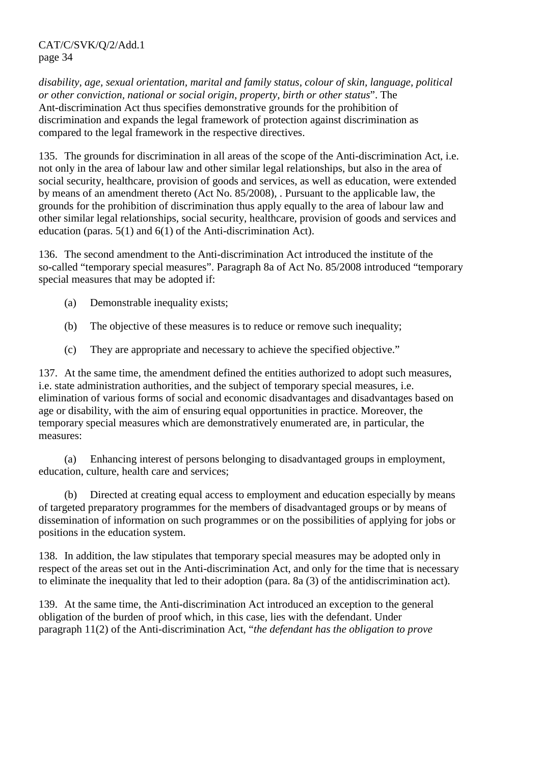*disability, age, sexual orientation, marital and family status, colour of skin, language, political or other conviction, national or social origin, property, birth or other status*". The Ant-discrimination Act thus specifies demonstrative grounds for the prohibition of discrimination and expands the legal framework of protection against discrimination as compared to the legal framework in the respective directives.

135. The grounds for discrimination in all areas of the scope of the Anti-discrimination Act, i.e. not only in the area of labour law and other similar legal relationships, but also in the area of social security, healthcare, provision of goods and services, as well as education, were extended by means of an amendment thereto (Act No. 85/2008), . Pursuant to the applicable law, the grounds for the prohibition of discrimination thus apply equally to the area of labour law and other similar legal relationships, social security, healthcare, provision of goods and services and education (paras. 5(1) and 6(1) of the Anti-discrimination Act).

136. The second amendment to the Anti-discrimination Act introduced the institute of the so-called "temporary special measures". Paragraph 8a of Act No. 85/2008 introduced "temporary special measures that may be adopted if:

(a) Demonstrable inequality exists;

(b) The objective of these measures is to reduce or remove such inequality;

(c) They are appropriate and necessary to achieve the specified objective."

137. At the same time, the amendment defined the entities authorized to adopt such measures, i.e. state administration authorities, and the subject of temporary special measures, i.e. elimination of various forms of social and economic disadvantages and disadvantages based on age or disability, with the aim of ensuring equal opportunities in practice. Moreover, the temporary special measures which are demonstratively enumerated are, in particular, the measures:

(a) Enhancing interest of persons belonging to disadvantaged groups in employment, education, culture, health care and services;

(b) Directed at creating equal access to employment and education especially by means of targeted preparatory programmes for the members of disadvantaged groups or by means of dissemination of information on such programmes or on the possibilities of applying for jobs or positions in the education system.

138. In addition, the law stipulates that temporary special measures may be adopted only in respect of the areas set out in the Anti-discrimination Act, and only for the time that is necessary to eliminate the inequality that led to their adoption (para. 8a (3) of the antidiscrimination act).

139. At the same time, the Anti-discrimination Act introduced an exception to the general obligation of the burden of proof which, in this case, lies with the defendant. Under paragraph 11(2) of the Anti-discrimination Act, "*the defendant has the obligation to prove*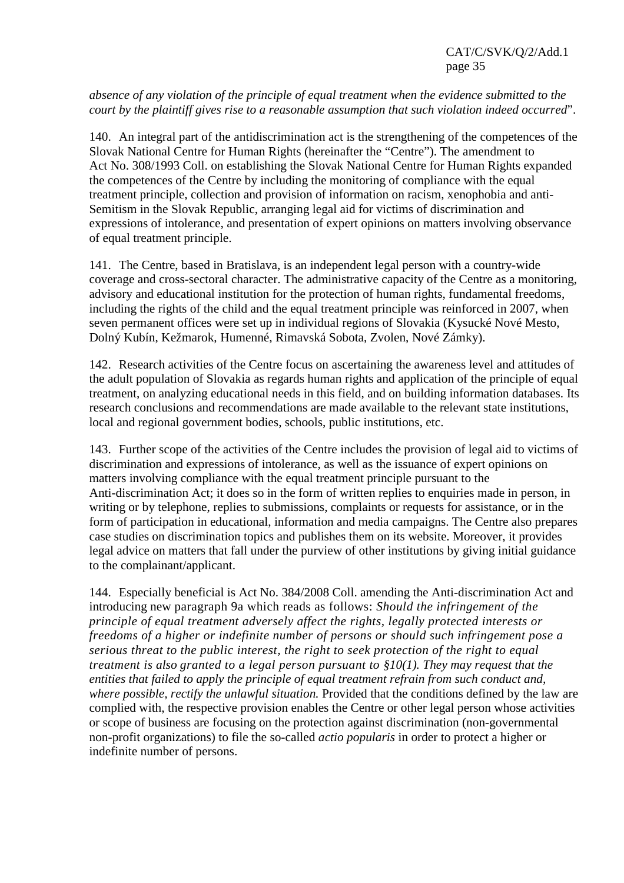*absence of any violation of the principle of equal treatment when the evidence submitted to the court by the plaintiff gives rise to a reasonable assumption that such violation indeed occurred*".

140. An integral part of the antidiscrimination act is the strengthening of the competences of the Slovak National Centre for Human Rights (hereinafter the "Centre"). The amendment to Act No. 308/1993 Coll. on establishing the Slovak National Centre for Human Rights expanded the competences of the Centre by including the monitoring of compliance with the equal treatment principle, collection and provision of information on racism, xenophobia and anti-Semitism in the Slovak Republic, arranging legal aid for victims of discrimination and expressions of intolerance, and presentation of expert opinions on matters involving observance of equal treatment principle.

141. The Centre, based in Bratislava, is an independent legal person with a country-wide coverage and cross-sectoral character. The administrative capacity of the Centre as a monitoring, advisory and educational institution for the protection of human rights, fundamental freedoms, including the rights of the child and the equal treatment principle was reinforced in 2007, when seven permanent offices were set up in individual regions of Slovakia (Kysucké Nové Mesto, Dolný Kubín, Kežmarok, Humenné, Rimavská Sobota, Zvolen, Nové Zámky).

142. Research activities of the Centre focus on ascertaining the awareness level and attitudes of the adult population of Slovakia as regards human rights and application of the principle of equal treatment, on analyzing educational needs in this field, and on building information databases. Its research conclusions and recommendations are made available to the relevant state institutions, local and regional government bodies, schools, public institutions, etc.

143. Further scope of the activities of the Centre includes the provision of legal aid to victims of discrimination and expressions of intolerance, as well as the issuance of expert opinions on matters involving compliance with the equal treatment principle pursuant to the Anti-discrimination Act; it does so in the form of written replies to enquiries made in person, in writing or by telephone, replies to submissions, complaints or requests for assistance, or in the form of participation in educational, information and media campaigns. The Centre also prepares case studies on discrimination topics and publishes them on its website. Moreover, it provides legal advice on matters that fall under the purview of other institutions by giving initial guidance to the complainant/applicant.

144. Especially beneficial is Act No. 384/2008 Coll. amending the Anti-discrimination Act and introducing new paragraph 9a which reads as follows: *Should the infringement of the principle of equal treatment adversely affect the rights, legally protected interests or freedoms of a higher or indefinite number of persons or should such infringement pose a serious threat to the public interest, the right to seek protection of the right to equal treatment is also granted to a legal person pursuant to §10(1). They may request that the entities that failed to apply the principle of equal treatment refrain from such conduct and, where possible, rectify the unlawful situation.* Provided that the conditions defined by the law are complied with, the respective provision enables the Centre or other legal person whose activities or scope of business are focusing on the protection against discrimination (non-governmental non-profit organizations) to file the so-called *actio popularis* in order to protect a higher or indefinite number of persons.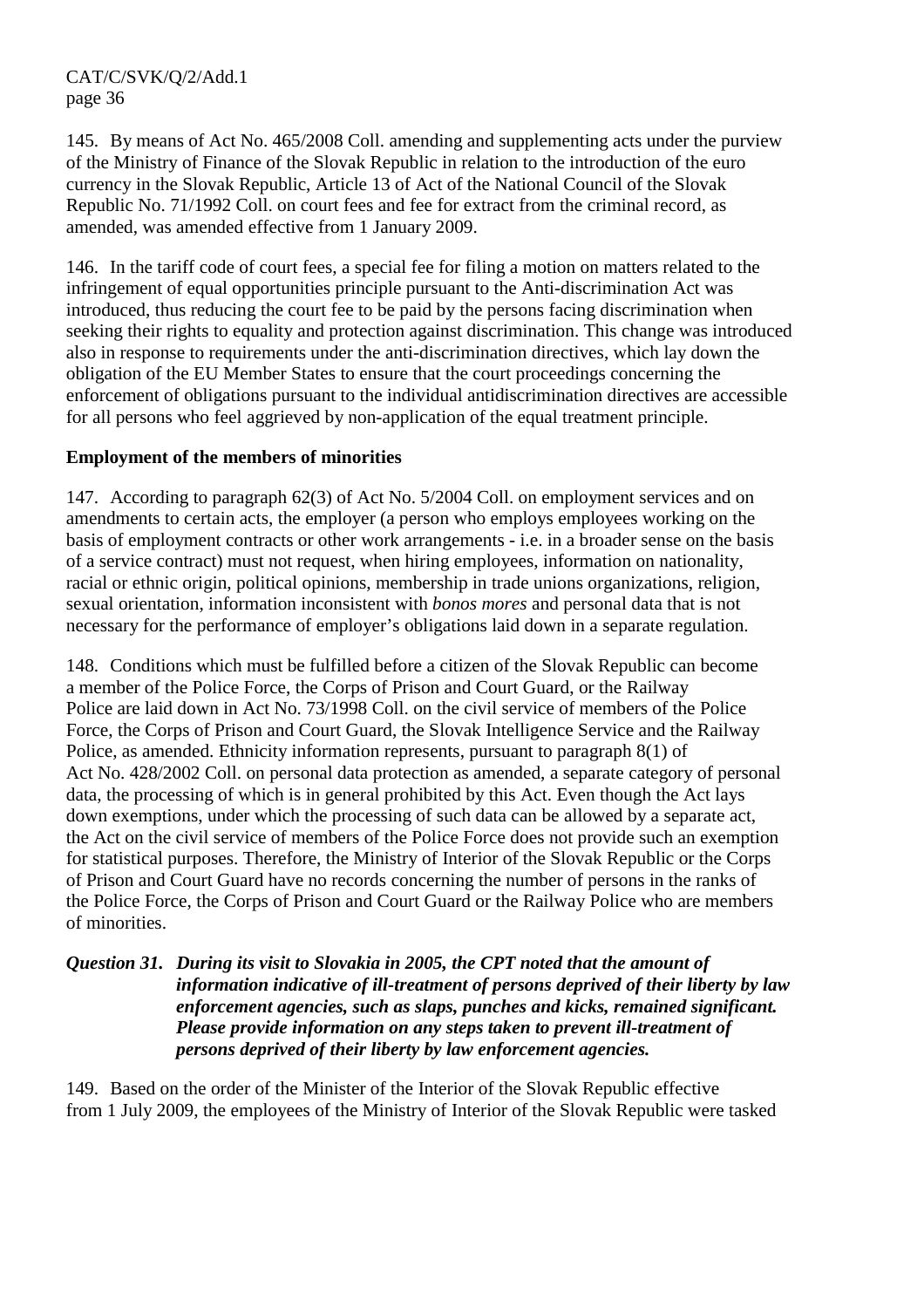145. By means of Act No. 465/2008 Coll. amending and supplementing acts under the purview of the Ministry of Finance of the Slovak Republic in relation to the introduction of the euro currency in the Slovak Republic, Article 13 of Act of the National Council of the Slovak Republic No. 71/1992 Coll. on court fees and fee for extract from the criminal record, as amended, was amended effective from 1 January 2009.

146. In the tariff code of court fees, a special fee for filing a motion on matters related to the infringement of equal opportunities principle pursuant to the Anti-discrimination Act was introduced, thus reducing the court fee to be paid by the persons facing discrimination when seeking their rights to equality and protection against discrimination. This change was introduced also in response to requirements under the anti-discrimination directives, which lay down the obligation of the EU Member States to ensure that the court proceedings concerning the enforcement of obligations pursuant to the individual antidiscrimination directives are accessible for all persons who feel aggrieved by non-application of the equal treatment principle.

**Employment of the members of minorities**

147. According to paragraph 62(3) of Act No. 5/2004 Coll. on employment services and on amendments to certain acts, the employer (a person who employs employees working on the basis of employment contracts or other work arrangements - i.e. in a broader sense on the basis of a service contract) must not request, when hiring employees, information on nationality, racial or ethnic origin, political opinions, membership in trade unions organizations, religion, sexual orientation, information inconsistent with *bonos mores* and personal data that is not necessary for the performance of employer's obligations laid down in a separate regulation.

148. Conditions which must be fulfilled before a citizen of the Slovak Republic can become a member of the Police Force, the Corps of Prison and Court Guard, or the Railway Police are laid down in Act No. 73/1998 Coll. on the civil service of members of the Police Force, the Corps of Prison and Court Guard, the Slovak Intelligence Service and the Railway Police, as amended. Ethnicity information represents, pursuant to paragraph 8(1) of Act No. 428/2002 Coll. on personal data protection as amended, a separate category of personal data, the processing of which is in general prohibited by this Act. Even though the Act lays down exemptions, under which the processing of such data can be allowed by a separate act, the Act on the civil service of members of the Police Force does not provide such an exemption for statistical purposes. Therefore, the Ministry of Interior of the Slovak Republic or the Corps of Prison and Court Guard have no records concerning the number of persons in the ranks of the Police Force, the Corps of Prison and Court Guard or the Railway Police who are members of minorities.

***Question 31. During its visit to Slovakia in 2005, the CPT noted that the amount of information indicative of ill-treatment of persons deprived of their liberty by law enforcement agencies, such as slaps, punches and kicks, remained significant. Please provide information on any steps taken to prevent ill-treatment of persons deprived of their liberty by law enforcement agencies.***

149. Based on the order of the Minister of the Interior of the Slovak Republic effective from 1 July 2009, the employees of the Ministry of Interior of the Slovak Republic were tasked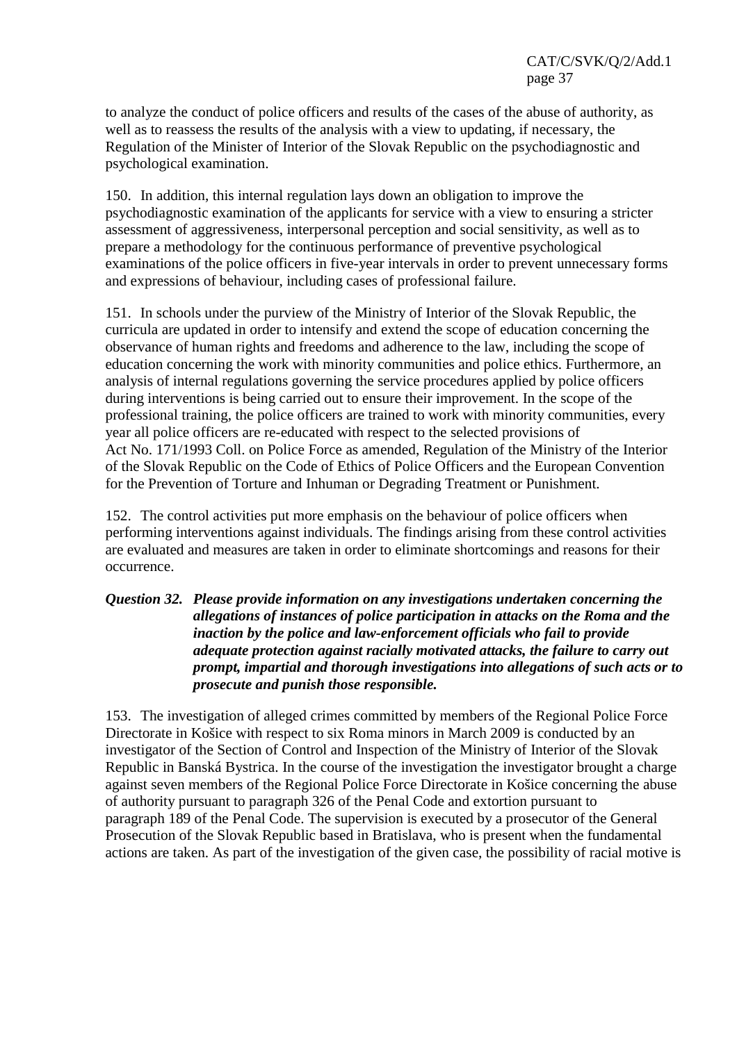to analyze the conduct of police officers and results of the cases of the abuse of authority, as well as to reassess the results of the analysis with a view to updating, if necessary, the Regulation of the Minister of Interior of the Slovak Republic on the psychodiagnostic and psychological examination.

150. In addition, this internal regulation lays down an obligation to improve the psychodiagnostic examination of the applicants for service with a view to ensuring a stricter assessment of aggressiveness, interpersonal perception and social sensitivity, as well as to prepare a methodology for the continuous performance of preventive psychological examinations of the police officers in five-year intervals in order to prevent unnecessary forms and expressions of behaviour, including cases of professional failure.

151. In schools under the purview of the Ministry of Interior of the Slovak Republic, the curricula are updated in order to intensify and extend the scope of education concerning the observance of human rights and freedoms and adherence to the law, including the scope of education concerning the work with minority communities and police ethics. Furthermore, an analysis of internal regulations governing the service procedures applied by police officers during interventions is being carried out to ensure their improvement. In the scope of the professional training, the police officers are trained to work with minority communities, every year all police officers are re-educated with respect to the selected provisions of Act No. 171/1993 Coll. on Police Force as amended, Regulation of the Ministry of the Interior of the Slovak Republic on the Code of Ethics of Police Officers and the European Convention for the Prevention of Torture and Inhuman or Degrading Treatment or Punishment.

152. The control activities put more emphasis on the behaviour of police officers when performing interventions against individuals. The findings arising from these control activities are evaluated and measures are taken in order to eliminate shortcomings and reasons for their occurrence.

***Question 32. Please provide information on any investigations undertaken concerning the allegations of instances of police participation in attacks on the Roma and the inaction by the police and law-enforcement officials who fail to provide adequate protection against racially motivated attacks, the failure to carry out prompt, impartial and thorough investigations into allegations of such acts or to prosecute and punish those responsible.***

153. The investigation of alleged crimes committed by members of the Regional Police Force Directorate in Košice with respect to six Roma minors in March 2009 is conducted by an investigator of the Section of Control and Inspection of the Ministry of Interior of the Slovak Republic in Banská Bystrica. In the course of the investigation the investigator brought a charge against seven members of the Regional Police Force Directorate in Košice concerning the abuse of authority pursuant to paragraph 326 of the Penal Code and extortion pursuant to paragraph 189 of the Penal Code. The supervision is executed by a prosecutor of the General Prosecution of the Slovak Republic based in Bratislava, who is present when the fundamental actions are taken. As part of the investigation of the given case, the possibility of racial motive is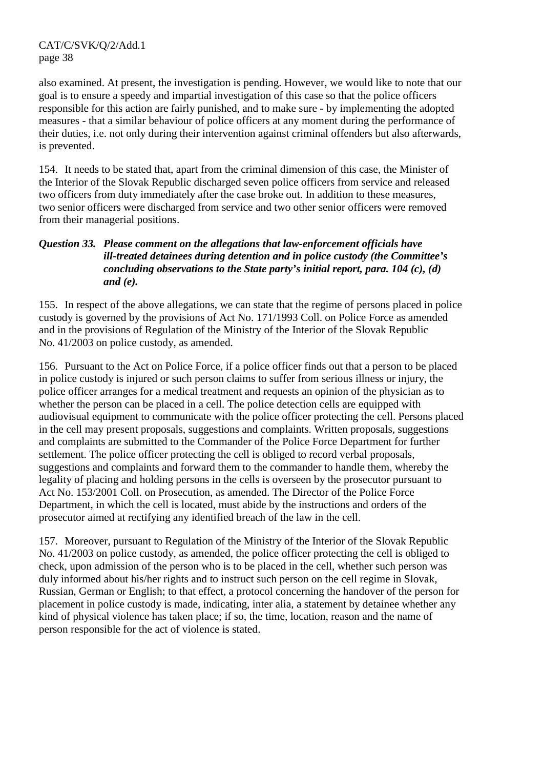also examined. At present, the investigation is pending. However, we would like to note that our goal is to ensure a speedy and impartial investigation of this case so that the police officers responsible for this action are fairly punished, and to make sure - by implementing the adopted measures - that a similar behaviour of police officers at any moment during the performance of their duties, i.e. not only during their intervention against criminal offenders but also afterwards, is prevented.

154. It needs to be stated that, apart from the criminal dimension of this case, the Minister of the Interior of the Slovak Republic discharged seven police officers from service and released two officers from duty immediately after the case broke out. In addition to these measures, two senior officers were discharged from service and two other senior officers were removed from their managerial positions.

***Question 33. Please comment on the allegations that law-enforcement officials have ill-treated detainees during detention and in police custody (the Committee's concluding observations to the State party's initial report, para. 104 (c), (d) and (e).***

155. In respect of the above allegations, we can state that the regime of persons placed in police custody is governed by the provisions of Act No. 171/1993 Coll. on Police Force as amended and in the provisions of Regulation of the Ministry of the Interior of the Slovak Republic No. 41/2003 on police custody, as amended.

156. Pursuant to the Act on Police Force, if a police officer finds out that a person to be placed in police custody is injured or such person claims to suffer from serious illness or injury, the police officer arranges for a medical treatment and requests an opinion of the physician as to whether the person can be placed in a cell. The police detection cells are equipped with audiovisual equipment to communicate with the police officer protecting the cell. Persons placed in the cell may present proposals, suggestions and complaints. Written proposals, suggestions and complaints are submitted to the Commander of the Police Force Department for further settlement. The police officer protecting the cell is obliged to record verbal proposals, suggestions and complaints and forward them to the commander to handle them, whereby the legality of placing and holding persons in the cells is overseen by the prosecutor pursuant to Act No. 153/2001 Coll. on Prosecution, as amended. The Director of the Police Force Department, in which the cell is located, must abide by the instructions and orders of the prosecutor aimed at rectifying any identified breach of the law in the cell.

157. Moreover, pursuant to Regulation of the Ministry of the Interior of the Slovak Republic No. 41/2003 on police custody, as amended, the police officer protecting the cell is obliged to check, upon admission of the person who is to be placed in the cell, whether such person was duly informed about his/her rights and to instruct such person on the cell regime in Slovak, Russian, German or English; to that effect, a protocol concerning the handover of the person for placement in police custody is made, indicating, inter alia, a statement by detainee whether any kind of physical violence has taken place; if so, the time, location, reason and the name of person responsible for the act of violence is stated.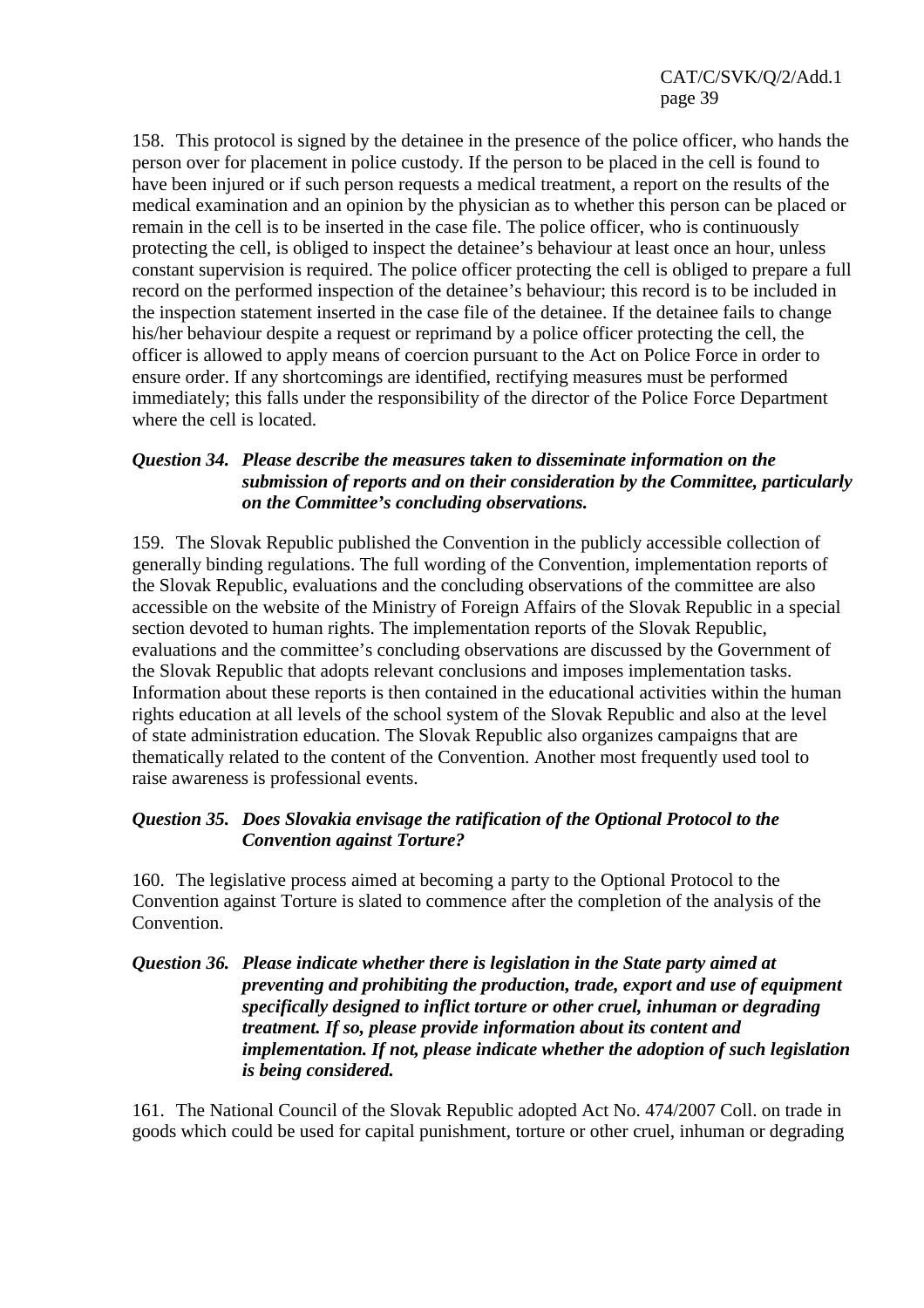158. This protocol is signed by the detainee in the presence of the police officer, who hands the person over for placement in police custody. If the person to be placed in the cell is found to have been injured or if such person requests a medical treatment, a report on the results of the medical examination and an opinion by the physician as to whether this person can be placed or remain in the cell is to be inserted in the case file. The police officer, who is continuously protecting the cell, is obliged to inspect the detainee's behaviour at least once an hour, unless constant supervision is required. The police officer protecting the cell is obliged to prepare a full record on the performed inspection of the detainee's behaviour; this record is to be included in the inspection statement inserted in the case file of the detainee. If the detainee fails to change his/her behaviour despite a request or reprimand by a police officer protecting the cell, the officer is allowed to apply means of coercion pursuant to the Act on Police Force in order to ensure order. If any shortcomings are identified, rectifying measures must be performed immediately; this falls under the responsibility of the director of the Police Force Department where the cell is located.

***Question 34. Please describe the measures taken to disseminate information on the submission of reports and on their consideration by the Committee, particularly on the Committee's concluding observations.***

159. The Slovak Republic published the Convention in the publicly accessible collection of generally binding regulations. The full wording of the Convention, implementation reports of the Slovak Republic, evaluations and the concluding observations of the committee are also accessible on the website of the Ministry of Foreign Affairs of the Slovak Republic in a special section devoted to human rights. The implementation reports of the Slovak Republic, evaluations and the committee's concluding observations are discussed by the Government of the Slovak Republic that adopts relevant conclusions and imposes implementation tasks. Information about these reports is then contained in the educational activities within the human rights education at all levels of the school system of the Slovak Republic and also at the level of state administration education. The Slovak Republic also organizes campaigns that are thematically related to the content of the Convention. Another most frequently used tool to raise awareness is professional events.

***Question 35. Does Slovakia envisage the ratification of the Optional Protocol to the Convention against Torture?***

160. The legislative process aimed at becoming a party to the Optional Protocol to the Convention against Torture is slated to commence after the completion of the analysis of the Convention.

***Question 36. Please indicate whether there is legislation in the State party aimed at preventing and prohibiting the production, trade, export and use of equipment specifically designed to inflict torture or other cruel, inhuman or degrading treatment. If so, please provide information about its content and implementation. If not, please indicate whether the adoption of such legislation is being considered.***

161. The National Council of the Slovak Republic adopted Act No. 474/2007 Coll. on trade in goods which could be used for capital punishment, torture or other cruel, inhuman or degrading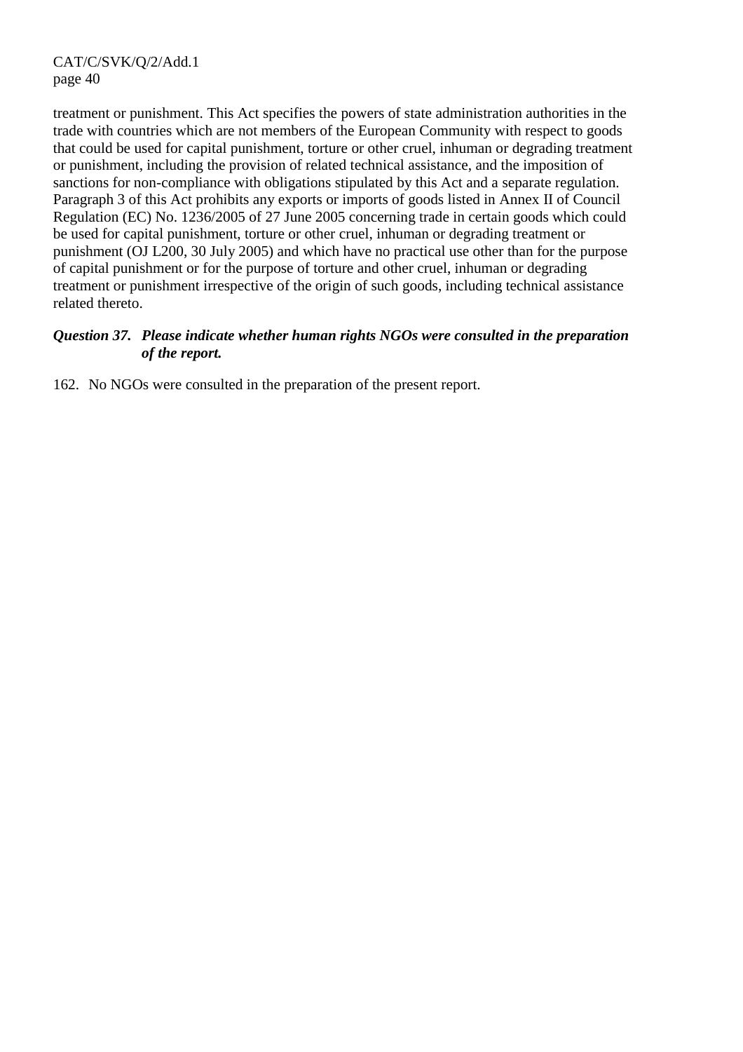treatment or punishment. This Act specifies the powers of state administration authorities in the trade with countries which are not members of the European Community with respect to goods that could be used for capital punishment, torture or other cruel, inhuman or degrading treatment or punishment, including the provision of related technical assistance, and the imposition of sanctions for non-compliance with obligations stipulated by this Act and a separate regulation. Paragraph 3 of this Act prohibits any exports or imports of goods listed in Annex II of Council Regulation (EC) No. 1236/2005 of 27 June 2005 concerning trade in certain goods which could be used for capital punishment, torture or other cruel, inhuman or degrading treatment or punishment (OJ L200, 30 July 2005) and which have no practical use other than for the purpose of capital punishment or for the purpose of torture and other cruel, inhuman or degrading treatment or punishment irrespective of the origin of such goods, including technical assistance related thereto.

***Question 37. Please indicate whether human rights NGOs were consulted in the preparation of the report.***

162. No NGOs were consulted in the preparation of the present report.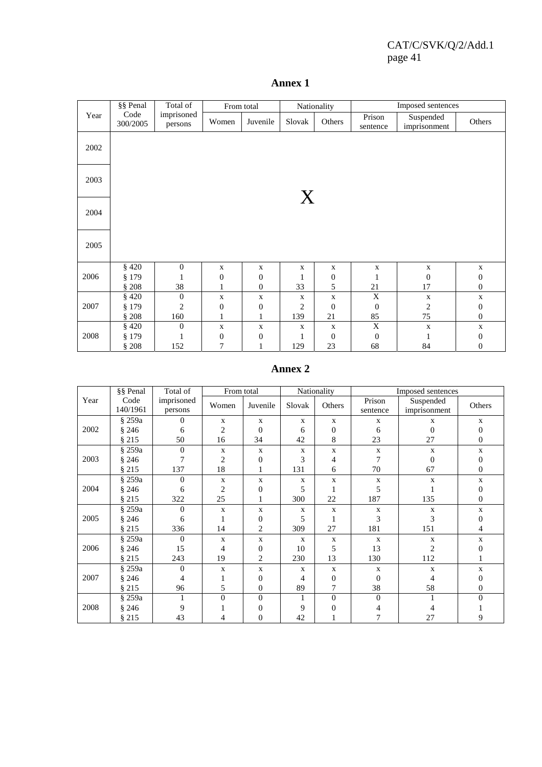# Annex 1

| Year | §§ Penal Code 300/2005 | Total of imprisoned persons | From total | | Nationality | | Imposed sentences | | |
|---|---|---|---|---|---|---|---|---|---|
| | | | Women | Juvenile | Slovak | Others | Prison sentence | Suspended imprisonment | Others |
| 2002 | X | | | | | | | | |
| 2003 | | | | | | | | | |
| 2004 | | | | | | | | | |
| 2005 | | | | | | | | | |
| 2006 | § 420 | 0 | x | x | x | x | x | x | x |
| | § 179 | 1 | 0 | 0 | 1 | 0 | 1 | 0 | 0 |
| | § 208 | 38 | 1 | 0 | 33 | 5 | 21 | 17 | 0 |
| 2007 | § 420 | 0 | x | x | x | x | X | x | x |
| | § 179 | 2 | 0 | 0 | 2 | 0 | 0 | 2 | 0 |
| | § 208 | 160 | 1 | 1 | 139 | 21 | 85 | 75 | 0 |
| 2008 | § 420 | 0 | x | x | x | x | X | x | x |
| | § 179 | 1 | 0 | 0 | 1 | 0 | 0 | 1 | 0 |
| | § 208 | 152 | 7 | 1 | 129 | 23 | 68 | 84 | 0 |

# Annex 2

| Year | §§ Penal Code 140/1961 | Total of imprisoned persons | From total | | Nationality | | Imposed sentences | | |
|---|---|---|---|---|---|---|---|---|---|
| | | | Women | Juvenile | Slovak | Others | Prison sentence | Suspended imprisonment | Others |
| 2002 | § 259a | 0 | x | x | x | x | x | x | x |
| | § 246 | 6 | 2 | 0 | 6 | 0 | 6 | 0 | 0 |
| | § 215 | 50 | 16 | 34 | 42 | 8 | 23 | 27 | 0 |
| 2003 | § 259a | 0 | x | x | x | x | x | x | x |
| | § 246 | 7 | 2 | 0 | 3 | 4 | 7 | 0 | 0 |
| | § 215 | 137 | 18 | 1 | 131 | 6 | 70 | 67 | 0 |
| 2004 | § 259a | 0 | x | x | x | x | x | x | x |
| | § 246 | 6 | 2 | 0 | 5 | 1 | 5 | 1 | 0 |
| | § 215 | 322 | 25 | 1 | 300 | 22 | 187 | 135 | 0 |
| 2005 | § 259a | 0 | x | x | x | x | x | x | x |
| | § 246 | 6 | 1 | 0 | 5 | 1 | 3 | 3 | 0 |
| | § 215 | 336 | 14 | 2 | 309 | 27 | 181 | 151 | 4 |
| 2006 | § 259a | 0 | x | x | x | x | x | x | x |
| | § 246 | 15 | 4 | 0 | 10 | 5 | 13 | 2 | 0 |
| | § 215 | 243 | 19 | 2 | 230 | 13 | 130 | 112 | 1 |
| 2007 | § 259a | 0 | x | x | x | x | x | x | x |
| | § 246 | 4 | 1 | 0 | 4 | 0 | 0 | 4 | 0 |
| | § 215 | 96 | 5 | 0 | 89 | 7 | 38 | 58 | 0 |
| 2008 | § 259a | 1 | 0 | 0 | 1 | 0 | 0 | 1 | 0 |
| | § 246 | 9 | 1 | 0 | 9 | 0 | 4 | 4 | 1 |
| | § 215 | 43 | 4 | 0 | 42 | 1 | 7 | 27 | 9 |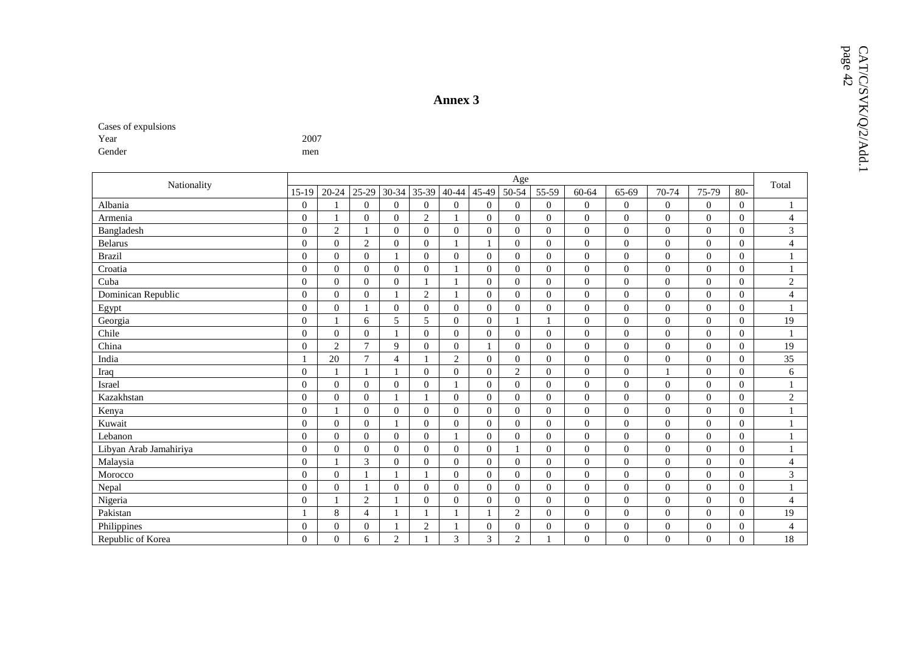## Annex 3

Cases of expulsions
Year 2007
Gender men

| Nationality | Age | | | | | | | | | | | | | | Total |
|---|---|---|---|---|---|---|---|---|---|---|---|---|---|---|---|
| | 15-19 | 20-24 | 25-29 | 30-34 | 35-39 | 40-44 | 45-49 | 50-54 | 55-59 | 60-64 | 65-69 | 70-74 | 75-79 | 80- | |
| Albania | 0 | 1 | 0 | 0 | 0 | 0 | 0 | 0 | 0 | 0 | 0 | 0 | 0 | 0 | 1 |
| Armenia | 0 | 1 | 0 | 0 | 2 | 1 | 0 | 0 | 0 | 0 | 0 | 0 | 0 | 0 | 4 |
| Bangladesh | 0 | 2 | 1 | 0 | 0 | 0 | 0 | 0 | 0 | 0 | 0 | 0 | 0 | 0 | 3 |
| Belarus | 0 | 0 | 2 | 0 | 0 | 1 | 1 | 0 | 0 | 0 | 0 | 0 | 0 | 0 | 4 |
| Brazil | 0 | 0 | 0 | 1 | 0 | 0 | 0 | 0 | 0 | 0 | 0 | 0 | 0 | 0 | 1 |
| Croatia | 0 | 0 | 0 | 0 | 0 | 1 | 0 | 0 | 0 | 0 | 0 | 0 | 0 | 0 | 1 |
| Cuba | 0 | 0 | 0 | 0 | 1 | 1 | 0 | 0 | 0 | 0 | 0 | 0 | 0 | 0 | 2 |
| Dominican Republic | 0 | 0 | 0 | 1 | 2 | 1 | 0 | 0 | 0 | 0 | 0 | 0 | 0 | 0 | 4 |
| Egypt | 0 | 0 | 1 | 0 | 0 | 0 | 0 | 0 | 0 | 0 | 0 | 0 | 0 | 0 | 1 |
| Georgia | 0 | 1 | 6 | 5 | 5 | 0 | 0 | 1 | 1 | 0 | 0 | 0 | 0 | 0 | 19 |
| Chile | 0 | 0 | 0 | 1 | 0 | 0 | 0 | 0 | 0 | 0 | 0 | 0 | 0 | 0 | 1 |
| China | 0 | 2 | 7 | 9 | 0 | 0 | 1 | 0 | 0 | 0 | 0 | 0 | 0 | 0 | 19 |
| India | 1 | 20 | 7 | 4 | 1 | 2 | 0 | 0 | 0 | 0 | 0 | 0 | 0 | 0 | 35 |
| Iraq | 0 | 1 | 1 | 1 | 0 | 0 | 0 | 2 | 0 | 0 | 0 | 1 | 0 | 0 | 6 |
| Israel | 0 | 0 | 0 | 0 | 0 | 1 | 0 | 0 | 0 | 0 | 0 | 0 | 0 | 0 | 1 |
| Kazakhstan | 0 | 0 | 0 | 1 | 1 | 0 | 0 | 0 | 0 | 0 | 0 | 0 | 0 | 0 | 2 |
| Kenya | 0 | 1 | 0 | 0 | 0 | 0 | 0 | 0 | 0 | 0 | 0 | 0 | 0 | 0 | 1 |
| Kuwait | 0 | 0 | 0 | 1 | 0 | 0 | 0 | 0 | 0 | 0 | 0 | 0 | 0 | 0 | 1 |
| Lebanon | 0 | 0 | 0 | 0 | 0 | 1 | 0 | 0 | 0 | 0 | 0 | 0 | 0 | 0 | 1 |
| Libyan Arab Jamahiriya | 0 | 0 | 0 | 0 | 0 | 0 | 0 | 1 | 0 | 0 | 0 | 0 | 0 | 0 | 1 |
| Malaysia | 0 | 1 | 3 | 0 | 0 | 0 | 0 | 0 | 0 | 0 | 0 | 0 | 0 | 0 | 4 |
| Morocco | 0 | 0 | 1 | 1 | 1 | 0 | 0 | 0 | 0 | 0 | 0 | 0 | 0 | 0 | 3 |
| Nepal | 0 | 0 | 1 | 0 | 0 | 0 | 0 | 0 | 0 | 0 | 0 | 0 | 0 | 0 | 1 |
| Nigeria | 0 | 1 | 2 | 1 | 0 | 0 | 0 | 0 | 0 | 0 | 0 | 0 | 0 | 0 | 4 |
| Pakistan | 1 | 8 | 4 | 1 | 1 | 1 | 1 | 2 | 0 | 0 | 0 | 0 | 0 | 0 | 19 |
| Philippines | 0 | 0 | 0 | 1 | 2 | 1 | 0 | 0 | 0 | 0 | 0 | 0 | 0 | 0 | 4 |
| Republic of Korea | 0 | 0 | 6 | 2 | 1 | 3 | 3 | 2 | 1 | 0 | 0 | 0 | 0 | 0 | 18 |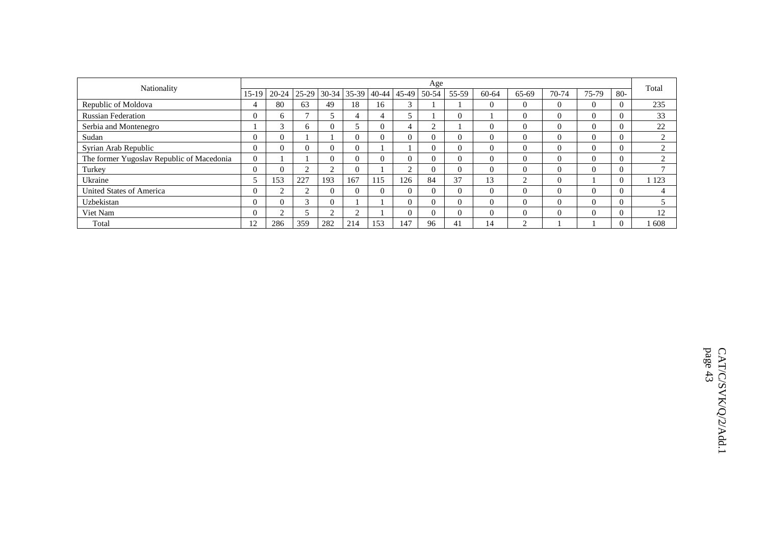| Nationality | Age | | | | | | | | | | | | | | Total |
|---|---|---|---|---|---|---|---|---|---|---|---|---|---|---|---|
| | 15-19 | 20-24 | 25-29 | 30-34 | 35-39 | 40-44 | 45-49 | 50-54 | 55-59 | 60-64 | 65-69 | 70-74 | 75-79 | 80- | |
| Republic of Moldova | 4 | 80 | 63 | 49 | 18 | 16 | 3 | 1 | 1 | 0 | 0 | 0 | 0 | 0 | 235 |
| Russian Federation | 0 | 6 | 7 | 5 | 4 | 4 | 5 | 1 | 0 | 1 | 0 | 0 | 0 | 0 | 33 |
| Serbia and Montenegro | 1 | 3 | 6 | 0 | 5 | 0 | 4 | 2 | 1 | 0 | 0 | 0 | 0 | 0 | 22 |
| Sudan | 0 | 0 | 1 | 1 | 0 | 0 | 0 | 0 | 0 | 0 | 0 | 0 | 0 | 0 | 2 |
| Syrian Arab Republic | 0 | 0 | 0 | 0 | 0 | 1 | 1 | 0 | 0 | 0 | 0 | 0 | 0 | 0 | 2 |
| The former Yugoslav Republic of Macedonia | 0 | 1 | 1 | 0 | 0 | 0 | 0 | 0 | 0 | 0 | 0 | 0 | 0 | 0 | 2 |
| Turkey | 0 | 0 | 2 | 2 | 0 | 1 | 2 | 0 | 0 | 0 | 0 | 0 | 0 | 0 | 7 |
| Ukraine | 5 | 153 | 227 | 193 | 167 | 115 | 126 | 84 | 37 | 13 | 2 | 0 | 1 | 0 | 1 123 |
| United States of America | 0 | 2 | 2 | 0 | 0 | 0 | 0 | 0 | 0 | 0 | 0 | 0 | 0 | 0 | 4 |
| Uzbekistan | 0 | 0 | 3 | 0 | 1 | 1 | 0 | 0 | 0 | 0 | 0 | 0 | 0 | 0 | 5 |
| Viet Nam | 0 | 2 | 5 | 2 | 2 | 1 | 0 | 0 | 0 | 0 | 0 | 0 | 0 | 0 | 12 |
| Total | 12 | 286 | 359 | 282 | 214 | 153 | 147 | 96 | 41 | 14 | 2 | 1 | 1 | 0 | 1 608 |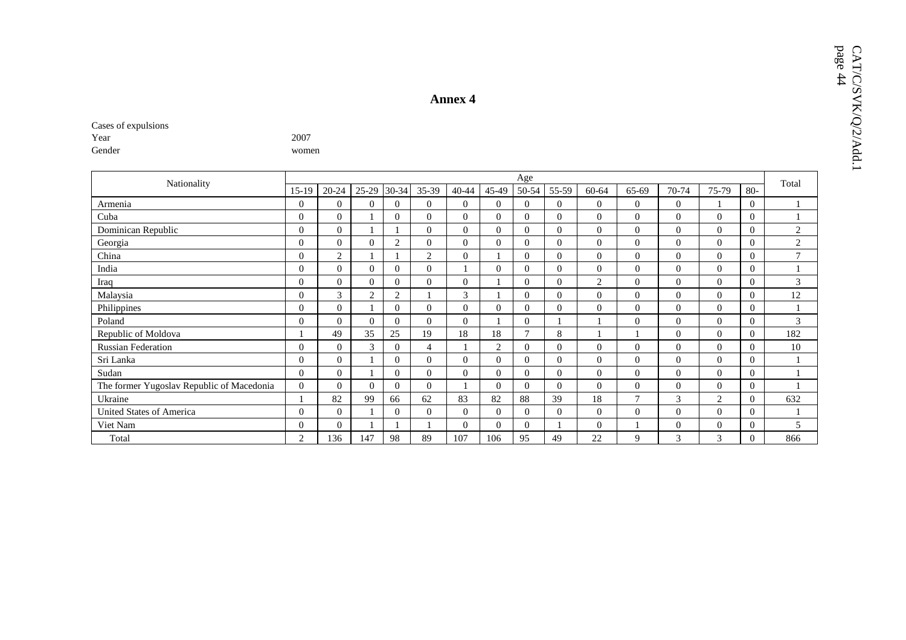# Annex 4

Cases of expulsions

Year 2007

Gender women

| Nationality | Age | | | | | | | | | | | | | | Total |
|---|---|---|---|---|---|---|---|---|---|---|---|---|---|---|---|
| | 15-19 | 20-24 | 25-29 | 30-34 | 35-39 | 40-44 | 45-49 | 50-54 | 55-59 | 60-64 | 65-69 | 70-74 | 75-79 | 80- | |
| Armenia | 0 | 0 | 0 | 0 | 0 | 0 | 0 | 0 | 0 | 0 | 0 | 0 | 1 | 0 | 1 |
| Cuba | 0 | 0 | 1 | 0 | 0 | 0 | 0 | 0 | 0 | 0 | 0 | 0 | 0 | 0 | 1 |
| Dominican Republic | 0 | 0 | 1 | 1 | 0 | 0 | 0 | 0 | 0 | 0 | 0 | 0 | 0 | 0 | 2 |
| Georgia | 0 | 0 | 0 | 2 | 0 | 0 | 0 | 0 | 0 | 0 | 0 | 0 | 0 | 0 | 2 |
| China | 0 | 2 | 1 | 1 | 2 | 0 | 1 | 0 | 0 | 0 | 0 | 0 | 0 | 0 | 7 |
| India | 0 | 0 | 0 | 0 | 0 | 1 | 0 | 0 | 0 | 0 | 0 | 0 | 0 | 0 | 1 |
| Iraq | 0 | 0 | 0 | 0 | 0 | 0 | 1 | 0 | 0 | 2 | 0 | 0 | 0 | 0 | 3 |
| Malaysia | 0 | 3 | 2 | 2 | 1 | 3 | 1 | 0 | 0 | 0 | 0 | 0 | 0 | 0 | 12 |
| Philippines | 0 | 0 | 1 | 0 | 0 | 0 | 0 | 0 | 0 | 0 | 0 | 0 | 0 | 0 | 1 |
| Poland | 0 | 0 | 0 | 0 | 0 | 0 | 1 | 0 | 1 | 1 | 0 | 0 | 0 | 0 | 3 |
| Republic of Moldova | 1 | 49 | 35 | 25 | 19 | 18 | 18 | 7 | 8 | 1 | 1 | 0 | 0 | 0 | 182 |
| Russian Federation | 0 | 0 | 3 | 0 | 4 | 1 | 2 | 0 | 0 | 0 | 0 | 0 | 0 | 0 | 10 |
| Sri Lanka | 0 | 0 | 1 | 0 | 0 | 0 | 0 | 0 | 0 | 0 | 0 | 0 | 0 | 0 | 1 |
| Sudan | 0 | 0 | 1 | 0 | 0 | 0 | 0 | 0 | 0 | 0 | 0 | 0 | 0 | 0 | 1 |
| The former Yugoslav Republic of Macedonia | 0 | 0 | 0 | 0 | 0 | 1 | 0 | 0 | 0 | 0 | 0 | 0 | 0 | 0 | 1 |
| Ukraine | 1 | 82 | 99 | 66 | 62 | 83 | 82 | 88 | 39 | 18 | 7 | 3 | 2 | 0 | 632 |
| United States of America | 0 | 0 | 1 | 0 | 0 | 0 | 0 | 0 | 0 | 0 | 0 | 0 | 0 | 0 | 1 |
| Viet Nam | 0 | 0 | 1 | 1 | 1 | 0 | 0 | 0 | 1 | 0 | 1 | 0 | 0 | 0 | 5 |
| Total | 2 | 136 | 147 | 98 | 89 | 107 | 106 | 95 | 49 | 22 | 9 | 3 | 3 | 0 | 866 |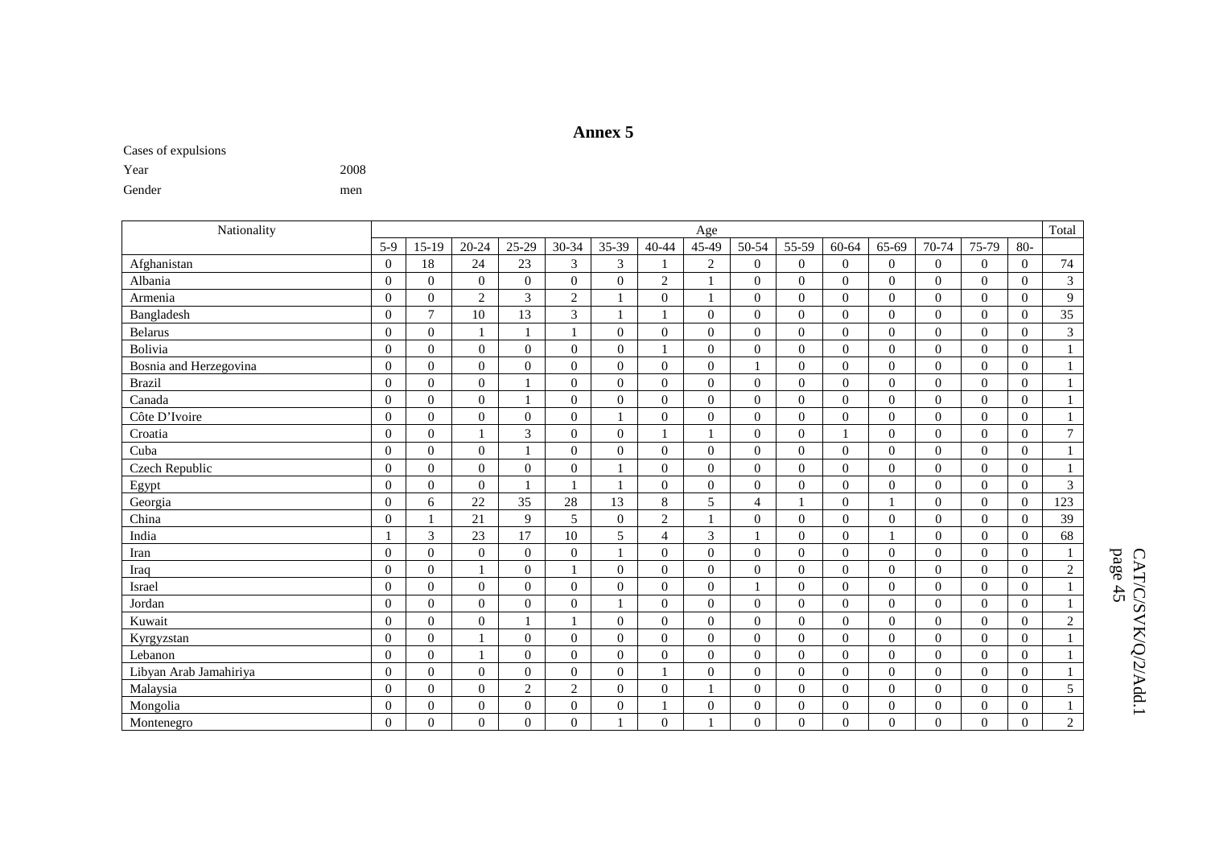# Annex 5

Cases of expulsions

Year 2008

Gender men

| Nationality | Age | | | | | | | | | | | | | | | Total |
|---|---|---|---|---|---|---|---|---|---|---|---|---|---|---|---|---|
| | 5-9 | 15-19 | 20-24 | 25-29 | 30-34 | 35-39 | 40-44 | 45-49 | 50-54 | 55-59 | 60-64 | 65-69 | 70-74 | 75-79 | 80- | |
| Afghanistan | 0 | 18 | 24 | 23 | 3 | 3 | 1 | 2 | 0 | 0 | 0 | 0 | 0 | 0 | 0 | 74 |
| Albania | 0 | 0 | 0 | 0 | 0 | 0 | 2 | 1 | 0 | 0 | 0 | 0 | 0 | 0 | 0 | 3 |
| Armenia | 0 | 0 | 2 | 3 | 2 | 1 | 0 | 1 | 0 | 0 | 0 | 0 | 0 | 0 | 0 | 9 |
| Bangladesh | 0 | 7 | 10 | 13 | 3 | 1 | 1 | 0 | 0 | 0 | 0 | 0 | 0 | 0 | 0 | 35 |
| Belarus | 0 | 0 | 1 | 1 | 1 | 0 | 0 | 0 | 0 | 0 | 0 | 0 | 0 | 0 | 0 | 3 |
| Bolivia | 0 | 0 | 0 | 0 | 0 | 0 | 1 | 0 | 0 | 0 | 0 | 0 | 0 | 0 | 0 | 1 |
| Bosnia and Herzegovina | 0 | 0 | 0 | 0 | 0 | 0 | 0 | 0 | 1 | 0 | 0 | 0 | 0 | 0 | 0 | 1 |
| Brazil | 0 | 0 | 0 | 1 | 0 | 0 | 0 | 0 | 0 | 0 | 0 | 0 | 0 | 0 | 0 | 1 |
| Canada | 0 | 0 | 0 | 1 | 0 | 0 | 0 | 0 | 0 | 0 | 0 | 0 | 0 | 0 | 0 | 1 |
| Côte D'Ivoire | 0 | 0 | 0 | 0 | 0 | 1 | 0 | 0 | 0 | 0 | 0 | 0 | 0 | 0 | 0 | 1 |
| Croatia | 0 | 0 | 1 | 3 | 0 | 0 | 1 | 1 | 0 | 0 | 1 | 0 | 0 | 0 | 0 | 7 |
| Cuba | 0 | 0 | 0 | 1 | 0 | 0 | 0 | 0 | 0 | 0 | 0 | 0 | 0 | 0 | 0 | 1 |
| Czech Republic | 0 | 0 | 0 | 0 | 0 | 1 | 0 | 0 | 0 | 0 | 0 | 0 | 0 | 0 | 0 | 1 |
| Egypt | 0 | 0 | 0 | 1 | 1 | 1 | 0 | 0 | 0 | 0 | 0 | 0 | 0 | 0 | 0 | 3 |
| Georgia | 0 | 6 | 22 | 35 | 28 | 13 | 8 | 5 | 4 | 1 | 0 | 1 | 0 | 0 | 0 | 123 |
| China | 0 | 1 | 21 | 9 | 5 | 0 | 2 | 1 | 0 | 0 | 0 | 0 | 0 | 0 | 0 | 39 |
| India | 1 | 3 | 23 | 17 | 10 | 5 | 4 | 3 | 1 | 0 | 0 | 1 | 0 | 0 | 0 | 68 |
| Iran | 0 | 0 | 0 | 0 | 0 | 1 | 0 | 0 | 0 | 0 | 0 | 0 | 0 | 0 | 0 | 1 |
| Iraq | 0 | 0 | 1 | 0 | 1 | 0 | 0 | 0 | 0 | 0 | 0 | 0 | 0 | 0 | 0 | 2 |
| Israel | 0 | 0 | 0 | 0 | 0 | 0 | 0 | 0 | 1 | 0 | 0 | 0 | 0 | 0 | 0 | 1 |
| Jordan | 0 | 0 | 0 | 0 | 0 | 1 | 0 | 0 | 0 | 0 | 0 | 0 | 0 | 0 | 0 | 1 |
| Kuwait | 0 | 0 | 0 | 1 | 1 | 0 | 0 | 0 | 0 | 0 | 0 | 0 | 0 | 0 | 0 | 2 |
| Kyrgyzstan | 0 | 0 | 1 | 0 | 0 | 0 | 0 | 0 | 0 | 0 | 0 | 0 | 0 | 0 | 0 | 1 |
| Lebanon | 0 | 0 | 1 | 0 | 0 | 0 | 0 | 0 | 0 | 0 | 0 | 0 | 0 | 0 | 0 | 1 |
| Libyan Arab Jamahiriya | 0 | 0 | 0 | 0 | 0 | 0 | 1 | 0 | 0 | 0 | 0 | 0 | 0 | 0 | 0 | 1 |
| Malaysia | 0 | 0 | 0 | 2 | 2 | 0 | 0 | 1 | 0 | 0 | 0 | 0 | 0 | 0 | 0 | 5 |
| Mongolia | 0 | 0 | 0 | 0 | 0 | 0 | 1 | 0 | 0 | 0 | 0 | 0 | 0 | 0 | 0 | 1 |
| Montenegro | 0 | 0 | 0 | 0 | 0 | 1 | 0 | 1 | 0 | 0 | 0 | 0 | 0 | 0 | 0 | 2 |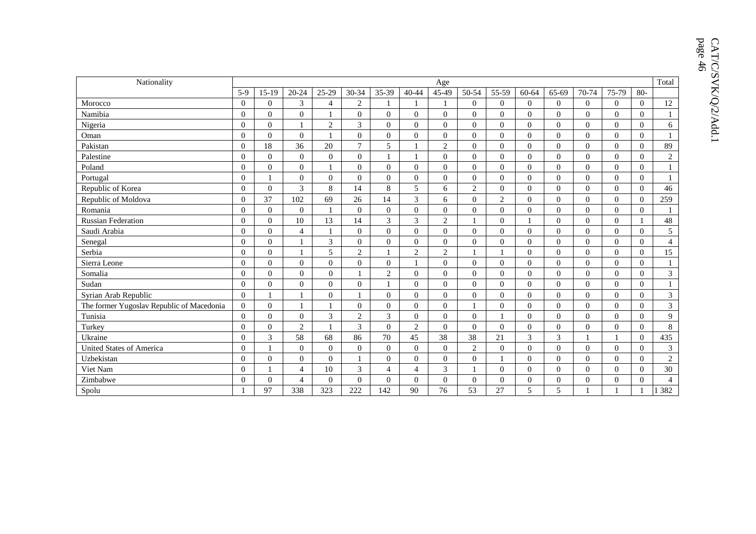| Nationality | Age | | | | | | | | | | | | | | | Total |
|---|---|---|---|---|---|---|---|---|---|---|---|---|---|---|---|---|
| | 5-9 | 15-19 | 20-24 | 25-29 | 30-34 | 35-39 | 40-44 | 45-49 | 50-54 | 55-59 | 60-64 | 65-69 | 70-74 | 75-79 | 80- | |
| Morocco | 0 | 0 | 3 | 4 | 2 | 1 | 1 | 1 | 0 | 0 | 0 | 0 | 0 | 0 | 0 | 12 |
| Namibia | 0 | 0 | 0 | 1 | 0 | 0 | 0 | 0 | 0 | 0 | 0 | 0 | 0 | 0 | 0 | 1 |
| Nigeria | 0 | 0 | 1 | 2 | 3 | 0 | 0 | 0 | 0 | 0 | 0 | 0 | 0 | 0 | 0 | 6 |
| Oman | 0 | 0 | 0 | 1 | 0 | 0 | 0 | 0 | 0 | 0 | 0 | 0 | 0 | 0 | 0 | 1 |
| Pakistan | 0 | 18 | 36 | 20 | 7 | 5 | 1 | 2 | 0 | 0 | 0 | 0 | 0 | 0 | 0 | 89 |
| Palestine | 0 | 0 | 0 | 0 | 0 | 1 | 1 | 0 | 0 | 0 | 0 | 0 | 0 | 0 | 0 | 2 |
| Poland | 0 | 0 | 0 | 1 | 0 | 0 | 0 | 0 | 0 | 0 | 0 | 0 | 0 | 0 | 0 | 1 |
| Portugal | 0 | 1 | 0 | 0 | 0 | 0 | 0 | 0 | 0 | 0 | 0 | 0 | 0 | 0 | 0 | 1 |
| Republic of Korea | 0 | 0 | 3 | 8 | 14 | 8 | 5 | 6 | 2 | 0 | 0 | 0 | 0 | 0 | 0 | 46 |
| Republic of Moldova | 0 | 37 | 102 | 69 | 26 | 14 | 3 | 6 | 0 | 2 | 0 | 0 | 0 | 0 | 0 | 259 |
| Romania | 0 | 0 | 0 | 1 | 0 | 0 | 0 | 0 | 0 | 0 | 0 | 0 | 0 | 0 | 0 | 1 |
| Russian Federation | 0 | 0 | 10 | 13 | 14 | 3 | 3 | 2 | 1 | 0 | 1 | 0 | 0 | 0 | 1 | 48 |
| Saudi Arabia | 0 | 0 | 4 | 1 | 0 | 0 | 0 | 0 | 0 | 0 | 0 | 0 | 0 | 0 | 0 | 5 |
| Senegal | 0 | 0 | 1 | 3 | 0 | 0 | 0 | 0 | 0 | 0 | 0 | 0 | 0 | 0 | 0 | 4 |
| Serbia | 0 | 0 | 1 | 5 | 2 | 1 | 2 | 2 | 1 | 1 | 0 | 0 | 0 | 0 | 0 | 15 |
| Sierra Leone | 0 | 0 | 0 | 0 | 0 | 0 | 1 | 0 | 0 | 0 | 0 | 0 | 0 | 0 | 0 | 1 |
| Somalia | 0 | 0 | 0 | 0 | 1 | 2 | 0 | 0 | 0 | 0 | 0 | 0 | 0 | 0 | 0 | 3 |
| Sudan | 0 | 0 | 0 | 0 | 0 | 1 | 0 | 0 | 0 | 0 | 0 | 0 | 0 | 0 | 0 | 1 |
| Syrian Arab Republic | 0 | 1 | 1 | 0 | 1 | 0 | 0 | 0 | 0 | 0 | 0 | 0 | 0 | 0 | 0 | 3 |
| The former Yugoslav Republic of Macedonia | 0 | 0 | 1 | 1 | 0 | 0 | 0 | 0 | 1 | 0 | 0 | 0 | 0 | 0 | 0 | 3 |
| Tunisia | 0 | 0 | 0 | 3 | 2 | 3 | 0 | 0 | 0 | 1 | 0 | 0 | 0 | 0 | 0 | 9 |
| Turkey | 0 | 0 | 2 | 1 | 3 | 0 | 2 | 0 | 0 | 0 | 0 | 0 | 0 | 0 | 0 | 8 |
| Ukraine | 0 | 3 | 58 | 68 | 86 | 70 | 45 | 38 | 38 | 21 | 3 | 3 | 1 | 1 | 0 | 435 |
| United States of America | 0 | 1 | 0 | 0 | 0 | 0 | 0 | 0 | 2 | 0 | 0 | 0 | 0 | 0 | 0 | 3 |
| Uzbekistan | 0 | 0 | 0 | 0 | 1 | 0 | 0 | 0 | 0 | 1 | 0 | 0 | 0 | 0 | 0 | 2 |
| Viet Nam | 0 | 1 | 4 | 10 | 3 | 4 | 4 | 3 | 1 | 0 | 0 | 0 | 0 | 0 | 0 | 30 |
| Zimbabwe | 0 | 0 | 4 | 0 | 0 | 0 | 0 | 0 | 0 | 0 | 0 | 0 | 0 | 0 | 0 | 4 |
| Spolu | 1 | 97 | 338 | 323 | 222 | 142 | 90 | 76 | 53 | 27 | 5 | 5 | 1 | 1 | 1 | 1 382 |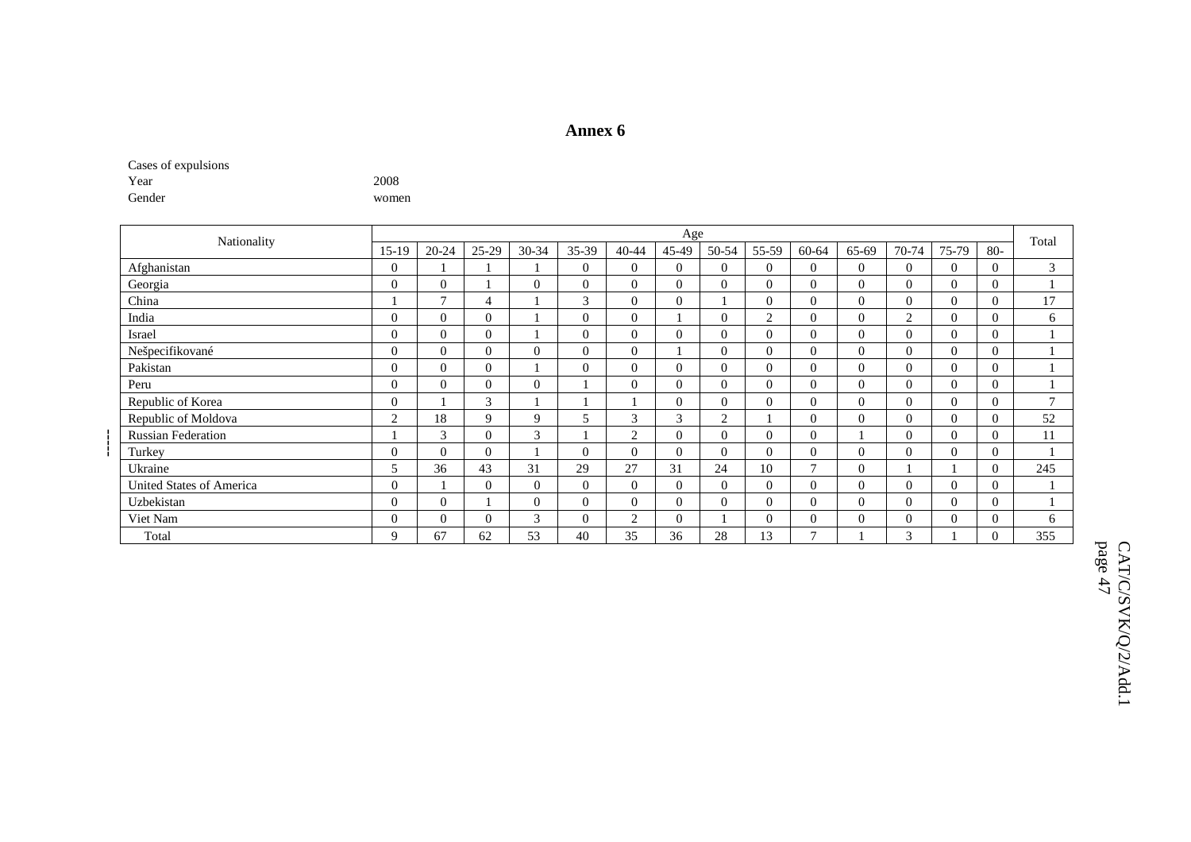# Annex 6

Cases of expulsions
Year 2008
Gender women

| Nationality | Age | | | | | | | | | | | | | | Total |
|---|---|---|---|---|---|---|---|---|---|---|---|---|---|---|---|
| | 15-19 | 20-24 | 25-29 | 30-34 | 35-39 | 40-44 | 45-49 | 50-54 | 55-59 | 60-64 | 65-69 | 70-74 | 75-79 | 80- | |
| Afghanistan | 0 | 1 | 1 | 1 | 0 | 0 | 0 | 0 | 0 | 0 | 0 | 0 | 0 | 0 | 3 |
| Georgia | 0 | 0 | 1 | 0 | 0 | 0 | 0 | 0 | 0 | 0 | 0 | 0 | 0 | 0 | 1 |
| China | 1 | 7 | 4 | 1 | 3 | 0 | 0 | 1 | 0 | 0 | 0 | 0 | 0 | 0 | 17 |
| India | 0 | 0 | 0 | 1 | 0 | 0 | 1 | 0 | 2 | 0 | 0 | 2 | 0 | 0 | 6 |
| Israel | 0 | 0 | 0 | 1 | 0 | 0 | 0 | 0 | 0 | 0 | 0 | 0 | 0 | 0 | 1 |
| Nešpecifikované | 0 | 0 | 0 | 0 | 0 | 0 | 1 | 0 | 0 | 0 | 0 | 0 | 0 | 0 | 1 |
| Pakistan | 0 | 0 | 0 | 1 | 0 | 0 | 0 | 0 | 0 | 0 | 0 | 0 | 0 | 0 | 1 |
| Peru | 0 | 0 | 0 | 0 | 1 | 0 | 0 | 0 | 0 | 0 | 0 | 0 | 0 | 0 | 1 |
| Republic of Korea | 0 | 1 | 3 | 1 | 1 | 1 | 0 | 0 | 0 | 0 | 0 | 0 | 0 | 0 | 7 |
| Republic of Moldova | 2 | 18 | 9 | 9 | 5 | 3 | 3 | 2 | 1 | 0 | 0 | 0 | 0 | 0 | 52 |
| Russian Federation | 1 | 3 | 0 | 3 | 1 | 2 | 0 | 0 | 0 | 0 | 1 | 0 | 0 | 0 | 11 |
| Turkey | 0 | 0 | 0 | 1 | 0 | 0 | 0 | 0 | 0 | 0 | 0 | 0 | 0 | 0 | 1 |
| Ukraine | 5 | 36 | 43 | 31 | 29 | 27 | 31 | 24 | 10 | 7 | 0 | 1 | 1 | 0 | 245 |
| United States of America | 0 | 1 | 0 | 0 | 0 | 0 | 0 | 0 | 0 | 0 | 0 | 0 | 0 | 0 | 1 |
| Uzbekistan | 0 | 0 | 1 | 0 | 0 | 0 | 0 | 0 | 0 | 0 | 0 | 0 | 0 | 0 | 1 |
| Viet Nam | 0 | 0 | 0 | 3 | 0 | 2 | 0 | 1 | 0 | 0 | 0 | 0 | 0 | 0 | 6 |
| Total | 9 | 67 | 62 | 53 | 40 | 35 | 36 | 28 | 13 | 7 | 1 | 3 | 1 | 0 | 355 |

-----